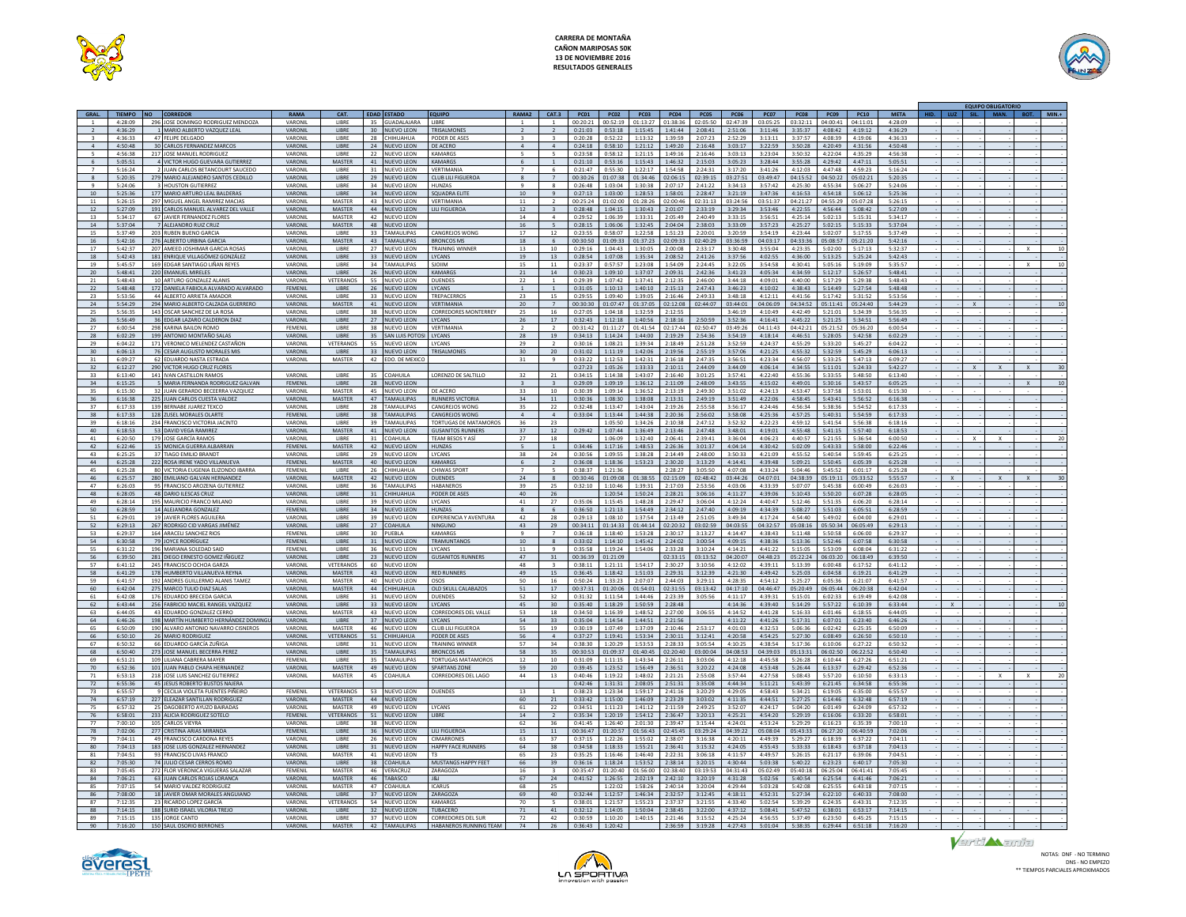**CARRERA DE MONTAÑA**
**CAÑON MARIPOSAS 50K**
**13 DE NOVIEMBRE 2016**
**RESULTADOS GENERALES**

| GRAL. | TIEMPO | NO | CORREDOR | RAMA | CAT. | EDAD | ESTADO | EQUIPO | RAMA2 | CAT.3 | PC01 | PC02 | PC03 | PC04 | PC05 | PC06 | PC07 | PC08 | PC09 | PC10 | META | EQUIPO OBLIGATORIO HID. | LUZ | SIL. | MAN. | BOT. | MIN.+ |
|---|---|---|---|---|---|---|---|---|---|---|---|---|---|---|---|---|---|---|---|---|---|---|---|---|---|---|---|
| 1 | 4:28:09 | 296 | JOSE DOMINGO RODRIGUEZ MENDOZA | VARONIL | LIBRE | 35 | GUADALAJARA | LIBRE | 1 | 1 | 00:20:21 | 00:52:19 | 01:13:27 | 01:38:36 | 02:05:50 | 02:47:39 | 03:05:25 | 03:32:11 | 04:00:41 | 04:11:01 | 4:28:09 | - | - | - | - | - | - |
| 2 | 4:36:29 | 1 | MARIO ALBERTO VAZQUEZ LEAL | VARONIL | LIBRE | 30 | NUEVO LEON | TRISALMONES | 2 | 2 | 0:21:03 | 0:53:18 | 1:15:45 | 1:41:44 | 2:08:41 | 2:51:06 | 3:11:46 | 3:35:37 | 4:08:42 | 4:19:12 | 4:36:29 | - | - | - | - | - | - |
| 3 | 4:36:33 | 47 | FELIPE DELGADO | VARONIL | LIBRE | 28 | CHIHUAHUA | PODER DE ASES | 3 | 3 | 0:20:28 | 0:52:22 | 1:13:32 | 1:39:59 | 2:07:23 | 2:52:29 | 3:13:11 | 3:37:57 | 4:08:39 | 4:19:06 | 4:36:33 | - | - | - | - | - | - |
| 4 | 4:50:48 | 30 | CARLOS FERNANDEZ MARCOS | VARONIL | LIBRE | 24 | NUEVO LEON | DE ACERO | 4 | 4 | 0:24:18 | 0:58:10 | 1:21:12 | 1:49:20 | 2:16:48 | 3:03:17 | 3:22:59 | 3:50:28 | 4:20:49 | 4:31:56 | 4:50:48 | - | - | - | - | - | - |
| 5 | 4:56:38 | 217 | JOSE MANUEL RODRIGUEZ | VARONIL | LIBRE | 22 | NUEVO LEON | KAMARGS | 5 | 5 | 0:23:58 | 0:58:12 | 1:21:15 | 1:49:16 | 2:16:46 | 3:03:13 | 3:23:04 | 3:50:32 | 4:22:04 | 4:35:29 | 4:56:38 | - | - | - | - | - | - |
| 6 | 5:05:51 | 4 | VICTOR HUGO GUEVARA GUTIERREZ | VARONIL | MASTER | 41 | NUEVO LEON | KAMARGS | 6 | 1 | 0:21:10 | 0:53:16 | 1:15:43 | 1:46:32 | 2:15:03 | 3:05:23 | 3:28:44 | 3:55:28 | 4:29:42 | 4:47:11 | 5:05:51 | - | - | - | - | - | - |
| 7 | 5:16:24 | 2 | JUAN CARLOS BETANCOURT SAUCEDO | VARONIL | LIBRE | 31 | NUEVO LEON | VERTIMANIA | 7 | 6 | 0:21:47 | 0:55:30 | 1:22:17 | 1:54:58 | 2:24:31 | 3:17:20 | 3:41:26 | 4:12:03 | 4:47:48 | 4:59:23 | 5:16:24 | - | - | - | - | - | - |
| 8 | 5:20:35 | 279 | MARIO ALEJANDRO SANTOS CEDILLO | VARONIL | LIBRE | 29 | NUEVO LEON | CLUB LILI FIGUEROA | 8 | 7 | 00:30:26 | 01:07:38 | 01:34:46 | 02:06:15 | 02:39:15 | 03:27:51 | 03:49:47 | 04:15:52 | 04:50:22 | 05:02:21 | 5:20:35 | - | - | - | - | - | - |
| 9 | 5:24:06 | 3 | HOUSTON GUTIERREZ | VARONIL | LIBRE | 34 | NUEVO LEON | HUNZAS | 9 | 8 | 0:26:48 | 1:03:04 | 1:30:38 | 2:07:17 | 2:41:22 | 3:34:13 | 3:57:42 | 4:25:30 | 4:55:34 | 5:06:27 | 5:24:06 | - | - | - | - | - | - |
| 10 | 5:25:36 | 177 | MARIO ARTURO LEAL BALDERAS | VARONIL | LIBRE | 34 | NUEVO LEON | SQUADRA ELITE | 10 | 9 | 0:27:13 | 1:03:00 | 1:28:53 | 1:58:01 | 2:28:47 | 3:21:19 | 3:47:36 | 4:16:53 | 4:54:18 | 5:06:12 | 5:25:36 | - | - | - | - | - | - |
| 11 | 5:26:15 | 297 | MIGUEL ANGEL RAMIREZ MACIAS | VARONIL | MASTER | 43 | NUEVO LEON | VERTIMANIA | 11 | 2 | 00:25:24 | 01:02:00 | 01:28:26 | 02:00:46 | 02:31:13 | 03:24:56 | 03:51:37 | 04:21:27 | 04:55:29 | 05:07:28 | 5:26:15 | - | - | - | - | - | - |
| 12 | 5:27:09 | 191 | CARLOS MANUEL ALVAREZ DEL VALLE | VARONIL | MASTER | 44 | NUEVO LEON | LILI FIGUEROA | 12 | 3 | 0:28:48 | 1:04:15 | 1:30:43 | 2:01:07 | 2:33:19 | 3:29:34 | 3:53:46 | 4:22:55 | 4:56:44 | 5:08:42 | 5:27:09 | - | - | - | - | - | - |
| 13 | 5:34:17 | 67 | JAVIER FERNANDEZ FLORES | VARONIL | MASTER | 42 | NUEVO LEON | | 14 | 4 | 0:29:52 | 1:06:39 | 1:33:31 | 2:05:49 | 2:40:49 | 3:33:15 | 3:56:51 | 4:25:14 | 5:02:13 | 5:15:31 | 5:34:17 | - | - | - | - | - | - |
| 14 | 5:37:04 | 7 | ALEJANDRO RUIZ CRUZ | VARONIL | MASTER | 48 | NUEVO LEON | | 16 | 5 | 0:28:15 | 1:06:06 | 1:32:45 | 2:04:04 | 2:38:03 | 3:33:09 | 3:57:23 | 4:25:27 | 5:02:15 | 5:15:33 | 5:37:04 | - | - | - | - | - | - |
| 15 | 5:37:49 | 203 | RUBEN BUENO GARCIA | VARONIL | LIBRE | 33 | TAMAULIPAS | CANGREJOS WONG | 17 | 12 | 0:23:55 | 0:58:07 | 1:22:58 | 1:51:23 | 2:20:01 | 3:20:59 | 3:54:19 | 4:23:44 | 5:02:07 | 5:17:55 | 5:37:49 | - | - | - | - | - | - |
| 16 | 5:42:16 | 276 | ALBERTO URBINA GARCIA | VARONIL | MASTER | 43 | TAMAULIPAS | BRONCOS MS | 18 | 6 | 00:30:50 | 01:09:33 | 01:37:23 | 02:09:33 | 02:40:29 | 03:36:59 | 04:03:17 | 04:33:36 | 05:08:57 | 05:21:20 | 5:42:16 | - | - | - | - | - | - |
| 17 | 5:42:37 | 207 | AMEED JOSHIMAR GARCIA ROSAS | VARONIL | LIBRE | 27 | NUEVO LEON | TRAINING WINNER | 13 | 10 | 0:29:16 | 1:04:43 | 1:30:05 | 2:00:08 | 2:33:17 | 3:30:48 | 3:55:04 | 4:23:35 | 5:02:00 | 5:17:13 | 5:32:37 | - | - | - | - | X | 10 |
| 18 | 5:42:43 | 181 | ENRIQUE VILLAGÓMEZ GONZÁLEZ | VARONIL | LIBRE | 33 | NUEVO LEON | LYCANS | 19 | 13 | 0:28:54 | 1:07:08 | 1:35:34 | 2:08:52 | 2:41:26 | 3:37:56 | 4:02:55 | 4:36:00 | 5:13:25 | 5:25:24 | 5:42:43 | - | - | - | - | - | - |
| 19 | 5:45:57 | 169 | EDGAR SANTIAGO LIÑAN REYES | VARONIL | LIBRE | 34 | TAMAULIPAS | SIOIIM | 15 | 11 | 0:23:37 | 0:57:57 | 1:23:08 | 1:54:09 | 2:24:45 | 3:22:05 | 3:54:58 | 4:30:41 | 5:05:16 | 5:19:09 | 5:35:57 | - | - | - | - | X | 10 |
| 20 | 5:48:41 | 220 | EMANUEL MIRELES | VARONIL | LIBRE | 26 | NUEVO LEON | KAMARGS | 21 | 14 | 0:30:23 | 1:09:10 | 1:37:07 | 2:09:31 | 2:42:36 | 3:41:23 | 4:05:34 | 4:34:59 | 5:12:17 | 5:26:57 | 5:48:41 | - | - | - | - | - | - |
| 21 | 5:48:43 | 10 | ARTURO GONZALEZ ALANIS | VARONIL | VETERANOS | 55 | NUEVO LEON | DUENDES | 22 | 1 | 0:29:39 | 1:07:42 | 1:37:41 | 2:12:35 | 2:46:00 | 3:44:18 | 4:09:01 | 4:40:00 | 5:17:29 | 5:29:38 | 5:48:43 | - | - | - | - | - | - |
| 22 | 5:48:48 | 172 | DANIELA FABIOLA ALVARADO ALVARADO | FEMENIL | LIBRE | 26 | NUEVO LEON | LYCANS | 1 | 1 | 0:31:05 | 1:10:13 | 1:40:10 | 2:15:13 | 2:47:43 | 3:46:23 | 4:10:02 | 4:38:43 | 5:14:49 | 5:27:54 | 5:48:48 | - | - | - | - | - | - |
| 23 | 5:53:56 | 44 | ALBERTO ARRIETA AMADOR | VARONIL | LIBRE | 33 | NUEVO LEON | TREPACERROS | 23 | 15 | 0:29:55 | 1:09:40 | 1:39:05 | 2:16:46 | 2:49:33 | 3:48:18 | 4:12:11 | 4:41:56 | 5:17:42 | 5:31:52 | 5:53:56 | - | - | - | - | - | - |
| 24 | 5:54:29 | 294 | MARIO ALBERTO CALZADA GUERRERO | VARONIL | MASTER | 41 | NUEVO LEON | VERTIMANIA | 20 | 7 | 00:30:30 | 01:07:47 | 01:37:05 | 02:12:08 | 02:44:07 | 03:44:01 | 04:06:09 | 04:34:52 | 05:11:41 | 05:24:40 | 5:44:29 | - | - | X | - | - | 10 |
| 25 | 5:56:35 | 143 | OSCAR SANCHEZ DE LA ROSA | VARONIL | LIBRE | 38 | NUEVO LEON | CORREDORES MONTERREY | 25 | 16 | 0:27:05 | 1:04:18 | 1:32:59 | 2:12:55 | | 3:46:19 | 4:10:49 | 4:42:49 | 5:21:01 | 5:34:39 | 5:56:35 | - | - | - | - | - | - |
| 26 | 5:56:49 | 36 | EDGAR LAZARO CALDERON DIAZ | VARONIL | LIBRE | 27 | NUEVO LEON | LYCANS | 26 | 17 | 0:32:43 | 1:12:18 | 1:40:56 | 2:18:16 | 2:50:59 | 3:52:36 | 4:16:41 | 4:45:22 | 5:21:25 | 5:34:51 | 5:56:49 | - | - | - | - | - | - |
| 27 | 6:00:54 | 298 | KARINA BAILON ROMO | FEMENIL | LIBRE | 38 | NUEVO LEON | VERTIMANIA | 2 | 2 | 00:31:42 | 01:11:27 | 01:41:54 | 02:17:44 | 02:50:47 | 03:49:26 | 04:11:43 | 04:42:21 | 05:21:52 | 05:36:20 | 6:00:54 | - | - | - | - | - | - |
| 28 | 6:02:29 | 199 | ANTONIO MONTAÑO SALAS | VARONIL | LIBRE | 35 | SAN LUIS POTOSI | LYCANS | 28 | 19 | 0:34:13 | 1:14:24 | 1:44:00 | 2:19:29 | 2:54:36 | 3:54:19 | 4:18:14 | 4:46:51 | 5:28:05 | 5:42:58 | 6:02:29 | - | - | - | - | - | - |
| 29 | 6:04:22 | 171 | VERONICO MELENDEZ CASTAÑON | VARONIL | VETERANOS | 55 | NUEVO LEON | LYCANS | 29 | 2 | 0:30:16 | 1:08:21 | 1:39:34 | 2:18:49 | 2:51:28 | 3:52:59 | 4:24:37 | 4:55:29 | 5:33:20 | 5:45:27 | 6:04:22 | - | - | - | - | - | - |
| 30 | 6:06:13 | 76 | CESAR AUGUSTO MORALES MIS | VARONIL | LIBRE | 33 | NUEVO LEON | TRISALMONES | 30 | 20 | 0:31:02 | 1:11:19 | 1:42:06 | 2:19:56 | 2:55:19 | 3:57:06 | 4:21:25 | 4:55:32 | 5:32:59 | 5:45:29 | 6:06:13 | - | - | - | - | - | - |
| 31 | 6:09:27 | 62 | EDUARDO NASTA ESTRADA | VARONIL | MASTER | 42 | EDO. DE MEXICO | | 31 | 9 | 0:33:22 | 1:12:53 | 1:42:31 | 2:16:18 | 2:47:35 | 3:56:51 | 4:23:34 | 4:56:07 | 5:33:25 | 5:47:13 | 6:09:27 | - | - | - | - | - | - |
| 32 | 6:12:27 | 290 | VICTOR HUGO CRUZ FLORES | | | | | | | | 0:27:23 | 1:05:26 | 1:33:33 | 2:10:11 | 2:44:09 | 3:44:09 | 4:06:14 | 4:34:55 | 5:11:01 | 5:24:33 | 5:42:27 | - | X | - | X | X | 30 |
| 33 | 6:13:40 | 141 | IVAN CASTILLON RAMOS | VARONIL | LIBRE | 35 | COAHUILA | LORENZO DE SALTILLO | 32 | 21 | 0:34:15 | 1:14:38 | 1:43:07 | 2:16:40 | 3:01:25 | 3:57:41 | 4:22:40 | 4:55:36 | 5:33:55 | 5:48:50 | 6:13:40 | - | - | - | - | - | - |
| 34 | 6:15:25 | 5 | MARIA FERNANDA RODRIGUEZ GALVAN | FEMENIL | LIBRE | 28 | NUEVO LEON | | 3 | 3 | 0:29:09 | 1:09:19 | 1:36:12 | 2:11:09 | 2:48:09 | 3:43:55 | 4:15:02 | 4:49:01 | 5:30:16 | 5:43:57 | 6:05:25 | - | - | - | - | X | 10 |
| 35 | 6:15:30 | 32 | JUAN GERARDO BECEERRA VAZQUEZ | VARONIL | MASTER | 45 | NUEVO LEON | DE ACERO | 33 | 10 | 0:30:39 | 1:09:14 | 1:36:52 | 2:13:19 | 2:49:30 | 3:51:02 | 4:24:13 | 4:53:47 | 5:37:58 | 5:53:01 | 6:15:30 | - | - | - | - | - | - |
| 36 | 6:16:38 | 225 | JUAN CARLOS CUESTA VALDEZ | VARONIL | MASTER | 47 | TAMAULIPAS | RUNNERS VICTORIA | 34 | 11 | 0:30:36 | 1:08:30 | 1:38:08 | 2:13:31 | 2:49:19 | 3:51:49 | 4:22:06 | 4:58:45 | 5:43:41 | 5:56:52 | 6:16:38 | - | - | - | - | - | - |
| 37 | 6:17:33 | 139 | BERNABE JUAREZ TEXCO | VARONIL | LIBRE | 28 | TAMAULIPAS | CANGREJOS WONG | 35 | 22 | 0:32:48 | 1:13:47 | 1:43:04 | 2:19:26 | 2:55:58 | 3:56:17 | 4:24:46 | 4:56:34 | 5:38:36 | 5:54:52 | 6:17:33 | - | - | - | - | - | - |
| 38 | 6:17:33 | 128 | ZUSEL MORALES OLARTE | FEMENIL | LIBRE | 38 | TAMAULIPAS | CANGREJOS WONG | 4 | 4 | 0:33:04 | 1:13:44 | 1:44:38 | 2:20:36 | 2:56:02 | 3:58:08 | 4:25:36 | 4:57:25 | 5:40:31 | 5:54:59 | 6:17:33 | - | - | - | - | - | - |
| 39 | 6:18:16 | 234 | FRANCISCO VICTORIA JACINTO | VARONIL | LIBRE | 39 | TAMAULIPAS | TORTUGAS DE MATAMOROS | 36 | 23 | | 1:05:50 | 1:34:26 | 2:10:38 | 2:47:12 | 3:52:32 | 4:22:23 | 4:59:12 | 5:41:54 | 5:56:38 | 6:18:16 | - | - | - | - | - | - |
| 40 | 6:18:53 | 53 | DAVID VEGA RAMIREZ | VARONIL | MASTER | 41 | NUEVO LEON | GUSANITOS RUNNERS | 37 | 12 | 0:29:42 | 1:07:44 | 1:36:49 | 2:13:46 | 2:47:48 | 3:48:01 | 4:19:01 | 4:55:48 | 5:41:15 | 5:57:40 | 6:18:53 | - | - | - | - | - | - |
| 41 | 6:20:50 | 179 | JOSE GARCÍA RAMOS | VARONIL | LIBRE | 31 | COAHUILA | TEAM BESOS Y ASÍ | 27 | 18 | | 1:06:09 | 1:32:40 | 2:06:41 | 2:39:41 | 3:36:04 | 4:06:23 | 4:40:57 | 5:21:55 | 5:36:54 | 6:00:50 | - | - | X | X | - | 20 |
| 42 | 6:22:46 | 15 | MONICA GUERRA ALBARRAN | FEMENIL | MASTER | 42 | NUEVO LEON | HUNZAS | 5 | 1 | 0:34:46 | 1:17:16 | 1:48:53 | 2:26:36 | 3:01:37 | 4:04:14 | 4:30:42 | 5:02:09 | 5:43:23 | 5:58:00 | 6:22:46 | - | - | - | - | - | - |
| 43 | 6:25:25 | 37 | TIAGO EMILIO BRANDT | VARONIL | LIBRE | 29 | NUEVO LEON | LYCANS | 38 | 24 | 0:30:56 | 1:09:55 | 1:38:28 | 2:14:49 | 2:48:00 | 3:50:33 | 4:21:09 | 4:55:52 | 5:40:54 | 5:59:45 | 6:25:25 | - | - | - | - | - | - |
| 44 | 6:25:28 | 222 | ROSA IRENE YADO VILLANUEVA | FEMENIL | MASTER | 40 | NUEVO LEON | KAMARGS | 6 | 2 | 0:36:08 | 1:18:36 | 1:53:23 | 2:30:20 | 3:13:29 | 4:14:41 | 4:39:48 | 5:09:21 | 5:50:45 | 6:05:39 | 6:25:28 | - | - | - | - | - | - |
| 45 | 6:25:28 | 80 | VICTORIA EUGENIA ELIZONDO IBARRA | FEMENIL | LIBRE | 26 | CHIHUAHUA | CHIWAS SPORT | 7 | 5 | 0:38:37 | 1:21:36 | | 2:28:27 | 3:05:50 | 4:07:08 | 4:33:24 | 5:04:46 | 5:45:52 | 6:01:17 | 6:25:28 | - | - | - | - | - | - |
| 46 | 6:25:57 | 280 | EMILIANO GALVAN HERNANDEZ | VARONIL | MASTER | 42 | NUEVO LEON | DUENDES | 24 | 8 | 00:30:46 | 01:09:08 | 01:38:55 | 02:15:09 | 02:48:42 | 03:44:26 | 04:07:01 | 04:38:39 | 05:19:11 | 05:33:52 | 5:55:57 | X | - | - | X | X | 30 |
| 47 | 6:26:03 | 95 | FRANCISCO AROZENA GUTIERREZ | VARONIL | LIBRE | 36 | TAMAULIPAS | HABANEROS | 39 | 25 | 0:32:10 | 1:10:46 | 1:39:31 | 2:17:03 | 2:53:56 | 4:03:06 | 4:33:39 | 5:07:07 | 5:45:38 | 6:00:49 | 6:26:03 | - | - | - | - | - | - |
| 48 | 6:28:05 | 48 | DARIO ILESCAS CRUZ | VARONIL | LIBRE | 31 | CHIHUAHUA | PODER DE ASES | 40 | 26 | | 1:20:54 | 1:50:24 | 2:28:21 | 3:06:16 | 4:11:27 | 4:39:06 | 5:10:43 | 5:50:20 | 6:07:28 | 6:28:05 | - | - | - | - | - | - |
| 49 | 6:28:14 | 195 | MAURICIO FRANCO MILANO | VARONIL | LIBRE | 39 | NUEVO LEON | LYCANS | 41 | 27 | 0:35:06 | 1:15:45 | 1:48:28 | 2:29:47 | 3:06:04 | 4:12:24 | 4:40:47 | 5:12:46 | 5:51:35 | 6:06:20 | 6:28:14 | - | - | - | - | - | - |
| 50 | 6:28:59 | 14 | ALEJANDRA GONZALEZ | FEMENIL | LIBRE | 34 | NUEVO LEON | HUNZAS | 8 | 6 | 0:36:50 | 1:21:13 | 1:54:49 | 2:34:12 | 2:47:40 | 4:09:19 | 4:34:39 | 5:08:27 | 5:51:03 | 6:05:51 | 6:28:59 | - | - | - | - | - | - |
| 51 | 6:29:01 | 19 | JAVIER FLORES AGUILERA | VARONIL | LIBRE | 39 | NUEVO LEON | EXPERIENCIA Y AVENTURA | 42 | 28 | 0:29:13 | 1:08:10 | 1:37:54 | 2:13:49 | 2:51:05 | 3:49:34 | 4:17:24 | 4:54:40 | 5:49:02 | 6:04:00 | 6:29:01 | - | - | - | - | - | - |
| 52 | 6:29:13 | 267 | RODRIGO CID VARGAS JIMÉNEZ | VARONIL | LIBRE | 27 | COAHUILA | NINGUNO | 43 | 29 | 00:34:11 | 01:14:33 | 01:44:14 | 02:20:32 | 03:02:59 | 04:03:55 | 04:32:57 | 05:08:16 | 05:50:34 | 06:05:49 | 6:29:13 | - | - | - | - | - | - |
| 53 | 6:29:37 | 164 | ARACELI SANCHEZ RIOS | FEMENIL | LIBRE | 30 | PUEBLA | KAMARGS | 9 | 7 | 0:36:18 | 1:18:40 | 1:53:28 | 2:30:17 | 3:13:27 | 4:14:47 | 4:38:43 | 5:11:48 | 5:50:58 | 6:06:00 | 6:29:37 | - | - | - | - | - | - |
| 54 | 6:30:58 | 79 | JOYCE RODRÍGUEZ | FEMENIL | LIBRE | 31 | NUEVO LEON | TRAMUNTANOS | 10 | 8 | 0:33:02 | 1:14:10 | 1:45:42 | 2:24:02 | 3:00:54 | 4:09:15 | 4:38:36 | 5:13:36 | 5:52:46 | 6:07:58 | 6:30:58 | - | - | - | - | - | - |
| 55 | 6:31:22 | 196 | MARIANA SOLEDAD SAID | FEMENIL | LIBRE | 36 | NUEVO LEON | LYCANS | 11 | 9 | 0:35:58 | 1:19:24 | 1:54:06 | 2:33:28 | 3:10:24 | 4:14:21 | 4:41:22 | 5:15:05 | 5:53:09 | 6:08:04 | 6:31:22 | - | - | - | - | - | - |
| 56 | 6:39:50 | 281 | DIEGO ERNESTO GOMEZ IÑIGUEZ | VARONIL | LIBRE | 23 | NUEVO LEON | GUSANITOS RUNNERS | 47 | 31 | 00:36:39 | 01:21:09 | | 02:33:15 | 03:13:52 | 04:20:07 | 04:48:23 | 05:22:24 | 06:03:20 | 06:18:49 | 6:39:50 | - | - | - | - | - | - |
| 57 | 6:41:12 | 245 | FRANCISCO OCHOA GARZA | VARONIL | VETERANOS | 60 | NUEVO LEON | | 48 | 3 | 0:38:11 | 1:21:11 | 1:54:17 | 2:30:27 | 3:10:56 | 4:12:02 | 4:39:11 | 5:13:39 | 6:00:48 | 6:17:52 | 6:41:12 | - | - | - | - | - | - |
| 58 | 6:41:29 | 178 | HUMBERTO VILLANUEVA REYNA | VARONIL | MASTER | 43 | NUEVO LEON | RED RUNNERS | 49 | 15 | 0:36:45 | 1:18:42 | 1:51:03 | 2:29:31 | 3:12:39 | 4:21:30 | 4:49:42 | 5:25:03 | 6:04:58 | 6:19:21 | 6:41:29 | - | - | - | - | - | - |
| 59 | 6:41:57 | 192 | ANDRES GUILLERMO ALANIS TAMEZ | VARONIL | MASTER | 40 | NUEVO LEON | OSOS | 50 | 16 | 0:50:24 | 1:33:23 | 2:07:07 | 2:44:03 | 3:29:11 | 4:28:35 | 4:54:12 | 5:25:27 | 6:05:36 | 6:21:07 | 6:41:57 | - | - | - | - | - | - |
| 60 | 6:42:04 | 275 | MARCO TULIO DIAZ SALAS | VARONIL | MASTER | 44 | CHIHUAHUA | OLD SKULL CALABAZOS | 51 | 17 | 00:37:31 | 01:20:06 | 01:54:01 | 02:31:55 | 03:13:42 | 04:17:10 | 04:46:47 | 05:20:49 | 06:05:44 | 06:20:38 | 6:42:04 | - | - | - | - | - | - |
| 61 | 6:42:08 | 176 | EDUARDO BRECEDA GARCIA | VARONIL | LIBRE | 31 | NUEVO LEON | DUENDES | 52 | 32 | 0:31:32 | 1:11:54 | 1:44:46 | 2:23:39 | 3:05:56 | 4:11:17 | 4:39:31 | 5:15:01 | 6:02:33 | 6:19:49 | 6:42:08 | - | - | - | - | - | - |
| 62 | 6:43:44 | 256 | FABRICIO MACIEL RANGEL VAZQUEZ | VARONIL | LIBRE | 33 | NUEVO LEON | LYCANS | 45 | 30 | 0:35:40 | 1:18:29 | 1:50:59 | 2:28:48 | | 4:14:36 | 4:39:40 | 5:14:29 | 5:57:22 | 6:10:39 | 6:33:44 | - | X | - | - | - | 10 |
| 63 | 6:44:05 | 43 | EDUARDO GONZALEZ CERRO | VARONIL | MASTER | 43 | NUEVO LEON | CORREDORES DEL VALLE | 53 | 18 | 0:34:50 | 1:16:39 | 1:48:52 | 2:27:00 | 3:06:55 | 4:14:52 | 4:41:28 | 5:16:33 | 6:01:46 | 6:18:55 | 6:44:05 | - | - | - | - | - | - |
| 64 | 6:46:26 | 198 | MARTÍN HUMBERTO HERNÁNDEZ DOMINGU | VARONIL | LIBRE | 37 | NUEVO LEON | LYCANS | 54 | 33 | 0:35:04 | 1:14:54 | 1:44:51 | 2:21:56 | | 4:11:22 | 4:41:26 | 5:17:31 | 6:07:01 | 6:23:40 | 6:46:26 | - | - | - | - | - | - |
| 65 | 6:50:09 | 190 | ALVARO ANTONIO NAVARRO CISNEROS | VARONIL | MASTER | 46 | NUEVO LEON | CLUB LILI FIGUEROA | 55 | 19 | 0:30:19 | 1:07:49 | 1:37:09 | 2:10:46 | 2:53:17 | 4:01:03 | 4:32:53 | 5:06:36 | 6:02:42 | 6:25:35 | 6:50:09 | - | - | - | - | - | - |
| 66 | 6:50:10 | 26 | MARIO RODRIGUEZ | VARONIL | VETERANOS | 51 | CHIHUAHUA | PODER DE ASES | 56 | 4 | 0:37:27 | 1:19:41 | 1:53:34 | 2:30:11 | 3:12:41 | 4:20:58 | 4:54:25 | 5:27:30 | 6:08:49 | 6:26:50 | 6:50:10 | - | - | - | - | - | - |
| 67 | 6:50:32 | 66 | EDUARDO GARCÍA ZUÑIGA | VARONIL | LIBRE | 31 | NUEVO LEON | TRAINING WINNER | 57 | 34 | 0:38:30 | 1:20:29 | 1:53:53 | 2:28:33 | 3:05:54 | 4:10:25 | 4:38:54 | 5:17:36 | 6:10:06 | 6:27:22 | 6:50:32 | - | - | - | - | - | - |
| 68 | 6:50:40 | 273 | JOSE MANUEL BECERRA PEREZ | VARONIL | LIBRE | 35 | TAMAULIPAS | BRONCOS MS | 58 | 35 | 00:30:53 | 01:09:37 | 01:40:45 | 02:20:40 | 03:00:04 | 04:08:53 | 04:39:03 | 05:13:31 | 06:02:50 | 06:22:52 | 6:50:40 | - | - | - | - | - | - |
| 69 | 6:51:21 | 109 | LILIANA CABRERA MAYER | FEMENIL | LIBRE | 35 | TAMAULIPAS | TORTUGAS MATAMOROS | 12 | 10 | 0:31:09 | 1:11:15 | 1:43:34 | 2:26:11 | 3:03:06 | 4:12:18 | 4:45:58 | 5:26:28 | 6:10:44 | 6:27:26 | 6:51:21 | - | - | - | - | - | - |
| 70 | 6:52:36 | 101 | JUAN PABLO CHAPA HERNANDEZ | VARONIL | MASTER | 49 | NUEVO LEON | SPARTANS ZONE | 59 | 20 | 0:39:45 | 1:23:52 | 1:56:49 | 2:36:51 | 3:20:22 | 4:24:08 | 4:53:48 | 5:26:44 | 6:13:37 | 6:29:42 | 6:52:36 | - | - | - | - | - | - |
| 71 | 6:53:13 | 218 | JOSE LUIS SANCHEZ GUTIERREZ | VARONIL | MASTER | 45 | COAHUILA | CORREDORES DEL LAGO | 44 | 13 | 0:40:46 | 1:19:22 | 1:48:02 | 2:21:21 | 2:55:08 | 3:57:44 | 4:27:58 | 5:08:43 | 5:57:20 | 6:10:50 | 6:33:13 | - | - | - | X | X | 20 |
| 72 | 6:55:36 | 45 | JESUS ROBERTO BUSTOS NAJERA | | | | | | | | 0:42:46 | 1:31:31 | 2:08:05 | 2:51:31 | 3:35:08 | 4:44:34 | 5:11:21 | 5:43:39 | 6:21:45 | 6:34:58 | 6:55:36 | - | - | - | - | - | - |
| 73 | 6:55:57 | 9 | CECILIA VIOLETA FUENTES PIÑEIRO | FEMENIL | VETERANOS | 53 | NUEVO LEON | DUENDES | 13 | 1 | 0:38:23 | 1:23:34 | 1:59:17 | 2:41:16 | 3:20:29 | 4:29:05 | 4:58:43 | 5:34:21 | 6:19:05 | 6:35:00 | 6:55:57 | - | - | - | - | - | - |
| 74 | 6:57:19 | 227 | ELEAZAR SANTILLAN RODRIGUEZ | VARONIL | MASTER | 44 | NUEVO LEON | | 60 | 21 | 0:33:42 | 1:15:00 | 1:46:09 | 2:23:29 | 3:03:02 | 4:11:35 | 4:44:51 | 5:27:25 | 6:14:46 | 6:32:48 | 6:57:19 | - | - | - | - | - | - |
| 75 | 6:57:32 | 25 | DAGOBERTO AYUZO BAIRADAS | VARONIL | MASTER | 49 | NUEVO LEON | LYCANS | 61 | 22 | 0:34:51 | 1:11:23 | 1:41:12 | 2:11:59 | 2:49:25 | 3:52:07 | 4:24:17 | 5:04:20 | 6:01:49 | 6:24:09 | 6:57:32 | - | - | - | - | - | - |
| 76 | 6:58:01 | 233 | ALICIA RODRIGUEZ SOTELO | FEMENIL | VETERANOS | 51 | NUEVO LEON | LIBRE | 14 | 2 | 0:35:34 | 1:20:19 | 1:54:12 | 2:36:47 | 3:20:13 | 4:25:21 | 4:54:20 | 5:29:19 | 6:16:06 | 6:33:20 | 6:58:01 | - | - | - | - | - | - |
| 77 | 7:00:10 | 105 | CARLOS VIEYRA | VARONIL | LIBRE | 38 | NUEVO LEON | | 62 | 36 | 0:41:45 | 1:26:40 | 2:01:30 | 2:39:47 | 3:15:44 | 4:24:01 | 4:53:24 | 5:29:29 | 6:16:23 | 6:35:39 | 7:00:10 | - | - | - | - | - | - |
| 78 | 7:02:06 | 277 | CRISTINA ARIAS MIRANDA | FEMENIL | LIBRE | 36 | NUEVO LEON | LILI FIGUEROA | 15 | 11 | 00:36:47 | 01:20:57 | 01:56:43 | 02:45:45 | 03:29:24 | 04:39:22 | 05:08:04 | 05:43:33 | 06:27:20 | 06:40:59 | 7:02:06 | - | - | - | - | - | - |
| 79 | 7:04:11 | 49 | FRANCISCO CARDONA REYES | VARONIL | LIBRE | 26 | NUEVO LEON | CIMARRONES | 63 | 37 | 0:37:15 | 1:22:26 | 1:55:02 | 2:38:07 | 3:16:38 | 4:20:11 | 4:49:39 | 5:29:27 | 6:18:39 | 6:37:22 | 7:04:11 | - | - | - | - | - | - |
| 80 | 7:04:13 | 183 | JOSE LUIS GONZALEZ HERNANDEZ | VARONIL | LIBRE | 31 | NUEVO LEON | HAPPY FACE RUNNERS | 64 | 38 | 0:34:58 | 1:18:33 | 1:55:21 | 2:36:41 | 3:15:32 | 4:24:05 | 4:55:43 | 5:33:33 | 6:18:43 | 6:37:18 | 7:04:13 | - | - | - | - | - | - |
| 81 | 7:04:51 | 93 | FRANCISCO LIVAS FRANCO | VARONIL | MASTER | 41 | NUEVO LEON | T3 | 65 | 23 | 0:35:25 | 1:16:46 | 1:46:40 | 2:22:31 | 3:06:18 | 4:11:57 | 4:49:57 | 5:26:15 | 6:21:17 | 6:39:06 | 7:04:51 | - | - | - | - | - | - |
| 82 | 7:05:30 | 74 | JULIO CÉSAR CERROS ROMO | VARONIL | LIBRE | 38 | COAHUILA | MUSTANGS HAPPY FEET | 66 | 39 | 0:36:16 | 1:18:24 | 1:53:52 | 2:38:14 | 3:20:15 | 4:30:44 | 5:03:38 | 5:40:22 | 6:23:23 | 6:40:17 | 7:05:30 | - | - | - | - | - | - |
| 83 | 7:05:45 | 272 | FLOR VERÓNICA VIGUERAS SALAZAR | FEMENIL | MASTER | 46 | VERACRUZ | ZARAGOZA | 16 | 3 | 00:35:47 | 01:20:40 | 01:56:00 | 02:38:40 | 03:19:53 | 04:31:43 | 05:02:49 | 05:40:18 | 06:25:04 | 06:41:41 | 7:05:45 | - | - | - | - | - | - |
| 84 | 7:06:21 | 63 | JUAN CARLOS ROJAS LORANCA | VARONIL | MASTER | 46 | TABASCO | J&J | 67 | 24 | 0:41:52 | 1:26:55 | 2:02:19 | 2:42:10 | 3:20:19 | 4:31:28 | 5:02:56 | 5:40:54 | 6:25:54 | 6:41:46 | 7:06:21 | - | - | - | - | - | - |
| 85 | 7:07:15 | 54 | MARIO VALDEZ RODRIGUEZ | VARONIL | MASTER | 47 | COAHUILA | ICARUS | 68 | 25 | | 1:22:02 | 1:58:26 | 2:40:14 | 3:20:04 | 4:29:44 | 5:03:28 | 5:42:08 | 6:25:55 | 6:43:18 | 7:07:15 | - | - | - | - | - | - |
| 86 | 7:08:00 | 18 | JAVIER OMAR MORALES ANGUIANO | VARONIL | LIBRE | 37 | NUEVO LEON | ZARAGOZA | 69 | 40 | 0:32:44 | 1:12:57 | 1:46:34 | 2:32:57 | 3:12:45 | 4:18:11 | 4:52:31 | 5:27:34 | 6:22:10 | 6:40:33 | 7:08:00 | - | - | - | - | - | - |
| 87 | 7:12:35 | 23 | RICARDO LOPEZ GARCIA | VARONIL | VETERANOS | 54 | NUEVO LEON | KAMARGS | 70 | 5 | 0:38:01 | 1:21:57 | 1:55:23 | 2:37:27 | 3:21:55 | 4:33:40 | 5:02:54 | 5:39:29 | 6:24:35 | 6:43:31 | 7:12:35 | - | - | - | - | - | - |
| 88 | 7:14:15 | 188 | SURID ISRAEL VILORIA TREJO | VARONIL | LIBRE | 32 | NUEVO LEON | TUBACERO | 71 | 41 | 0:32:12 | 1:14:05 | 1:50:04 | 2:38:45 | 3:22:00 | 4:37:12 | 5:08:41 | 5:47:52 | 6:38:01 | 6:53:17 | 7:14:15 | - | - | - | - | - | - |
| 89 | 7:15:15 | 135 | JORGE CANTO | VARONIL | LIBRE | 37 | NUEVO LEON | CORREDORES DEL SUR | 72 | 42 | 0:30:59 | 1:10:20 | 1:40:15 | 2:21:46 | 3:15:52 | 4:25:24 | 4:56:55 | 5:37:49 | 6:23:50 | 6:45:25 | 7:15:15 | - | - | - | - | - | - |
| 90 | 7:16:20 | 150 | SAUL OSORIO BERRONES | VARONIL | MASTER | 42 | TAMAULIPAS | HABANEROS RUNNING TEAM | 74 | 26 | 0:36:43 | 1:20:42 | | 2:36:59 | 3:19:28 | 4:27:43 | 5:01:04 | 5:38:35 | 6:29:44 | 6:51:18 | 7:16:20 | - | - | - | - | - | - |

NOTAS: DNF - NO TERMINO
DNS - NO EMPEZO
** TIEMPOS PARCIALES APROXIMADOS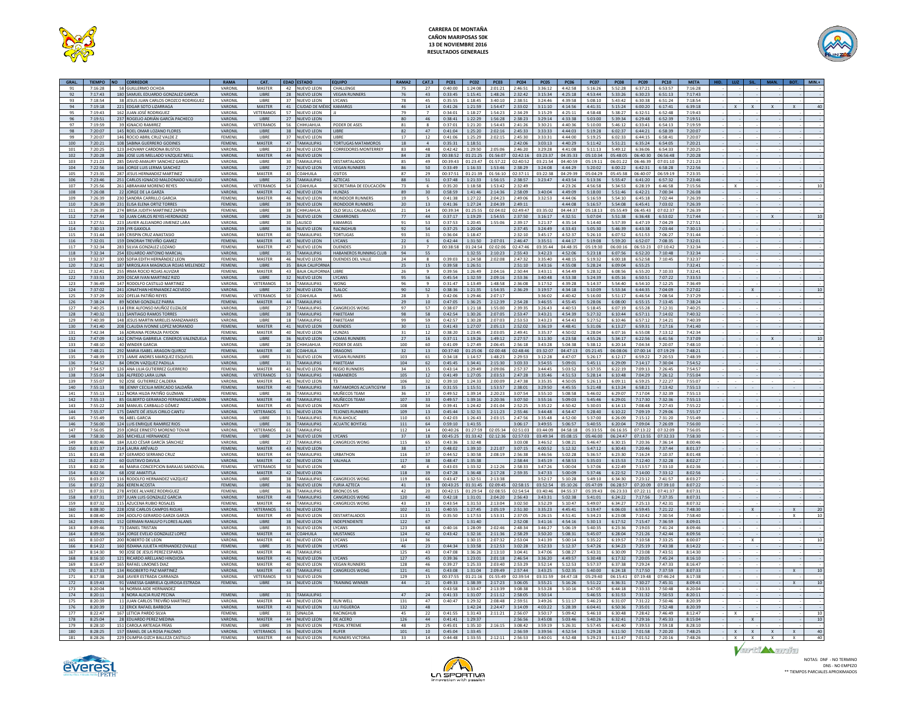**CARRERA DE MONTAÑA**
**CAÑON MARIPOSAS 50K**
**13 DE NOVIEMBRE 2016**
**RESULTADOS GENERALES**

| GRAL. | TIEMPO | NO | CORREDOR | RAMA | CAT. | EDAD | ESTADO | EQUIPO | RAMA2 | CAT.3 | PC01 | PC02 | PC03 | PC04 | PC05 | PC06 | PC07 | PC08 | PC09 | PC10 | META | HID. | LUZ | SIL. | MAN. | BOT. | MIN.+ |
|---|---|---|---|---|---|---|---|---|---|---|---|---|---|---|---|---|---|---|---|---|---|---|---|---|---|---|---|
| 91 | 7:16:28 | 58 | GUILLERMO OCHOA | VARONIL | MASTER | 42 | NUEVO LEON | CHALLENGE | 75 | 27 | 0:40:00 | 1:24:08 | 2:01:21 | 2:46:51 | 3:36:12 | 4:42:58 | 5:16:26 | 5:52:28 | 6:37:21 | 6:53:57 | 7:16:28 | - | - | - | - | - | - |
| 92 | 7:17:43 | 180 | SAMUEL EDUARDO GONZALEZ GARCIA | VARONIL | LIBRE | 28 | NUEVO LEON | VEGAN RUNNERS | 76 | 43 | 0:33:45 | 1:15:41 | 1:48:26 | 2:32:42 | 3:15:34 | 4:25:18 | 4:53:44 | 5:33:26 | 6:30:23 | 6:51:13 | 7:17:43 | - | - | - | - | - | - |
| 93 | 7:18:54 | 38 | JESUS JUAN CARLOS OROZCO RODRIGUEZ | VARONIL | LIBRE | 37 | NUEVO LEON | LYCANS | 78 | 45 | 0:35:55 | 1:18:45 | 3:40:10 | 2:38:51 | 3:24:46 | 4:39:58 | 5:08:10 | 5:43:42 | 6:30:38 | 6:51:24 | 7:18:54 | - | - | - | - | - | - |
| 94 | 7:19:18 | 221 | EDGAR SOTO LIZARRAGA | VARONIL | MASTER | 41 | CIUDAD DE MÉXIC | KAMARGS | 46 | 14 | 0:41:26 | 1:21:59 | 1:54:47 | 2:33:02 | 3:11:10 | 4:14:56 | 4:41:31 | 5:15:24 | 6:00:20 | 6:17:41 | 6:39:18 | - | X | X | X | X | 40 |
| 95 | 7:19:43 | 162 | JUAN JOSÉ RODRIGUEZ | VARONIL | VETERANOS | 57 | NUEVO LEON | JJ | 79 | 7 | 0:34:01 | 1:18:27 | 1:54:23 | 2:34:29 | 3:15:29 | 4:25:11 | 4:58:48 | 5:38:27 | 6:32:51 | 6:52:48 | 7:19:43 | - | - | - | - | - | - |
| 96 | 7:19:51 | 237 | ROGELIO ADRIÁN GARCÍA PACHECO | VARONIL | LIBRE | 27 | NUEVO LEON | LIBRE | 80 | 46 | 0:38:41 | 1:22:29 | 1:56:28 | 2:38:23 | 3:29:14 | 4:33:38 | 5:03:00 | 5:39:34 | 6:29:48 | 6:52:39 | 7:19:51 | - | - | - | - | - | - |
| 97 | 7:19:59 | 39 | IGNACIO RAMIREZ | VARONIL | VETERANOS | 56 | CHIHUAHUA | PODER DE ASES | 81 | 8 | 0:37:01 | 1:21:20 | 1:54:43 | 2:41:26 | 3:30:21 | 4:40:36 | 5:10:00 | 5:46:12 | 6:33:41 | 6:54:13 | 7:19:59 | - | - | - | - | - | - |
| 98 | 7:20:07 | 145 | ROEL OMAR LOZANO FLORES | VARONIL | LIBRE | 38 | NUEVO LEON | LIBRE | 82 | 47 | 0:41:04 | 1:25:20 | 2:02:16 | 2:45:33 | 3:33:33 | 4:44:03 | 5:19:28 | 6:02:37 | 6:44:21 | 6:58:39 | 7:20:07 | - | - | - | - | - | - |
| 99 | 7:20:07 | 146 | ROCIO ABRIL CRUZ VALDE Z | FEMENIL | LIBRE | 37 | NUEVO LEON | LIBRE | 17 | 12 | 0:41:06 | 1:25:29 | 2:02:15 | 2:45:33 | 3:33:31 | 4:44:00 | 5:19:25 | 6:02:33 | 6:44:15 | 6:58:41 | 7:20:07 | - | - | - | - | - | - |
| 100 | 7:20:21 | 108 | SABINA GUERRERO GODINES | FEMENIL | MASTER | 47 | TAMAULIPAS | TORTUGAS MATAMOROS | 18 | 4 | 0:35:31 | 1:18:51 | | 2:42:06 | 3:03:13 | 4:40:29 | 5:11:42 | 5:51:21 | 6:35:24 | 6:54:05 | 7:20:21 | - | - | - | - | - | - |
| 101 | 7:20:25 | 123 | JHOVANY CARDONA BUSTOS | VARONIL | LIBRE | 23 | NUEVO LEON | CORREDORES MONTERREY | 83 | 48 | 0:42:42 | 1:29:50 | 2:05:06 | 2:46:20 | 3:29:28 | 4:41:08 | 5:11:13 | 5:49:12 | 6:36:06 | 6:54:33 | 7:20:25 | - | - | - | - | - | - |
| 102 | 7:20:28 | 286 | JOSE LUIS MELLADO VAZQUEZ MELL | VARONIL | MASTER | 44 | NUEVO LEON | | 84 | 28 | 00:38:52 | 01:21:25 | 01:56:07 | 02:42:16 | 03:23:37 | 04:35:33 | 05:10:34 | 05:48:05 | 06:40:30 | 06:56:48 | 7:20:28 | - | - | - | - | - | - |
| 103 | 7:21:23 | 285 | DAVID AMAURY SANCHEZ GARZA | VARONIL | LIBRE | 30 | TAMAULIPAS | DESTARTALADOS | 85 | 49 | 00:39:43 | 01:23:47 | 01:57:22 | 02:40:52 | 03:21:54 | 04:40:59 | 05:19:11 | 06:01:22 | 06:46:39 | 07:01:10 | 7:21:23 | - | - | - | - | - | - |
| 104 | 7:22:56 | 166 | JORGE LUIS LERMA SANCHEZ | VARONIL | LIBRE | 27 | NUEVO LEON | VEGAN RUNNERS | 86 | 50 | 0:33:49 | 1:16:33 | 1:53:46 | 2:38:29 | 3:24:08 | 4:44:29 | 5:20:02 | 6:00:22 | 6:42:31 | 6:58:28 | 7:22:56 | - | - | - | - | - | - |
| 105 | 7:23:35 | 287 | JESUS HERNANDEZ MARTINEZ | VARONIL | MASTER | 43 | COAHUILA | OSITOS | 87 | 29 | 00:37:51 | 01:21:39 | 01:56:10 | 02:37:11 | 03:22:38 | 04:29:39 | 05:04:29 | 05:45:38 | 06:40:07 | 06:59:19 | 7:23:35 | - | - | - | - | - | - |
| 106 | 7:23:46 | 251 | CARLOS IGNACIO MALDONADO VALLEJO | VARONIL | LIBRE | 25 | TAMAULIPAS | AZTECAS | 88 | 51 | 0:37:48 | 1:21:33 | 1:56:15 | 2:38:57 | 3:23:47 | 4:43:54 | 5:13:36 | 5:55:47 | 6:41:20 | 6:57:32 | 7:23:46 | - | - | - | - | - | - |
| 107 | 7:25:56 | 261 | ABRAHAM MORENO REYES | VARONIL | VETERANOS | 54 | COAHUILA | SECRETARIA DE EDUCACIÓN | 73 | 6 | 0:35:20 | 1:18:58 | 1:53:42 | 2:32:49 | | 4:23:26 | 4:56:58 | 5:34:53 | 6:28:19 | 6:46:58 | 7:15:56 | - | X | - | - | - | 10 |
| 108 | 7:26:08 | 22 | JORGE DE LA GARZA | VARONIL | MASTER | 42 | NUEVO LEON | HUNZAS | 89 | 30 | 0:58:59 | 1:41:46 | 2:14:36 | 2:58:09 | 3:40:04 | 4:49:09 | 5:18:00 | 5:51:46 | 6:42:21 | 7:00:34 | 7:26:08 | - | - | - | - | - | - |
| 109 | 7:26:39 | 230 | SANDRA CARRILLO GARCIA | FEMENIL | MASTER | 46 | NUEVO LEON | IRONDOOR RUNNERS | 19 | 5 | 0:41:38 | 1:27:22 | 2:04:23 | 2:49:06 | 3:32:53 | 4:44:06 | 5:16:59 | 5:54:10 | 6:45:18 | 7:02:44 | 7:26:39 | - | - | - | - | - | - |
| 110 | 7:26:39 | 231 | ELISA ELENA ORTIZ TORRES | FEMENIL | LIBRE | 39 | NUEVO LEON | IRONDOOR RUNNERS | 20 | 13 | 0:41:36 | 1:27:24 | 2:04:39 | 2:49:11 | | 4:44:08 | 5:16:57 | 5:54:08 | 6:45:41 | 7:03:02 | 7:26:39 | - | - | - | - | - | - |
| 111 | 7:26:39 | 274 | BRISA JUDITH MARTINEZ ZAPIEN | FEMENIL | LIBRE | 38 | CHIHUAHUA | OLD SKULL CALABAZAS | 21 | 14 | 00:39:34 | 01:25:55 | 02:04:02 | 02:49:47 | 03:35:02 | 04:44:37 | 05:18:13 | 05:55:49 | 06:45:43 | 07:02:37 | 7:26:39 | - | - | - | - | - | - |
| 112 | 7:27:44 | 50 | JUAN CARLOS REYES HERDNADEZ | VARONIL | LIBRE | 26 | NUEVO LEON | CIMARRONES | 77 | 44 | 0:37:17 | 1:19:29 | 1:54:55 | 2:37:50 | 3:16:17 | 4:32:51 | 5:07:04 | 5:51:38 | 6:36:48 | 6:53:02 | 7:17:44 | - | - | - | X | - | 10 |
| 113 | 7:27:51 | 223 | JAVIER ALEJANDRO JIMENEZ LARA | VARONIL | LIBRE | 30 | JALISCO | KAMARGS | 91 | 53 | 0:37:53 | 1:20:45 | 1:55:06 | 2:39:17 | 3:21:37 | 4:35:14 | 5:14:40 | 5:57:39 | 6:47:19 | 7:04:29 | 7:27:51 | - | - | - | - | - | - |
| 114 | 7:30:13 | 239 | JYR GAXIOLA | VARONIL | LIBRE | 36 | NUEVO LEON | RACINGHUB | 92 | 54 | 0:37:25 | 1:20:04 | | 2:37:45 | 3:24:49 | 4:33:43 | 5:05:30 | 5:46:39 | 6:43:38 | 7:03:44 | 7:30:13 | - | - | - | - | - | - |
| 115 | 7:31:44 | 149 | CRISPIN CRUZ ANASTASIO | VARONIL | MASTER | 40 | TAMAULIPAS | TORTUGAS | 93 | 31 | 0:36:04 | 1:18:47 | | 2:32:10 | 3:45:17 | 4:52:37 | 5:26:10 | 6:07:52 | 6:51:53 | 7:06:27 | 7:31:44 | - | - | - | - | - | - |
| 116 | 7:32:01 | 159 | DINORAH TREVIÑO GAMEZ | FEMENIL | MASTER | 45 | NUEVO LEON | LYCANS | 22 | 6 | 0:42:44 | 1:31:50 | 2:07:01 | 2:46:47 | 3:35:51 | 4:44:17 | 5:19:08 | 5:59:20 | 6:52:07 | 7:08:35 | 7:32:01 | - | - | - | - | - | - |
| 117 | 7:32:34 | 283 | SILVIA GONZALEZ LOZANO | FEMENIL | MASTER | 47 | NUEVO LEON | DUENDES | 23 | 7 | 00:38:58 | 01:24:54 | 02:02:06 | 02:47:06 | 03:35:44 | 04:48:35 | 05:19:30 | 06:00:16 | 06:53:23 | 07:10:42 | 7:32:34 | - | - | - | - | - | - |
| 118 | 7:32:34 | 254 | EDUARDO ANTONIO MARCIAL | VARONIL | LIBRE | 35 | TAMAULIPAS | HABANEROS RUNNING CLUB | 94 | 55 | | 1:32:55 | 2:10:23 | 2:55:43 | 3:42:23 | 4:52:06 | 5:23:18 | 6:07:56 | 6:52:20 | 7:10:48 | 7:32:34 | - | - | - | - | - | - |
| 119 | 7:32:37 | 100 | SOFIA EDITH HERNÁNDEZ LEON | FEMENIL | MASTER | 46 | NUEVO LEON | DUENDES DEL VALLE | 24 | 8 | 0:39:03 | 1:24:58 | 2:02:08 | 2:47:32 | 3:35:40 | 4:48:15 | 5:19:32 | 6:00:18 | 6:52:58 | 7:10:45 | 7:32:37 | - | - | - | - | - | - |
| 120 | 7:32:41 | 187 | MIROSLAVA MAGNOLIA ROJAS MELENDEZ | FEMENIL | LIBRE | 35 | BAJA CALIFORNIA | | 25 | 15 | 0:39:58 | 1:26:51 | | 2:51:10 | 3:43:16 | 4:55:08 | 5:28:24 | 6:09:04 | 6:55:25 | | 7:32:41 | - | - | - | - | - | - |
| 121 | 7:32:41 | 255 | IRMA ROCIO ROJAS ALVIZAR | FEMENIL | MASTER | 43 | BAJA CALIFORNIA | LIBRE | 26 | 9 | 0:39:56 | 1:26:49 | 2:04:16 | 2:50:44 | 3:43:11 | 4:54:49 | 5:28:32 | 6:08:56 | 6:55:20 | 7:10:33 | 7:32:41 | - | - | - | - | - | - |
| 122 | 7:33:53 | 209 | OSCAR IVAN MARTINEZ RIZO | VARONIL | LIBRE | 32 | NUEVO LEON | LYCANS | 95 | 56 | 0:45:54 | 1:32:59 | 2:09:16 | 2:53:36 | 3:40:48 | 4:53:38 | 5:24:39 | 6:05:16 | 6:50:51 | 7:07:22 | 7:33:53 | - | - | - | - | - | - |
| 123 | 7:36:49 | 147 | RODOLFO CASTILLO MARTINEZ | VARONIL | VETERANOS | 54 | TAMAULIPAS | WONG | 96 | 9 | 0:31:47 | 1:13:49 | 1:48:58 | 2:36:08 | 3:17:52 | 4:39:28 | 5:14:37 | 5:54:40 | 6:54:10 | 7:12:25 | 7:36:49 | - | - | - | - | - | - |
| 124 | 7:37:02 | 241 | JONATHAN HERNANDEZ ACEVEDO | VARONIL | LIBRE | 27 | NUEVO LEON | TLALOC | 90 | 52 | 0:38:36 | 1:21:35 | 1:54:35 | 2:36:29 | 3:19:57 | 4:34:18 | 5:10:09 | 5:53:34 | 6:44:35 | 7:04:09 | 7:27:02 | - | - | X | - | - | 10 |
| 125 | 7:37:29 | 102 | OFELIA PATIÑO REYES | FEMENIL | VETERANOS | 50 | COAHUILA | IMSS | 28 | 3 | 0:42:06 | 1:29:46 | 2:07:17 | | 3:36:02 | 4:40:42 | 5:16:00 | 5:51:17 | 6:46:54 | 7:08:54 | 7:37:29 | - | - | - | - | - | - |
| 126 | 7:38:24 | 89 | NOEMI GONZALEZ PARRA | FEMENIL | MASTER | 44 | TAMAULIPAS | | 29 | 10 | 0:47:05 | 1:36:25 | 2:12:39 | 2:54:28 | 3:46:55 | 4:55:45 | 5:28:06 | 6:08:00 | 6:55:15 | 7:13:45 | 7:38:24 | - | - | - | - | - | - |
| 127 | 7:40:25 | 114 | ERIK ALFONSO MUÑOZ ELIZALDE | VARONIL | LIBRE | 27 | TAMAULIPAS | CANGREJOS WONG | 97 | 57 | 0:38:07 | 1:21:18 | 1:55:00 | 2:39:35 | 3:26:43 | 4:40:53 | 5:18:45 | 6:07:19 | 6:55:28 | 7:12:31 | 7:40:25 | - | - | - | - | - | - |
| 128 | 7:40:32 | 111 | SANTIAGO RAMOS TORRES | VARONIL | LIBRE | 38 | TAMAULIPAS | PAKETEAM | 98 | 58 | 0:42:54 | 1:30:26 | 2:07:05 | 2:53:47 | 3:43:21 | 4:54:39 | 5:27:32 | 6:10:44 | 6:57:11 | 7:14:02 | 7:40:32 | - | - | - | - | - | - |
| 129 | 7:40:39 | 148 | JESUS MARTIN MIRELES MANZANARES | VARONIL | LIBRE | 38 | TAMAULIPAS | PAKETEAM | 99 | 59 | 0:42:57 | 1:30:28 | 2:07:03 | 2:53:53 | 3:43:23 | 4:54:43 | 5:27:52 | 6:10:46 | 6:57:12 | 7:14:21 | 7:40:39 | - | - | - | - | - | - |
| 130 | 7:41:40 | 208 | CLAUDIA IVONNE LOPEZ MORENO | FEMENIL | MASTER | 41 | NUEVO LEON | DUENDES | 30 | 11 | 0:41:43 | 1:27:07 | 2:05:13 | 2:52:02 | 3:36:19 | 4:48:41 | 5:31:06 | 6:13:27 | 6:59:31 | 7:17:16 | 7:41:40 | - | - | - | - | - | - |
| 131 | 7:42:34 | 16 | ADRIANA PEDRAZA PAYDON | FEMENIL | MASTER | 40 | NUEVO LEON | HUNZAS | 31 | 12 | 0:38:20 | 1:23:45 | 2:03:05 | 2:49:41 | 3:35:37 | 4:50:02 | 5:28:04 | 6:07:16 | 6:55:08 | 7:13:12 | 7:42:34 | - | - | - | - | - | - |
| 132 | 7:47:09 | 142 | CINTHIA GABRIELA CISNEROS VALENZUELA | FEMENIL | LIBRE | 36 | NUEVO LEON | LOMAS RUNNERS | 27 | 16 | 0:37:11 | 1:19:26 | 1:49:12 | 2:27:57 | 3:11:30 | 4:23:58 | 4:55:26 | 5:34:17 | 6:22:56 | 6:41:56 | 7:37:09 | - | - | - | X | - | 10 |
| 133 | 7:48:10 | 40 | WINDER GARCIA | VARONIL | LIBRE | 28 | CHIHUAHUA | PODER DE ASES | 100 | 60 | 0:41:09 | 1:27:49 | 2:06:45 | 2:56:18 | 3:43:28 | 5:04:38 | 5:38:12 | 6:20:14 | 7:04:34 | 7:20:07 | 7:48:10 | - | - | - | - | - | - |
| 134 | 7:48:21 | 292 | MARIA ISABEL ARAGON QUIROZ | FEMENIL | MASTER | 40 | COAHUILA | DRAGONS | 32 | 13 | 00:37:40 | 01:25:06 | 02:00:48 | 02:48:46 | 03:32:07 | 04:47:13 | 05:21:45 | 06:08:06 | 07:00:14 | 07:19:29 | 7:48:21 | - | - | - | - | - | - |
| 135 | 7:48:39 | 173 | JAIME ANDRES MARQUEZ ESQUIVEL | VARONIL | LIBRE | 31 | NUEVO LEON | VEGAN RUNNERS | 103 | 61 | 0:34:18 | 1:14:57 | 1:48:23 | 2:29:53 | 3:12:28 | 4:47:07 | 5:26:17 | 6:12:17 | 6:59:22 | 7:20:53 | 7:48:39 | - | - | - | - | - | - |
| 136 | 7:54:52 | 84 | ORION VAZQUEZ PADILLA | VARONIL | LIBRE | 31 | TAMAULIPAS | PAKETEAM | 104 | 62 | 0:45:45 | 1:34:41 | 2:15:30 | 3:03:33 | 3:54:55 | 5:09:01 | 5:45:11 | 6:29:09 | 7:14:17 | 7:30:04 | 7:54:52 | - | - | - | - | - | - |
| 137 | 7:54:57 | 126 | ANA LILIA GUTIERREZ GUERRERO | FEMENIL | MASTER | 41 | NUEVO LEON | REGIO RUNNERS | 34 | 15 | 0:43:14 | 1:29:49 | 2:09:06 | 2:57:37 | 3:44:45 | 5:03:52 | 5:37:35 | 6:22:19 | 7:09:13 | 7:26:45 | 7:54:57 | - | - | - | - | - | - |
| 138 | 7:55:04 | 136 | ALFREDO LARA LUNA | VARONIL | VETERANOS | 53 | TAMAULIPAS | HABANEROS | 105 | 12 | 0:41:49 | 1:27:05 | 2:03:53 | 2:47:28 | 3:35:46 | 4:51:53 | 5:28:14 | 6:10:48 | 7:04:29 | 7:26:12 | 7:55:04 | - | - | - | - | - | - |
| 139 | 7:55:07 | 92 | JOSE GUTIERREZ CALDERA | VARONIL | MASTER | 41 | NUEVO LEON | T3 | 106 | 32 | 0:39:10 | 1:24:33 | 2:00:09 | 2:47:38 | 3:35:35 | 4:50:05 | 5:26:13 | 6:09:11 | 6:59:25 | 7:22:27 | 7:55:07 | - | - | - | - | - | - |
| 140 | 7:55:13 | 98 | JENNY CECILIA MERCADO SALDAÑA | FEMENIL | MASTER | 40 | TAMAULIPAS | MATAMOROS ACUATICGYM | 35 | 16 | 0:31:55 | 1:15:51 | 1:53:57 | 2:38:01 | 3:29:50 | 4:45:55 | 5:21:48 | 6:13:24 | 6:58:21 | 7:13:42 | 7:55:13 | - | - | - | - | - | - |
| 141 | 7:55:13 | 112 | NORA HILDA PATIÑO GUZMAN | FEMENIL | LIBRE | 36 | TAMAULIPAS | MUÑECOS TEAM | 36 | 17 | 0:49:52 | 1:39:14 | 2:20:23 | 3:07:54 | 3:55:10 | 5:08:58 | 5:46:02 | 6:29:07 | 7:17:04 | 7:32:39 | 7:55:13 | - | - | - | - | - | - |
| 142 | 7:55:13 | 85 | GILBERTO GERARADO FERNANDEZ LANDIN | VARONIL | MASTER | 48 | TAMAULIPAS | MUÑECOS TEAM | 107 | 33 | 0:49:57 | 1:39:16 | 2:20:36 | 3:07:50 | 3:55:16 | 5:09:03 | 5:45:46 | 6:29:01 | 7:17:30 | 7:32:36 | 7:55:13 | - | - | - | - | - | - |
| 143 | 7:55:22 | 248 | MANUEL CARBALLO GÓMEZ | VARONIL | MASTER | 45 | NUEVO LEON | ROLMTY | 108 | 34 | 0:39:41 | 1:24:42 | 2:01:04 | 2:52:25 | 3:35:22 | 4:50:42 | 5:30:03 | 6:14:13 | 7:08:48 | 7:27:43 | 7:55:22 | - | - | - | - | - | - |
| 144 | 7:55:37 | 175 | DANTE DE JESUS CIRILO CANTU | VARONIL | VETERANOS | 51 | NUEVO LEON | TEJONES RUNNERS | 109 | 13 | 0:45:44 | 1:32:31 | 2:11:23 | 2:55:46 | 3:44:48 | 4:54:47 | 5:28:40 | 6:10:22 | 7:09:19 | 7:29:06 | 7:55:37 | - | - | - | - | - | - |
| 145 | 7:55:49 | 96 | ABEL GARCIA | VARONIL | LIBRE | 31 | TAMAULIPAS | RUN AHOLIC | 110 | 63 | 0:42:03 | 1:26:43 | 2:03:15 | 2:47:56 | 3:35:48 | 4:52:00 | 5:37:00 | 6:26:09 | 7:15:12 | 7:31:20 | 7:55:49 | - | - | - | - | - | - |
| 146 | 7:56:00 | 124 | LUIS ENRIQUE RAMIREZ RIOS | VARONIL | LIBRE | 36 | TAMAULIPAS | ACUATIC BOYITAS | 111 | 64 | 0:59:10 | 1:41:55 | | 3:06:17 | 3:49:55 | 5:06:57 | 5:40:55 | 6:20:04 | 7:09:04 | 7:26:09 | 7:56:00 | - | - | - | - | - | - |
| 147 | 7:56:05 | 259 | JORGE ERNESTO MORENO TOVAR | VARONIL | VETERANOS | 61 | TAMAULIPAS | | 112 | 14 | 00:40:26 | 01:27:59 | 02:05:34 | 02:51:03 | 03:44:09 | 04:58:18 | 05:33:55 | 06:16:35 | 07:13:22 | 07:32:09 | 7:56:05 | - | - | - | - | - | - |
| 148 | 7:58:30 | 265 | MICHELLE HERNANDEZ | FEMENIL | LIBRE | 24 | NUEVO LEON | LYCANS | 37 | 18 | 00:45:25 | 01:33:42 | 02:12:36 | 02:57:03 | 03:49:34 | 05:08:15 | 05:46:00 | 06:24:47 | 07:13:55 | 07:32:33 | 7:58:30 | - | - | - | - | - | - |
| 149 | 8:00:46 | 184 | JULIO CÉSAR GARCÍA SÁNCHEZ | VARONIL | LIBRE | 27 | TAMAULIPAS | CANGREJOS WONG | 115 | 65 | 0:43:36 | 1:32:48 | | 3:03:08 | 3:46:52 | 5:08:21 | 5:46:47 | 6:30:15 | 7:20:36 | 7:36:14 | 8:00:46 | - | - | - | - | - | - |
| 150 | 8:01:37 | 214 | LAURA ARÉVALO | FEMENIL | MASTER | 43 | NUEVO LEON | | 38 | 17 | 0:48:02 | 1:39:10 | 2:21:07 | 3:07:15 | 4:00:52 | 5:12:32 | 5:47:12 | 6:30:43 | 7:20:46 | 7:37:44 | 8:01:37 | - | - | - | - | - | - |
| 151 | 8:01:48 | 87 | GERARDO SERRANO CRUZ | VARONIL | MASTER | 44 | TAMAULIPAS | URBATHON | 116 | 37 | 0:44:52 | 1:30:58 | 2:08:19 | 2:56:38 | 3:46:56 | 5:02:28 | 5:36:57 | 6:23:30 | 7:16:24 | 7:10:37 | 8:01:48 | - | - | - | - | - | - |
| 152 | 8:02:27 | 60 | GUSTAVO DAVILA | VARONIL | MASTER | 42 | NUEVO LEON | VALHALA | 117 | 38 | 0:48:47 | 1:35:38 | | 2:58:44 | 3:45:19 | 4:58:53 | 5:35:03 | 6:15:53 | 7:12:40 | 7:32:28 | 8:02:27 | - | - | - | - | - | - |
| 153 | 8:02:36 | 46 | MARIA CONCEPCION BARAJAS SANDOVAL | FEMENIL | VETERANOS | 50 | NUEVO LEON | | 40 | 4 | 0:43:03 | 1:33:32 | 2:12:26 | 2:58:33 | 3:47:26 | 5:00:04 | 5:37:06 | 6:22:49 | 7:13:57 | 7:33:10 | 8:02:36 | - | - | - | - | - | - |
| 154 | 8:02:56 | 68 | JOSE AMATITLA | VARONIL | MASTER | 42 | NUEVO LEON | | 118 | 39 | 0:47:28 | 1:36:48 | 2:17:28 | 2:59:35 | 3:47:33 | 5:00:09 | 5:37:46 | 6:22:52 | 7:14:00 | 7:33:12 | 8:02:56 | - | - | - | - | - | - |
| 155 | 8:03:27 | 116 | RODOLFO HERNANDEZ VAZQUEZ | VARONIL | LIBRE | 38 | TAMAULIPAS | CANGREJOS WONG | 119 | 66 | 0:43:47 | 1:32:51 | 2:13:38 | | 3:52:17 | 5:10:28 | 5:49:10 | 6:34:30 | 7:23:12 | 7:41:57 | 8:03:27 | - | - | - | - | - | - |
| 156 | 8:07:22 | 266 | KEREN ACOSTA | FEMENIL | LIBRE | 36 | NUEVO LEON | FURIA AZTECA | 41 | 19 | 00:43:25 | 01:31:45 | 02:09:45 | 02:58:15 | 03:52:54 | 05:10:26 | 05:47:09 | 06:28:57 | 07:20:09 | 07:39:10 | 8:07:22 | - | - | - | - | - | - |
| 157 | 8:07:31 | 278 | AYDEE ALVAREZ RODRIGUEZ | FEMENIL | LIBRE | 36 | TAMAULIPAS | BRONCOS MS | 42 | 20 | 00:42:15 | 01:29:54 | 02:08:55 | 02:54:54 | 03:40:46 | 04:55:37 | 05:39:43 | 06:23:33 | 07:22:11 | 07:41:37 | 8:07:31 | - | - | - | - | - | - |
| 158 | 8:07:31 | 197 | JUAN LUIS GONZALEZ GARCIA | VARONIL | MASTER | 48 | TAMAULIPAS | CANGREJOS WONG | 120 | 40 | 0:42:18 | 1:31:01 | 2:04:20 | 2:56:43 | 3:43:31 | 5:02:38 | 5:41:01 | 6:24:22 | 7:17:56 | 7:37:35 | 8:07:31 | - | - | - | - | - | - |
| 159 | 8:07:32 | 115 | AZUCENA RUBIO ROSALES | FEMENIL | MASTER | 44 | TAMAULIPAS | CANGREJOS WONG | 43 | 19 | 0:43:54 | 1:31:53 | 2:13:04 | 3:02:50 | 3:52:29 | 5:10:47 | 5:49:07 | 6:34:27 | 7:25:13 | 7:42:31 | 8:07:32 | - | - | - | - | - | - |
| 160 | 8:08:30 | 228 | JOSE CARLOS CAMPOS RIOJAS | VARONIL | VETERANOS | 51 | NUEVO LEON | | 102 | 11 | 0:40:55 | 1:27:45 | 2:05:19 | 2:51:30 | 3:35:23 | 4:45:41 | 5:19:47 | 6:06:03 | 6:59:45 | 7:21:22 | 7:48:30 | - | - | X | - | X | 20 |
| 161 | 8:08:40 | 194 | ADOLFO GERARDO GARZA GARZA | VARONIL | MASTER | 49 | NUEVO LEON | DESTARTALADOS | 113 | 35 | 0:35:50 | 1:17:53 | 1:53:31 | 2:37:05 | 3:26:15 | 4:51:41 | 5:34:23 | 6:23:08 | 7:10:42 | 7:30:54 | 7:58:40 | - | - | - | - | X | 10 |
| 162 | 8:09:01 | 152 | GERMAN RANULFO FLORES ALANIS | VARONIL | LIBRE | 38 | NUEVO LEON | INDEPENDIENTE | 122 | 67 | | 1:31:40 | | 2:52:08 | 3:41:16 | 4:54:16 | 5:30:13 | 6:17:52 | 7:15:47 | 7:36:59 | 8:09:01 | - | - | - | - | - | - |
| 163 | 8:09:46 | 73 | DANIEL TRISTAN | VARONIL | LIBRE | 35 | NUEVO LEON | LYCANS | 123 | 68 | 0:40:16 | 1:28:09 | 2:02:46 | 2:48:34 | 3:46:27 | 5:06:19 | 5:40:35 | 6:23:36 | 7:19:03 | 7:41:24 | 8:09:46 | - | - | - | - | - | - |
| 164 | 8:09:56 | 154 | JORGE EVELIO GONZALEZ LOPEZ | VARONIL | MASTER | 44 | COAHUILA | MUSTANGS | 124 | 42 | 0:43:42 | 1:32:16 | 2:11:36 | 2:58:29 | 3:50:20 | 5:08:31 | 5:45:07 | 6:28:04 | 7:21:26 | 7:42:44 | 8:09:56 | - | - | - | - | - | - |
| 165 | 8:10:07 | 200 | ROBERTO DE LEON | VARONIL | MASTER | 41 | NUEVO LEON | LYCANS | 114 | 36 | | 1:30:15 | 2:07:32 | 2:53:04 | 3:41:39 | 5:00:14 | 5:35:22 | 6:19:57 | 7:10:58 | 7:33:25 | 8:00:07 | - | - | X | - | - | 10 |
| 166 | 8:14:22 | 160 | SDIANA JULIETA HERNANDEZ OVALLE | FEMENIL | LIBRE | 35 | NUEVO LEON | LYCANS | 46 | 23 | 0:44:34 | 1:33:58 | 2:12:53 | 3:02:28 | 3:52:33 | 5:12:37 | 5:47:26 | 6:34:23 | 7:25:19 | 7:43:38 | 8:14:22 | - | - | - | - | - | - |
| 167 | 8:14:30 | 90 | JOSE DE JESUS PEREZ ESPARZA | VARONIL | MASTER | 46 | TAMAULIPAS | | 125 | 43 | 0:47:08 | 1:36:26 | 2:13:10 | 3:04:41 | 3:47:06 | 5:08:27 | 5:43:31 | 6:30:09 | 7:23:08 | 7:43:51 | 8:14:30 | - | - | - | - | - | - |
| 168 | 8:16:10 | 121 | RICARDO ARELLANO HINOJOSA | VARONIL | MASTER | 41 | NUEVO LEON | LYCANS | 127 | 45 | 0:39:36 | 1:23:01 | 2:01:18 | 2:46:54 | 3:36:20 | 4:49:57 | 5:30:48 | 6:17:32 | 7:20:05 | 7:45:24 | 8:16:10 | - | - | - | - | - | - |
| 169 | 8:16:47 | 165 | RAFAEL LIMONES DIAZ | VARONIL | MASTER | 40 | NUEVO LEON | VEGAN RUNNERS | 128 | 46 | 0:39:27 | 1:25:33 | 2:03:40 | 2:53:29 | 3:52:14 | 5:12:53 | 5:57:37 | 6:37:38 | 7:29:24 | 7:47:33 | 8:16:47 | - | - | - | - | - | - |
| 170 | 8:17:33 | 134 | RIGOBERTO PAZ MARTINEZ | VARONIL | MASTER | 43 | TAMAULIPAS | CANGREJOS WONG | 121 | 41 | 0:43:08 | 1:31:04 | 2:09:49 | 2:57:44 | 3:43:25 | 5:02:35 | 5:40:00 | 6:24:18 | 7:17:50 | 7:37:59 | 8:07:33 | - | - | - | - | X | 10 |
| 171 | 8:17:38 | 268 | JAVIER ESTRADA CARRANZA | VARONIL | VETERANOS | 53 | NUEVO LEON | | 129 | 15 | 00:37:55 | 01:21:16 | 01:55:49 | 02:39:54 | 03:31:59 | 04:47:18 | 05:29:40 | 06:15:41 | 07:19:48 | 07:46:24 | 8:17:38 | - | - | - | - | - | - |
| 172 | 8:19:43 | 91 | VANESSA GABRIELA QUIROGA ESTRADA | FEMENIL | LIBRE | 34 | NUEVO LEON | TRAINING WINNER | 44 | 21 | 0:49:33 | 1:38:39 | 2:17:23 | 3:06:05 | 3:55:21 | 5:16:26 | 5:51:22 | 6:36:31 | 7:30:27 | 7:45:31 | 8:09:43 | - | - | - | - | X | 10 |
| 173 | 8:20:04 | 56 | NORMA AIDE HERNANDEZ | | | | | | | | 0:43:58 | 1:33:47 | 2:13:39 | 3:08:38 | 3:53:28 | 5:10:16 | 5:47:05 | 6:44:18 | 7:33:33 | 7:50:48 | 8:20:04 | - | - | - | - | - | - |
| 174 | 8:20:11 | 8 | NORA ALICIA RUIZ PECINA | FEMENIL | LIBRE | 31 | TAMAULIPAS | | 47 | 24 | 0:41:33 | 1:31:07 | 2:11:12 | 2:58:05 | 3:50:14 | | 5:46:55 | 6:31:53 | 7:31:32 | 7:50:53 | 8:20:11 | - | - | - | - | - | - |
| 175 | 8:20:39 | 11 | JUAN CARLOS TREVIÑO MARTINEZ | VARONIL | MASTER | 44 | NUEVO LEON | RUN WELL | 131 | 47 | 0:40:47 | 1:29:32 | 2:08:48 | 2:59:15 | 3:49:26 | 5:11:17 | 5:46:23 | 6:31:07 | 7:31:22 | 7:50:46 | 8:20:39 | - | - | - | - | - | - |
| 176 | 8:20:39 | 12 | ERICK RAFAEL BARBOSA | VARONIL | MASTER | 43 | NUEVO LEON | LILI FIGUEROA | 132 | 48 | | 1:42:24 | 2:24:47 | 3:14:09 | 4:03:22 | 5:28:39 | 6:04:41 | 6:50:36 | 7:35:01 | 7:52:48 | 8:20:39 | - | - | - | - | - | - |
| 177 | 8:22:47 | 167 | LETICIA PARDO SILVA | FEMENIL | LIBRE | 31 | SINALOA | RACINGHUB | 45 | 22 | 0:41:55 | 1:31:43 | 2:11:21 | 2:56:07 | 3:50:17 | 5:09:42 | 5:46:10 | 6:30:48 | 7:28:42 | 7:46:49 | 8:12:47 | - | X | - | - | - | 10 |
| 178 | 8:25:04 | 28 | EDUARDO PEREZ MEDINA | VARONIL | MASTER | 44 | NUEVO LEON | DE ACERO | 126 | 44 | 0:41:41 | 1:29:37 | | 2:56:56 | 3:45:08 | 5:03:46 | 5:40:26 | 6:32:41 | 7:29:16 | 7:45:33 | 8:15:04 | - | - | X | - | - | 10 |
| 179 | 8:28:10 | 151 | CAROLA ARTEAGA FRÍAS | FEMENIL | LIBRE | 39 | NUEVO LEON | PEDAL XTREME | 48 | 25 | 0:45:01 | 1:35:10 | 2:16:15 | 3:08:42 | 3:59:19 | 5:26:31 | 5:57:45 | 6:41:40 | 7:39:53 | 7:59:18 | 8:28:10 | - | - | - | - | - | - |
| 180 | 8:28:25 | 157 | ISMAEL DE LA ROSA PALOMO | VARONIL | VETERANOS | 56 | NUEVO LEON | RUFER | 101 | 10 | 0:45:04 | 1:33:45 | | 2:56:59 | 3:39:56 | 4:52:54 | 5:29:28 | 6:11:50 | 7:01:58 | 7:20:20 | 7:48:25 | - | X | X | X | X | 40 |
| 181 | 8:28:26 | 229 | OLIMPIA GIZCH BALLEZA CASTILLO | FEMENIL | MASTER | 44 | NUEVO LEON | RUNNERS VICTORIA | 33 | 14 | 0:44:48 | 1:33:55 | 2:12:11 | 2:56:53 | 3:40:01 | 4:52:48 | 5:29:23 | 6:11:47 | 7:01:52 | 7:20:16 | 7:48:26 | - | X | X | X | X | 40 |

NOTAS: DNF - NO TERMINO
DNS - NO EMPEZO
** TIEMPOS PARCIALES APROXIMADOS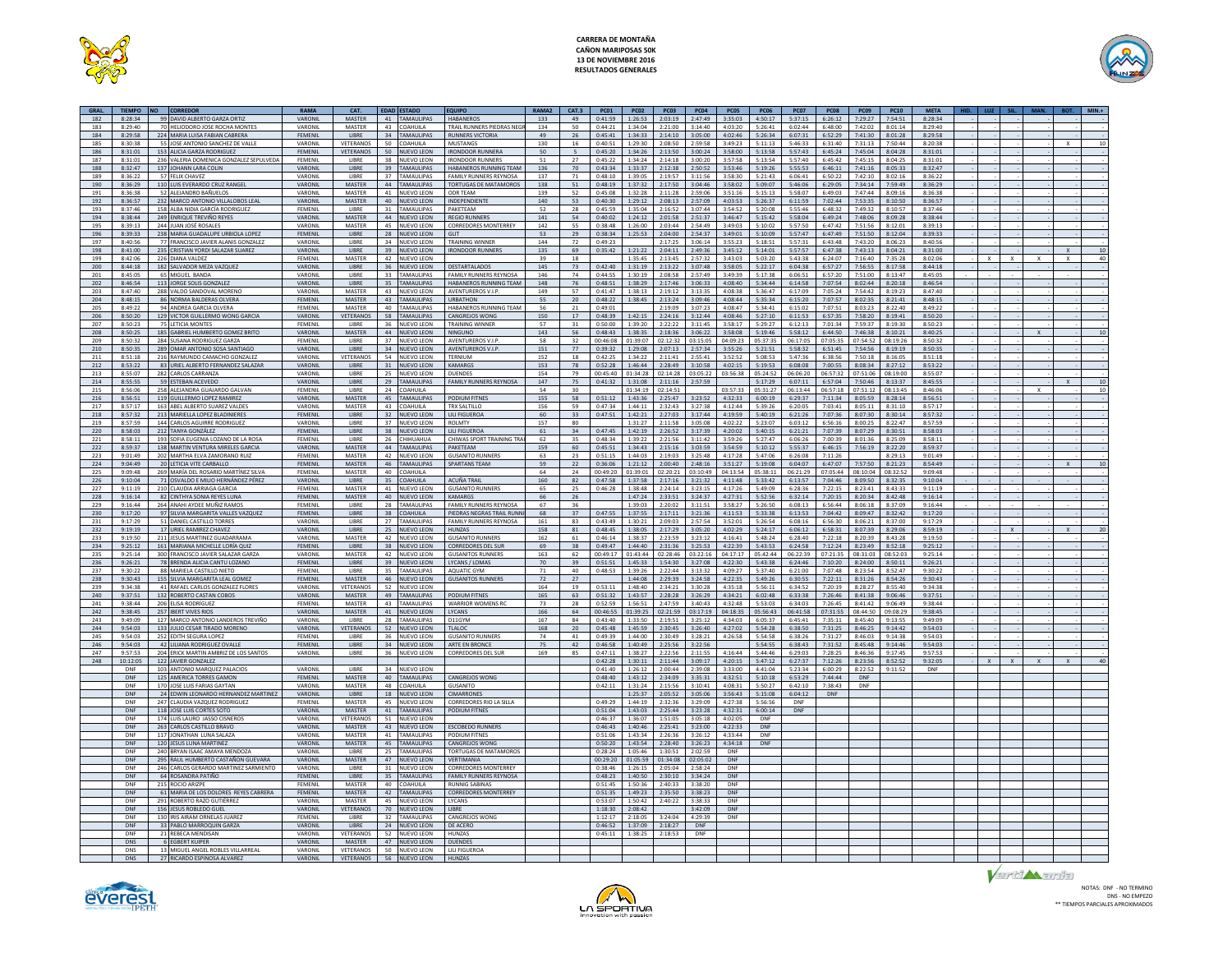# CARRERA DE MONTAÑA
## CAÑON MARIPOSAS 50K
### 13 DE NOVIEMBRE 2016
### RESULTADOS GENERALES

| GRAL. | TIEMPO | NO | CORREDOR | RAMA | CAT. | EDAD | ESTADO | EQUIPO | RAMA2 | CAT.3 | PC01 | PC02 | PC03 | PC04 | PC05 | PC06 | PC07 | PC08 | PC09 | PC10 | META | HID. | LUZ | SIL. | MAN. | BOT. | MIN.+ |
|---|---|---|---|---|---|---|---|---|---|---|---|---|---|---|---|---|---|---|---|---|---|---|---|---|---|---|---|
| 182 | 8:28:34 | 99 | DAVID ALBERTO GARZA ORTIZ | VARONIL | MASTER | 41 | TAMAULIPAS | HABANEROS | 133 | 49 | 0:41:59 | 1:26:53 | 2:03:19 | 2:47:49 | 3:35:03 | 4:50:17 | 5:37:15 | 6:26:12 | 7:29:27 | 7:54:51 | 8:28:34 | - | - | - | - | - | - |
| 183 | 8:29:40 | 70 | HELIODORO JOSE ROCHA MONTES | VARONIL | MASTER | 43 | COAHUILA | TRAIL RUNNERS PIEDRAS NEGR | 134 | 50 | 0:44:21 | 1:34:04 | 2:21:00 | 3:14:40 | 4:03:20 | 5:26:41 | 6:02:44 | 6:48:00 | 7:42:02 | 8:01:14 | 8:29:40 | - | - | - | - | - | - |
| 184 | 8:29:58 | 224 | MARIA LUISA FABIAN CABRERA | FEMENIL | LIBRE | 34 | TAMAULIPAS | RUNNERS VICTORIA | 49 | 26 | 0:45:41 | 1:34:33 | 2:14:10 | 3:05:00 | 4:02:46 | 5:26:34 | 6:07:31 | 6:52:29 | 7:41:30 | 8:01:28 | 8:29:58 | - | - | - | - | - | - |
| 185 | 8:30:38 | 55 | JOSE ANTONIO SANCHEZ DE VALLE | VARONIL | VETERANOS | 50 | COAHUILA | MUSTANGS | 130 | 16 | 0:40:51 | 1:29:30 | 2:08:50 | 2:59:58 | 3:49:23 | 5:11:13 | 5:46:33 | 6:31:40 | 7:31:13 | 7:50:44 | 8:20:38 | - | - | - | - | X | 10 |
| 186 | 8:31:01 | 153 | ALICIA GARZA RODRIGUEZ | FEMENIL | VETERANOS | 50 | NUEVO LEON | IRONDOOR RUNNERA | 50 | 5 | 0:45:20 | 1:34:26 | 2:13:50 | 3:00:24 | 3:58:00 | 5:13:58 | 5:57:43 | 6:45:24 | 7:45:04 | 8:04:28 | 8:31:01 | - | - | - | - | - | - |
| 187 | 8:31:01 | 236 | VALERIA DOMENICA GONZALEZ SEPULVEDA | FEMENIL | LIBRE | 38 | NUEVO LEON | IRONDOOR RUNNERS | 51 | 27 | 0:45:22 | 1:34:24 | 2:14:18 | 3:00:20 | 3:57:58 | 5:13:54 | 5:57:40 | 6:45:42 | 7:45:15 | 8:04:25 | 8:31:01 | - | - | - | - | - | - |
| 188 | 8:32:47 | 137 | JOHANN LARA COLIN | VARONIL | LIBRE | 39 | TAMAULIPAS | HABANEROS RUNNING TEAM | 136 | 70 | 0:43:34 | 1:33:37 | 2:12:38 | 2:50:52 | 3:53:46 | 5:19:26 | 5:55:53 | 6:46:11 | 7:41:16 | 8:05:33 | 8:32:47 | - | - | - | - | - | - |
| 189 | 8:36:22 | 57 | FELIX CHAVEZ | VARONIL | LIBRE | 37 | TAMAULIPAS | FAMILY RUNNERS REYNOSA | 137 | 71 | 0:48:10 | 1:39:05 | 2:19:57 | 3:11:56 | 3:58:30 | 5:21:43 | 6:06:41 | 6:50:22 | 7:42:10 | 8:02:16 | 8:36:22 | - | - | - | - | - | - |
| 190 | 8:36:29 | 110 | LUIS EVERARDO CRUZ RANGEL | VARONIL | MASTER | 44 | TAMAULIPAS | TORTUGAS DE MATAMOROS | 138 | 51 | 0:48:19 | 1:37:32 | 2:17:50 | 3:04:46 | 3:58:02 | 5:09:07 | 5:46:06 | 6:29:05 | 7:34:14 | 7:59:49 | 8:36:29 | - | - | - | - | - | - |
| 191 | 8:36:38 | 52 | ALEJANDRO BAÑUELOS | VARONIL | MASTER | 41 | NUEVO LEON | ODR TEAM | 139 | 52 | 0:45:08 | 1:32:28 | 2:11:28 | 2:59:06 | 3:51:16 | 5:15:13 | 5:58:07 | 6:49:03 | 7:47:44 | 8:09:16 | 8:36:38 | - | - | - | - | - | - |
| 192 | 8:36:57 | 232 | MARCO ANTONIO VILLALOBOS LEAL | VARONIL | MASTER | 40 | NUEVO LEON | INDEPENDIENTE | 140 | 53 | 0:40:30 | 1:29:12 | 2:08:13 | 2:57:09 | 4:03:53 | 5:26:37 | 6:11:59 | 7:02:44 | 7:53:35 | 8:10:50 | 8:36:57 | - | - | - | - | - | - |
| 193 | 8:37:46 | 158 | ALBA NIDIA GARCÍA RODRIGUEZ | FEMENIL | LIBRE | 31 | TAMAULIPAS | PAKETEAM | 52 | 28 | 0:45:59 | 1:35:04 | 2:16:52 | 3:07:44 | 3:54:52 | 5:20:08 | 5:55:46 | 6:48:32 | 7:49:32 | 8:10:57 | 8:37:46 | - | - | - | - | - | - |
| 194 | 8:38:44 | 249 | ENRIQUE TREVIÑO REYES | VARONIL | MASTER | 44 | NUEVO LEON | REGIO RUNNERS | 141 | 54 | 0:40:02 | 1:24:12 | 2:01:58 | 2:51:37 | 3:46:47 | 5:15:42 | 5:58:04 | 6:49:24 | 7:48:06 | 8:09:28 | 8:38:44 | - | - | - | - | - | - |
| 195 | 8:39:13 | 244 | JUAN JOSÉ ROSALES | VARONIL | MASTER | 45 | NUEVO LEON | CORREDORES MONTERREY | 142 | 55 | 0:38:48 | 1:26:00 | 2:03:44 | 2:54:49 | 3:49:03 | 5:10:02 | 5:57:50 | 6:47:47 | 7:51:56 | 8:12:01 | 8:39:13 | - | - | - | - | - | - |
| 196 | 8:39:33 | 238 | MARIA GUADALUPE URBIOLA LOPEZ | FEMENIL | LIBRE | 28 | NUEVO LEON | GLIT | 53 | 29 | 0:38:34 | 1:25:53 | 2:04:00 | 2:54:37 | 3:49:01 | 5:10:09 | 5:57:47 | 6:47:49 | 7:51:50 | 8:12:04 | 8:39:33 | - | - | - | - | - | - |
| 197 | 8:40:56 | 77 | FRANCISCO JAVIER ALANIS GONZALEZ | VARONIL | LIBRE | 34 | NUEVO LEON | TRAINING WINNER | 144 | 72 | 0:49:23 | | 2:17:25 | 3:06:14 | 3:55:23 | 5:18:51 | 5:57:31 | 6:43:48 | 7:43:20 | 8:06:23 | 8:40:56 | - | - | - | - | - | - |
| 198 | 8:41:00 | 235 | CRISTIAN YORDI SALAZAR SUAREZ | VARONIL | LIBRE | 39 | NUEVO LEON | IRONDOOR RUNNERS | 135 | 69 | 0:35:42 | 1:21:22 | 2:04:11 | 2:49:36 | 3:45:12 | 5:14:01 | 5:57:57 | 6:47:38 | 7:43:13 | 8:04:21 | 8:31:00 | - | - | - | - | X | 10 |
| 199 | 8:42:06 | 226 | DIANA VALDEZ | FEMENIL | MASTER | 42 | NUEVO LEON | | 39 | 18 | | 1:35:45 | 2:13:45 | 2:57:32 | 3:43:03 | 5:03:20 | 5:43:38 | 6:24:07 | 7:16:40 | 7:35:28 | 8:02:06 | - | X | X | X | X | 40 |
| 200 | 8:44:18 | 182 | SALVADOR MEZA VAZQUEZ | VARONIL | LIBRE | 36 | NUEVO LEON | DESTARTALADOS | 145 | 73 | 0:42:40 | 1:31:19 | 2:13:22 | 3:07:48 | 3:58:05 | 5:22:17 | 6:04:38 | 6:57:27 | 7:56:55 | 8:17:58 | 8:44:18 | - | - | - | - | - | - |
| 201 | 8:45:05 | 65 | MIGUEL BANDA | VARONIL | LIBRE | 33 | TAMAULIPAS | FAMILY RUNNERS REYNOSA | 146 | 74 | 0:44:55 | 1:30:19 | 2:08:58 | 2:57:49 | 3:49:39 | 5:17:38 | 6:06:51 | 6:57:20 | 7:51:00 | 8:13:47 | 8:45:05 | - | - | - | - | - | - |
| 202 | 8:46:54 | 113 | JORGE SOLIS GONZALEZ | VARONIL | LIBRE | 35 | TAMAULIPAS | HABANEROS RUNNING TEAM | 148 | 76 | 0:48:51 | 1:38:29 | 2:17:46 | 3:06:33 | 4:08:40 | 5:34:44 | 6:14:58 | 7:07:54 | 8:02:44 | 8:20:18 | 8:46:54 | - | - | - | - | - | - |
| 203 | 8:47:40 | 288 | VALDO SANDOVAL MORENO | VARONIL | MASTER | 43 | NUEVO LEON | AVENTUREROS V.I.P. | 149 | 57 | 0:41:47 | 1:38:13 | 2:19:12 | 3:13:35 | 4:08:38 | 5:36:47 | 6:17:09 | 7:05:24 | 7:54:42 | 8:19:23 | 8:47:40 | - | - | - | - | - | - |
| 204 | 8:48:15 | 86 | NORMA BALDERAS OLVERA | FEMENIL | MASTER | 43 | TAMAULIPAS | URBATHON | 55 | 20 | 0:48:22 | 1:38:45 | 2:13:24 | 3:09:46 | 4:08:44 | 5:35:34 | 6:15:20 | 7:07:57 | 8:02:35 | 8:21:41 | 8:48:15 | - | - | - | - | - | - |
| 205 | 8:49:22 | 94 | ANDREA GARCIA OLVERA | FEMENIL | MASTER | 40 | TAMAULIPAS | HABANEROS RUNNING TEAM | 56 | 21 | 0:49:01 | | 2:19:09 | 3:07:23 | 4:08:47 | 5:34:41 | 6:15:02 | 7:07:51 | 8:03:23 | 8:22:40 | 8:49:22 | - | - | - | - | - | - |
| 206 | 8:50:20 | 129 | VICTOR GUILLERMO WONG GARCIA | VARONIL | VETERANOS | 58 | TAMAULIPAS | CANGREJOS WONG | 150 | 17 | 0:48:39 | 1:42:15 | 2:24:16 | 3:12:44 | 4:08:46 | 5:27:10 | 6:11:53 | 6:57:35 | 7:58:20 | 8:19:41 | 8:50:20 | - | - | - | - | - | - |
| 207 | 8:50:23 | 75 | LETICIA MONTES | FEMENIL | LIBRE | 36 | NUEVO LEON | TRAINING WINNER | 57 | 31 | 0:50:00 | 1:39:20 | 2:22:22 | 3:11:45 | 3:58:17 | 5:29:27 | 6:12:13 | 7:01:34 | 7:59:37 | 8:19:30 | 8:50:23 | - | - | - | - | - | - |
| 208 | 8:50:25 | 185 | GABRIEL HUMBERTO GOMEZ BRITO | VARONIL | MASTER | 44 | NUEVO LEON | NINGUNO | 143 | 56 | 0:48:43 | 1:38:35 | 2:18:36 | 3:06:22 | 3:58:08 | 5:19:46 | 5:58:12 | 6:44:50 | 7:46:38 | 8:10:21 | 8:40:25 | - | - | - | X | - | 10 |
| 209 | 8:50:32 | 284 | SUSANA RODRIGUEZ GARZA | FEMENIL | LIBRE | 37 | NUEVO LEON | AVENTUREROS V.I.P. | 58 | 32 | 00:46:08 | 01:39:07 | 02:12:32 | 03:15:05 | 04:09:23 | 05:37:35 | 06:17:05 | 07:05:35 | 07:54:52 | 08:19:26 | 8:50:32 | - | - | - | - | - | - |
| 210 | 8:50:35 | 289 | OMAR ANTONIO SOSA SANTIAGO | VARONIL | LIBRE | 34 | NUEVO LEON | AVENTUREROS V.I.P. | 151 | 77 | 0:39:32 | 1:29:08 | 2:07:13 | 2:57:34 | 3:55:26 | 5:21:51 | 5:58:32 | 6:51:45 | 7:54:56 | 8:19:19 | 8:50:35 | - | - | - | - | - | - |
| 211 | 8:51:18 | 216 | RAYMUNDO CAMACHO GONZALEZ | VARONIL | VETERANOS | 54 | NUEVO LEON | TERNIUM | 152 | 18 | 0:42:25 | 1:34:22 | 2:11:41 | 2:55:41 | 3:52:52 | 5:08:53 | 5:47:36 | 6:38:56 | 7:50:18 | 8:16:05 | 8:51:18 | - | - | - | - | - | - |
| 212 | 8:53:22 | 83 | URIEL ALBERTO FERNANDEZ SALAZAR | VARONIL | LIBRE | 31 | NUEVO LEON | KAMARGS | 153 | 78 | 0:52:28 | 1:46:44 | 2:28:49 | 3:10:58 | 4:02:15 | 5:19:53 | 6:08:08 | 7:00:55 | 8:08:34 | 8:27:12 | 8:53:22 | - | - | - | - | - | - |
| 213 | 8:55:07 | 282 | CARLOS CARRANZA | VARONIL | LIBRE | 25 | NUEVO LEON | DUENDES | 154 | 79 | 00:45:40 | 01:34:28 | 02:14:28 | 03:05:22 | 03:56:38 | 05:24:52 | 06:06:20 | 06:57:32 | 07:51:06 | 08:19:00 | 8:55:07 | - | - | - | - | - | - |
| 214 | 8:55:55 | 59 | ESTEBAN ACEVEDO | VARONIL | LIBRE | 29 | TAMAULIPAS | FAMILY RUNNERS REYNOSA | 147 | 75 | 0:41:32 | 1:31:08 | 2:11:16 | 2:57:59 | | 5:17:29 | 6:07:11 | 6:57:04 | 7:50:46 | 8:13:37 | 8:45:55 | - | - | - | - | X | 10 |
| 215 | 8:56:06 | 258 | ALEJANDRA GUAJARDO GALVAN | FEMENIL | LIBRE | 24 | COAHUILA | | 54 | 30 | | 01:34:19 | 02:14:51 | | 03:57:33 | 05:31:27 | 06:13:44 | 06:57:18 | 07:51:12 | 08:13:45 | 8:46:06 | - | - | - | X | - | 10 |
| 216 | 8:56:51 | 119 | GUILLERMO LOPEZ RAMIREZ | VARONIL | MASTER | 45 | TAMAULIPAS | PODIUM FITNES | 155 | 58 | 0:51:12 | 1:43:36 | 2:25:47 | 3:23:52 | 4:32:33 | 6:00:19 | 6:29:37 | 7:11:34 | 8:05:59 | 8:28:14 | 8:56:51 | - | - | - | - | - | - |
| 217 | 8:57:17 | 163 | ABEL ALBERTO SUAREZ VALDES | VARONIL | MASTER | 43 | COAHUILA | TRX SALTILLO | 156 | 59 | 0:47:34 | 1:44:11 | 2:32:43 | 3:27:38 | 4:12:44 | 5:39:26 | 6:20:05 | 7:03:41 | 8:05:11 | 8:31:10 | 8:57:17 | - | - | - | - | - | - |
| 218 | 8:57:32 | 213 | MARIELLA LOPEZ BLADINIERES | FEMENIL | LIBRE | 32 | NUEVO LEON | LILI FIGUEROA | 60 | 33 | 0:47:51 | 1:42:21 | 2:27:03 | 3:17:44 | 4:19:59 | 5:40:19 | 6:21:26 | 7:07:36 | 8:07:30 | 8:30:14 | 8:57:32 | - | - | - | - | - | - |
| 219 | 8:57:59 | 144 | CARLOS AGUIRRE RODRIGUEZ | VARONIL | LIBRE | 37 | NUEVO LEON | ROLMTY | 157 | 80 | | 1:31:27 | 2:11:58 | 3:05:08 | 4:02:22 | 5:23:07 | 6:03:12 | 6:56:16 | 8:00:25 | 8:22:47 | 8:57:59 | - | - | - | - | - | - |
| 220 | 8:58:03 | 212 | TANYA GONZÁLEZ | FEMENIL | LIBRE | 38 | NUEVO LEON | LILI FIGUEROA | 61 | 34 | 0:47:45 | 1:42:19 | 2:26:52 | 3:17:39 | 4:20:02 | 5:40:15 | 6:21:21 | 7:07:39 | 8:07:29 | 8:30:51 | 8:58:03 | - | - | - | - | - | - |
| 221 | 8:58:11 | 193 | SOFIA EUGENIA LOZANO DE LA ROSA | FEMENIL | LIBRE | 26 | CHIHUAHUA | CHIWAS SPORT TRAINING TRA | 62 | 35 | 0:48:34 | 1:39:22 | 2:21:56 | 3:11:42 | 3:59:26 | 5:27:47 | 6:06:26 | 7:00:39 | 8:01:36 | 8:25:09 | 8:58:11 | - | - | - | - | - | - |
| 222 | 8:59:37 | 138 | MARTIN VENTURA MIRELES GARCIA | VARONIL | MASTER | 44 | TAMAULIPAS | PAKETEAM | 159 | 60 | 0:45:51 | 1:34:43 | 2:15:16 | 3:03:59 | 3:54:59 | 5:10:12 | 5:55:37 | 6:46:15 | 7:56:19 | 8:22:20 | 8:59:37 | - | - | - | - | - | - |
| 223 | 9:01:49 | 202 | MARTHA ELVA ZAMORANO RUIZ | FEMENIL | MASTER | 42 | NUEVO LEON | GUSANITO RUNNERS | 63 | 23 | 0:51:15 | 1:44:03 | 2:19:03 | 3:25:48 | 4:17:28 | 5:47:06 | 6:26:08 | 7:11:26 | | 8:29:13 | 9:01:49 | - | - | - | - | - | - |
| 224 | 9:04:49 | 20 | LETICIA VITE CARBALLO | FEMENIL | MASTER | 46 | TAMAULIPAS | SPARTANS TEAM | 59 | 22 | 0:36:06 | 1:21:12 | 2:00:40 | 2:48:16 | 3:51:27 | 5:19:08 | 6:04:07 | 6:47:07 | 7:57:50 | 8:21:23 | 8:54:49 | - | - | - | - | X | 10 |
| 225 | 9:09:48 | 269 | MARÍA DEL ROSARIO MARTÍNEZ SILVA | FEMENIL | MASTER | 40 | COAHUILA | | 64 | 24 | 00:49:20 | 01:39:01 | 02:20:21 | 03:10:49 | 04:13:54 | 05:38:11 | 06:21:29 | 07:05:44 | 08:10:04 | 08:32:52 | 9:09:48 | - | - | - | - | - | - |
| 226 | 9:10:04 | 71 | OSVALDO E MILIO HERNÁNDEZ PÉREZ | VARONIL | LIBRE | 35 | COAHUILA | ACUÑA TRAIL | 160 | 82 | 0:47:58 | 1:37:58 | 2:17:16 | 3:21:32 | 4:11:48 | 5:33:42 | 6:13:57 | 7:04:46 | 8:09:50 | 8:32:35 | 9:10:04 | - | - | - | - | - | - |
| 227 | 9:11:19 | 210 | CLAUDIA ARRIAGA GARCIA | FEMENIL | MASTER | 41 | NUEVO LEON | GUSANITO RUNNERS | 65 | 25 | 0:46:28 | 1:38:48 | 2:24:14 | 3:23:15 | 4:17:26 | 5:49:09 | 6:28:36 | 7:22:15 | 8:23:41 | 8:43:33 | 9:11:19 | - | - | - | - | - | - |
| 228 | 9:16:14 | 82 | CINTHYA SONIA REYES LUNA | FEMENIL | MASTER | 40 | NUEVO LEON | KAMARGS | 66 | 26 | | 1:47:24 | 2:33:51 | 3:24:37 | 4:27:31 | 5:52:56 | 6:32:14 | 7:20:15 | 8:20:34 | 8:42:48 | 9:16:14 | - | - | - | - | - | - |
| 229 | 9:16:44 | 264 | ANAHI AYDEE MUÑIZ RAMOS | FEMENIL | LIBRE | 28 | TAMAULIPAS | FAMILY RUNNERS REYNOSA | 67 | 36 | | 1:39:03 | 2:20:02 | 3:11:51 | 3:58:27 | 5:26:50 | 6:08:13 | 6:56:44 | 8:06:18 | 8:37:09 | 9:16:44 | - | - | - | - | - | - |
| 230 | 9:17:20 | 97 | SILVIA MARGARITA VALLES VAZQUEZ | FEMENIL | LIBRE | 38 | COAHUILA | PIEDRAS NEGRAS TRAIL RUNNI | 68 | 37 | 0:47:55 | 1:37:55 | 2:17:11 | 3:21:36 | 4:11:53 | 5:33:38 | 6:13:53 | 7:04:42 | 8:09:47 | 8:32:42 | 9:17:20 | - | - | - | - | - | - |
| 231 | 9:17:29 | 51 | DANIEL CASTILLO TORRES | VARONIL | LIBRE | 27 | TAMAULIPAS | FAMILY RUNNERS REYNOSA | 161 | 83 | 0:43:49 | 1:30:21 | 2:09:03 | 2:57:54 | 3:52:01 | 5:26:54 | 6:08:16 | 6:56:30 | 8:06:21 | 8:37:00 | 9:17:29 | - | - | - | - | - | - |
| 232 | 9:19:19 | 17 | URIEL RAMIREZ CHAVEZ | VARONIL | LIBRE | 25 | NUEVO LEON | HUNZAS | 158 | 81 | 0:48:45 | 1:38:05 | 2:17:29 | 3:05:20 | 4:02:29 | 5:24:17 | 6:06:12 | 6:58:31 | 8:07:39 | 8:29:06 | 8:59:19 | - | X | - | - | X | 20 |
| 233 | 9:19:50 | 211 | JESUS MARTINEZ GUADARRAMA | VARONIL | MASTER | 42 | NUEVO LEON | GUSANITO RUNNERS | 162 | 61 | 0:46:14 | 1:38:37 | 2:23:59 | 3:23:12 | 4:16:41 | 5:48:24 | 6:28:40 | 7:22:18 | 8:20:39 | 8:43:28 | 9:19:50 | - | - | - | - | - | - |
| 234 | 9:25:12 | 161 | MARIANA MICHELLE LORÍA QUIZ | FEMENIL | LIBRE | 38 | NUEVO LEON | CORREDORES DEL SUR | 69 | 38 | 0:49:47 | 1:44:40 | 2:31:36 | 3:25:53 | 4:22:39 | 5:43:53 | 6:24:58 | 7:12:24 | 8:23:49 | 8:52:18 | 9:25:12 | - | - | - | - | - | - |
| 235 | 9:25:14 | 300 | FRANCISCO JAVIER SALAZAR GARZA | VARONIL | MASTER | 42 | NUEVO LEON | GUSANITOS RUNNERS | 163 | 62 | 00:49:17 | 01:43:44 | 02:28:46 | 03:22:16 | 04:17:17 | 05:42:44 | 06:22:39 | 07:21:35 | 08:31:03 | 08:52:03 | 9:25:14 | - | - | - | - | - | - |
| 236 | 9:26:21 | 78 | BRENDA ALICIA CANTU LOZANO | FEMENIL | LIBRE | 39 | NUEVO LEON | LYCANS / LOMAS | 70 | 39 | 0:51:51 | 1:45:33 | 1:54:30 | 3:27:08 | 4:22:30 | 5:43:38 | 6:24:46 | 7:10:20 | 8:24:00 | 8:50:11 | 9:26:21 | - | - | - | - | - | - |
| 237 | 9:30:22 | 88 | MARIELA CASTILLO NIETO | FEMENIL | LIBRE | 35 | TAMAULIPAS | AQUATIC GYM | 71 | 40 | 0:48:53 | 1:39:26 | 2:22:44 | 3:13:32 | 4:09:27 | 5:37:40 | 6:21:00 | 7:07:48 | 8:23:54 | 8:52:47 | 9:30:22 | - | - | - | - | - | - |
| 238 | 9:30:43 | 155 | SILVIA MARGARITA LEAL GOMEZ | FEMENIL | MASTER | 46 | NUEVO LEON | GUSANITOS RUNNERS | 72 | 27 | | 1:44:08 | 2:29:39 | 3:24:58 | 4:22:35 | 5:49:26 | 6:30:55 | 7:22:11 | 8:31:26 | 8:54:26 | 9:30:43 | - | - | - | - | - | - |
| 239 | 9:34:38 | 41 | RAFAEL CARLOS GONZALEZ FLORES | VARONIL | VETERANOS | 52 | NUEVO LEON | | 164 | 19 | 0:53:11 | 1:48:40 | 2:34:21 | 3:30:28 | 4:35:18 | 5:56:11 | 6:34:52 | 7:20:19 | 8:28:27 | 8:55:40 | 9:34:38 | - | - | - | - | - | - |
| 240 | 9:37:51 | 132 | ROBERTO CASTAN COBOS | VARONIL | MASTER | 49 | TAMAULIPAS | PODIUM FITNES | 165 | 63 | 0:51:32 | 1:43:57 | 2:28:28 | 3:26:29 | 4:34:21 | 6:02:48 | 6:33:38 | 7:26:46 | 8:41:38 | 9:06:46 | 9:37:51 | - | - | - | - | - | - |
| 241 | 9:38:44 | 206 | ELISA RODRÍGUEZ | FEMENIL | MASTER | 43 | TAMAULIPAS | WARRIOR WOMENS RC | 73 | 28 | 0:52:59 | 1:56:51 | 2:47:59 | 3:40:43 | 4:32:48 | 5:53:03 | 6:34:03 | 7:26:45 | 8:41:42 | 9:06:49 | 9:38:44 | - | - | - | - | - | - |
| 242 | 9:38:45 | 257 | IBERT VIVES RIOS | VARONIL | MASTER | 41 | NUEVO LEON | LYCANS | 166 | 64 | 00:46:55 | 01:39:25 | 02:21:59 | 03:17:19 | 04:18:35 | 05:56:43 | 06:41:58 | 07:31:55 | 08:44:50 | 09:08:29 | 9:38:45 | - | - | - | - | - | - |
| 243 | 9:49:09 | 127 | MARCO ANTONIO LANDEROS TREVIÑO | VARONIL | LIBRE | 28 | TAMAULIPAS | D11GYM | 167 | 84 | 0:43:40 | 1:33:50 | 2:19:51 | 3:25:12 | 4:24:03 | 6:05:37 | 6:45:41 | 7:35:11 | 8:45:40 | 9:13:55 | 9:49:09 | - | - | - | - | - | - |
| 244 | 9:54:03 | 133 | JULIO CESAR TIRADO MORENO | VARONIL | VETERANOS | 52 | NUEVO LEON | TLALOC | 168 | 20 | 0:45:48 | 1:45:59 | 2:30:45 | 3:26:40 | 4:27:02 | 5:54:28 | 6:38:50 | 7:31:25 | 8:46:25 | 9:14:42 | 9:54:03 | - | - | - | - | - | - |
| 245 | 9:54:03 | 252 | EDITH SEGURA LOPEZ | FEMENIL | LIBRE | 36 | NUEVO LEON | GUSANITO RUNNERS | 74 | 41 | 0:49:39 | 1:44:00 | 2:30:49 | 3:28:21 | 4:26:58 | 5:54:58 | 6:38:26 | 7:31:27 | 8:46:03 | 9:14:38 | 9:54:03 | - | - | - | - | - | - |
| 246 | 9:54:03 | 42 | LILIANA RODRIGUEZ OVALLE | FEMENIL | LIBRE | 34 | NUEVO LEON | ARTE EN BRONCE | 75 | 42 | 0:46:58 | 1:40:49 | 2:25:56 | 3:22:56 | | 5:54:55 | 6:38:43 | 7:31:52 | 8:45:48 | 9:14:46 | 9:54:03 | - | - | - | - | - | - |
| 247 | 9:57:53 | 204 | ERICK MARTIN AMBRIZ DE LOS SANTOS | VARONIL | LIBRE | 36 | NUEVO LEON | CORREDORES DEL SUR | 169 | 85 | 0:47:11 | 1:38:27 | 2:22:56 | 2:11:55 | 4:16:44 | 5:44:46 | 6:29:03 | 7:28:25 | 8:46:36 | 9:17:45 | 9:57:53 | - | - | - | - | - | - |
| 248 | 10:12:05 | 122 | JAVIER GONZALEZ | | | | | | | | 0:42:28 | 1:30:11 | 2:11:44 | 3:09:17 | 4:20:15 | 5:47:12 | 6:27:37 | 7:12:26 | 8:23:56 | 8:52:52 | 9:32:05 | - | X | X | X | X | 40 |
| DNF | | 103 | ANTONIO MARQUEZ PALACIOS | VARONIL | LIBRE | 34 | NUEVO LEON | | | | 0:41:40 | 1:26:12 | 2:00:44 | 2:39:08 | 3:33:00 | 4:41:04 | 5:23:34 | 6:00:29 | 8:22:52 | 9:11:52 | DNF | | | | | | |
| DNF | | 125 | AMERICA TORRES GAMON | FEMENIL | MASTER | 40 | TAMAULIPAS | CANGREJOS WONG | | | 0:48:40 | 1:43:12 | 2:34:09 | 3:35:31 | 4:32:51 | 5:10:18 | 6:53:29 | 7:44:44 | DNF | | | | | | | | |
| DNF | | 170 | JOSE LUIS FARIAS GAYTAN | VARONIL | MASTER | 48 | COAHUILA | GUSANITO | | | 0:42:11 | 1:31:24 | 2:15:56 | 3:10:41 | 4:08:31 | 5:50:27 | 6:42:10 | 7:38:43 | DNF | | | | | | | | |
| DNF | | 24 | EDWIN LEONARDO HERNANDEZ MARTINEZ | VARONIL | LIBRE | 18 | NUEVO LEON | CIMARRONES | | | | 1:25:37 | 2:05:52 | 3:05:06 | 3:56:43 | 5:15:08 | 6:04:12 | DNF | | | | | | | | | |
| DNF | | 247 | CLAUDIA VAZQUEZ RODRIGUEZ | FEMENIL | MASTER | 45 | NUEVO LEON | CORREDORES RIO LA SILLA | | | 0:49:29 | 1:44:19 | 2:32:36 | 3:29:09 | 4:27:38 | 5:56:56 | DNF | | | | | | | | | | |
| DNF | | 118 | JOSE LUIS CORTES SOTO | VARONIL | MASTER | 48 | TAMAULIPAS | PODIUM FITNES | | | 0:51:04 | 1:43:03 | 2:25:44 | 3:23:28 | 4:32:31 | 6:00:14 | DNF | | | | | | | | | | |
| DNF | | 174 | LUIS LAURO JASSO CISNEROS | VARONIL | VETERANOS | 51 | NUEVO LEON | | | | 0:46:37 | 1:36:07 | 1:51:05 | 3:05:18 | 4:02:05 | DNF | | | | | | | | | | | |
| DNF | | 263 | CARLOS CASTILLO BRAVO | VARONIL | MASTER | 43 | NUEVO LEON | ESCOBEDO RUNNERS | | | 0:46:43 | 1:40:46 | 2:25:41 | 3:23:00 | 4:22:33 | DNF | | | | | | | | | | | |
| DNF | | 117 | JONATHAN LUNA SALAZA | VARONIL | MASTER | 41 | TAMAULIPAS | PODIUM FITNES | | | 0:51:06 | 1:43:34 | 2:26:36 | 3:26:12 | 4:33:44 | DNF | | | | | | | | | | | |
| DNF | | 120 | JESUS LUNA MARTINEZ | VARONIL | MASTER | 45 | TAMAULIPAS | CANGREJOS WONG | | | 0:50:20 | 1:43:54 | 2:28:40 | 3:26:23 | 4:34:18 | DNF | | | | | | | | | | | |
| DNF | | 240 | BRYAN ISAAC AMAYA MENDOZA | VARONIL | LIBRE | 25 | TAMAULIPAS | TORTUGAS DE MATAMOROS | | | 0:28:24 | 1:05:46 | 1:30:51 | 2:02:59 | DNF | | | | | | | | | | | | |
| DNF | | 295 | RAUL HUMBERTO CASTAÑON GUEVARA | VARONIL | MASTER | 47 | NUEVO LEON | VERTIMANIA | | | 00:29:20 | 01:05:59 | 01:34:08 | 02:05:02 | DNF | | | | | | | | | | | | |
| DNF | | 246 | CARLOS GERARDO MARTINEZ SARMIENTO | VARONIL | LIBRE | 31 | NUEVO LEON | CORREDORES MONTERREY | | | 0:38:46 | 1:26:15 | 2:05:04 | 2:58:24 | DNF | | | | | | | | | | | | |
| DNF | | 64 | ROSANDRA PATIÑO | FEMENIL | LIBRE | 35 | TAMAULIPAS | FAMILY RUNNERS REYNOSA | | | 0:48:23 | 1:40:50 | 2:30:10 | 3:34:24 | DNF | | | | | | | | | | | | |
| DNF | | 215 | ROCIO ARIZPE | FEMENIL | MASTER | 40 | COAHUILA | RUNNIG SABINAS | | | 0:51:45 | 1:50:36 | 2:40:33 | 3:38:20 | DNF | | | | | | | | | | | | |
| DNF | | 61 | MARIA DE LOS DOLORES REYES CABRERA | FEMENIL | MASTER | 42 | TAMAULIPAS | CORREDORES MONTERREY | | | 0:51:35 | 1:49:23 | 2:35:50 | 3:38:23 | DNF | | | | | | | | | | | | |
| DNF | | 291 | ROBERTO RAZO GUTIÉRREZ | VARONIL | MASTER | 45 | NUEVO LEON | LYCANS | | | 0:53:07 | 1:50:42 | 2:40:22 | 3:38:33 | DNF | | | | | | | | | | | | |
| DNF | | 156 | JESUS ROBLEDO GUEL | VARONIL | VETERANOS | 70 | NUEVO LEON | LIBRE | | | 1:18:30 | 2:08:42 | | 3:42:09 | DNF | | | | | | | | | | | | |
| DNF | | 130 | IRIS AIRAM ORNELAS JUAREZ | FEMENIL | LIBRE | 32 | TAMAULIPAS | CANGREJOS WONG | | | 1:12:17 | 2:18:05 | 3:24:04 | 4:29:39 | DNF | | | | | | | | | | | | |
| DNF | | 33 | PABLO MARROQUIN GARZA | VARONIL | LIBRE | 24 | NUEVO LEON | DE ACERO | | | 0:46:52 | 1:37:09 | 2:18:27 | DNF | | | | | | | | | | | | | |
| DNF | | 21 | REBECA MENDISAN | FEMENIL | VETERANOS | 52 | NUEVO LEON | HUNZAS | | | 0:45:11 | 1:38:25 | 2:18:53 | DNF | | | | | | | | | | | | | |
| DNS | | 6 | EGBERT KUIPER | VARONIL | MASTER | 47 | NUEVO LEON | DUENDES | | | | | | | | | | | | | | | | | | | |
| DNS | | 13 | MIGUEL ANGEL ROBLES VILLARREAL | VARONIL | VETERANOS | 50 | NUEVO LEON | LILI FIGUEROA | | | | | | | | | | | | | | | | | | | |
| DNS | | 27 | RICARDO ESPINOSA ALVAREZ | VARONIL | VETERANOS | 56 | NUEVO LEON | HUNZAS | | | | | | | | | | | | | | | | | | | |

NOTAS: DNF - NO TERMINO
DNS - NO EMPEZO
** TIEMPOS PARCIALES APROXIMADOS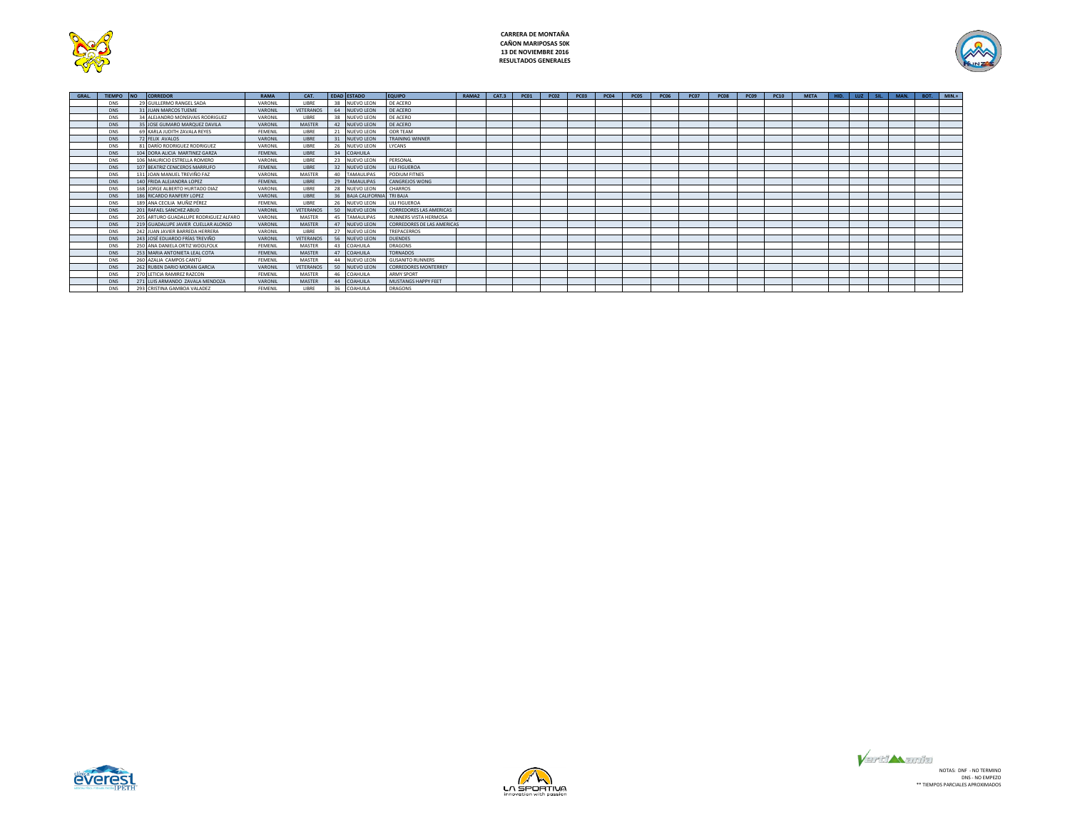**CARRERA DE MONTAÑA**
**CAÑON MARIPOSAS 50K**
**13 DE NOVIEMBRE 2016**
**RESULTADOS GENERALES**

| GRAL. | TIEMPO | NO | CORREDOR | RAMA | CAT. | EDAD | ESTADO | EQUIPO | RAMA2 | CAT.3 | PC01 | PC02 | PC03 | PC04 | PC05 | PC06 | PC07 | PC08 | PC09 | PC10 | META | HID. | LUZ | SIL. | MAN. | BOT. | MIN.+ |
|---|---|---|---|---|---|---|---|---|---|---|---|---|---|---|---|---|---|---|---|---|---|---|---|---|---|---|---|
| | DNS | 29 | GUILLERMO RANGEL SADA | VARONIL | LIBRE | 38 | NUEVO LEON | DE ACERO | | | | | | | | | | | | | | | | | | | |
| | DNS | 31 | JUAN MARCOS TUEME | VARONIL | VETERANOS | 64 | NUEVO LEON | DE ACERO | | | | | | | | | | | | | | | | | | | |
| | DNS | 34 | ALEJANDRO MONSIVAIS RODRIGUEZ | VARONIL | LIBRE | 38 | NUEVO LEON | DE ACERO | | | | | | | | | | | | | | | | | | | |
| | DNS | 35 | JOSE GUMARO MARQUEZ DAVILA | VARONIL | MASTER | 42 | NUEVO LEON | DE ACERO | | | | | | | | | | | | | | | | | | | |
| | DNS | 69 | KARLA JUDITH ZAVALA REYES | FEMENIL | LIBRE | 21 | NUEVO LEON | ODR TEAM | | | | | | | | | | | | | | | | | | | |
| | DNS | 72 | FELIX AVALOS | VARONIL | LIBRE | 31 | NUEVO LEON | TRAINING WINNER | | | | | | | | | | | | | | | | | | | |
| | DNS | 81 | DARÍO RODRIGUEZ RODRIGUEZ | VARONIL | LIBRE | 26 | NUEVO LEON | LYCANS | | | | | | | | | | | | | | | | | | | |
| | DNS | 104 | DORA ALICIA MARTINEZ GARZA | FEMENIL | LIBRE | 34 | COAHUILA | | | | | | | | | | | | | | | | | | | | |
| | DNS | 106 | MAURICIO ESTRELLA ROMERO | VARONIL | LIBRE | 23 | NUEVO LEON | PERSONAL | | | | | | | | | | | | | | | | | | | |
| | DNS | 107 | BEATRIZ CENICEROS MARRUFO | FEMENIL | LIBRE | 32 | NUEVO LEON | LILI FIGUEROA | | | | | | | | | | | | | | | | | | | |
| | DNS | 131 | JOAN MANUEL TREVIÑO FAZ | VARONIL | MASTER | 40 | TAMAULIPAS | PODIUM FITNES | | | | | | | | | | | | | | | | | | | |
| | DNS | 140 | FRIDA ALEJANDRA LOPEZ | FEMENIL | LIBRE | 29 | TAMAULIPAS | CANGREJOS WONG | | | | | | | | | | | | | | | | | | | |
| | DNS | 168 | JORGE ALBERTO HURTADO DIAZ | VARONIL | LIBRE | 28 | NUEVO LEON | CHARROS | | | | | | | | | | | | | | | | | | | |
| | DNS | 186 | RICARDO RANFERY LOPEZ | VARONIL | LIBRE | 36 | BAJA CALIFORNIA | TRI BAJA | | | | | | | | | | | | | | | | | | | |
| | DNS | 189 | ANA CECILIA MUÑIZ PÉREZ | FEMENIL | LIBRE | 26 | NUEVO LEON | LILI FIGUEROA | | | | | | | | | | | | | | | | | | | |
| | DNS | 201 | RAFAEL SANCHEZ ABUD | VARONIL | VETERANOS | 50 | NUEVO LEON | CORREDORES LAS AMERICAS | | | | | | | | | | | | | | | | | | | |
| | DNS | 205 | ARTURO GUADALUPE RODRIGUEZ ALFARO | VARONIL | MASTER | 45 | TAMAULIPAS | RUNNERS VISTA HERMOSA | | | | | | | | | | | | | | | | | | | |
| | DNS | 219 | GUADALUPE JAVIER CUELLAR ALONSO | VARONIL | MASTER | 47 | NUEVO LEON | CORREDORES DE LAS AMERICAS | | | | | | | | | | | | | | | | | | | |
| | DNS | 242 | JUAN JAVIER BARREDA HERRERA | VARONIL | LIBRE | 27 | NUEVO LEON | TREPACERROS | | | | | | | | | | | | | | | | | | | |
| | DNS | 243 | JOSÉ EDUARDO FRÍAS TREVIÑO | VARONIL | VETERANOS | 56 | NUEVO LEON | DUENDES | | | | | | | | | | | | | | | | | | | |
| | DNS | 250 | ANA DANIELA ORTIZ WOOLFOLK | FEMENIL | MASTER | 43 | COAHUILA | DRAGONS | | | | | | | | | | | | | | | | | | | |
| | DNS | 253 | MARIA ANTONIETA LEAL COTA | FEMENIL | MASTER | 47 | COAHUILA | TORNADOS | | | | | | | | | | | | | | | | | | | |
| | DNS | 260 | AZALIA CAMPOS CANTÚ | FEMENIL | MASTER | 44 | NUEVO LEON | GUSANITO RUNNERS | | | | | | | | | | | | | | | | | | | |
| | DNS | 262 | RUBEN DARIO MORAN GARCIA | VARONIL | VETERANOS | 50 | NUEVO LEON | CORREDORES MONTERREY | | | | | | | | | | | | | | | | | | | |
| | DNS | 270 | LETICIA RAMIREZ RAZCON | FEMENIL | MASTER | 46 | COAHUILA | ARMY SPORT | | | | | | | | | | | | | | | | | | | |
| | DNS | 271 | LUIS ARMANDO ZAVALA MENDOZA | VARONIL | MASTER | 44 | COAHUILA | MUSTANGS HAPPY FEET | | | | | | | | | | | | | | | | | | | |
| | DNS | 293 | CRISTINA GAMBOA VALADEZ | FEMENIL | LIBRE | 36 | COAHUILA | DRAGONS | | | | | | | | | | | | | | | | | | | |

NOTAS: DNF - NO TERMINO
DNS - NO EMPEZO
** TIEMPOS PARCIALES APROXIMADOS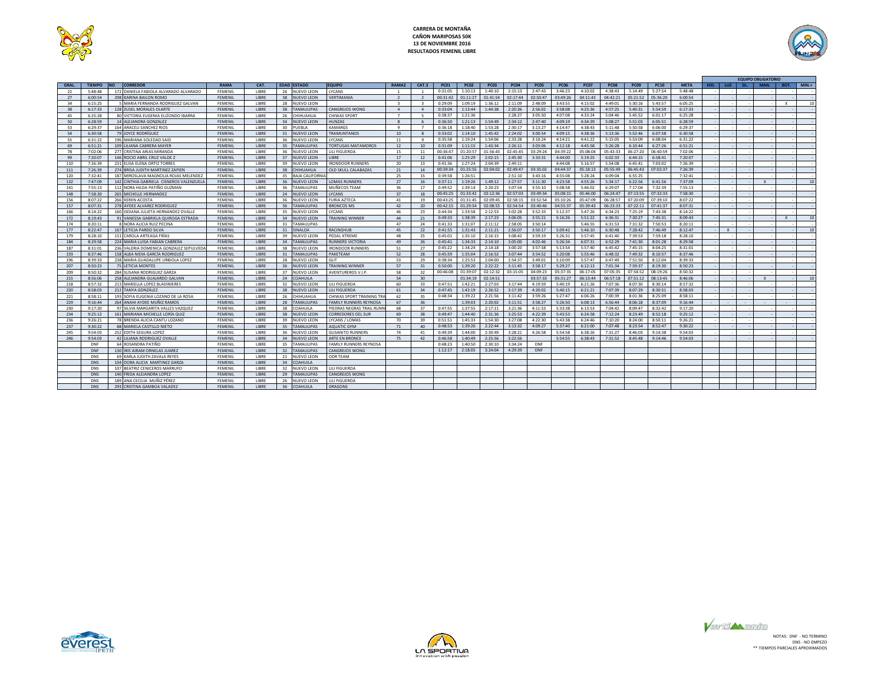# CARRERA DE MONTAÑA
## CAÑON MARIPOSAS 50K
### 13 DE NOVIEMBRE 2016
### RESULTADOS FEMENIL LIBRE

| GRAL. | TIEMPO | NO | CORREDOR | RAMA | CAT. | EDAD | ESTADO | EQUIPO | RAMA2 | CAT.3 | PC01 | PC02 | PC03 | PC04 | PC05 | PC06 | PC07 | PC08 | PC09 | PC10 | META | HID. | LUZ | SIL. | MAN. | BOT. | MIN.+ |
|---|---|---|---|---|---|---|---|---|---|---|---|---|---|---|---|---|---|---|---|---|---|---|---|---|---|---|---|
| 22 | 5:48:48 | 172 | DANIELA FABIOLA ALVARADO ALVARADO | FEMENIL | LIBRE | 26 | NUEVO LEON | LYCANS | 1 | 1 | 0:31:05 | 1:10:13 | 1:40:10 | 2:15:13 | 2:47:43 | 3:46:23 | 4:10:02 | 4:38:43 | 5:14:49 | 5:27:54 | 5:48:48 | - | - | - | - | - | - |
| 27 | 6:00:54 | 298 | KARINA BAILON ROMO | FEMENIL | LIBRE | 38 | NUEVO LEON | VERTIMANIA | 2 | 2 | 00:31:42 | 01:11:27 | 01:41:54 | 02:17:44 | 02:50:47 | 03:49:26 | 04:11:43 | 04:42:21 | 05:21:52 | 05:36:20 | 6:00:54 | - | - | - | - | - | - |
| 34 | 6:15:25 | 5 | MARIA FERNANDA RODRIGUEZ GALVAN | FEMENIL | LIBRE | 28 | NUEVO LEON | HUNZAS | 3 | 3 | 0:29:09 | 1:09:19 | 1:36:12 | 2:11:09 | 2:48:09 | 3:43:55 | 4:15:02 | 4:49:01 | 5:30:16 | 5:43:57 | 6:05:25 | - | - | - | - | X | 10 |
| 38 | 6:17:33 | 128 | ZUSEL MORALES OLARTE | FEMENIL | LIBRE | 38 | TAMAULIPAS | CANGREJOS WONG | 4 | 4 | 0:33:04 | 1:13:44 | 1:44:38 | 2:20:36 | 2:56:02 | 3:58:08 | 4:25:36 | 4:57:25 | 5:40:31 | 5:54:59 | 6:17:33 | - | - | - | - | - | - |
| 45 | 6:25:28 | 80 | VICTORIA EUGENIA ELIZONDO IBARRA | FEMENIL | LIBRE | 26 | CHIHUAHUA | CHIWAS SPORT | 7 | 5 | 0:38:37 | 1:21:36 | | 2:28:27 | 3:05:50 | 4:07:08 | 4:33:24 | 5:04:46 | 5:45:52 | 6:01:17 | 6:25:28 | - | - | - | - | - | - |
| 50 | 6:28:59 | 14 | ALEJANDRA GONZALEZ | FEMENIL | LIBRE | 34 | NUEVO LEON | HUNZAS | 8 | 6 | 0:36:50 | 1:21:13 | 1:54:49 | 2:34:12 | 2:47:40 | 4:09:19 | 4:34:39 | 5:08:27 | 5:51:03 | 6:05:51 | 6:28:59 | - | - | - | - | - | - |
| 53 | 6:29:37 | 164 | ARACELI SANCHEZ RIOS | FEMENIL | LIBRE | 30 | PUEBLA | KAMARGS | 9 | 7 | 0:36:18 | 1:18:40 | 1:53:28 | 2:30:17 | 3:13:27 | 4:14:47 | 4:38:43 | 5:11:48 | 5:50:58 | 6:06:00 | 6:29:37 | - | - | - | - | - | - |
| 54 | 6:30:58 | 79 | JOYCE RODRÍGUEZ | FEMENIL | LIBRE | 31 | NUEVO LEON | TRAMUNTANOS | 10 | 8 | 0:33:02 | 1:14:10 | 1:45:42 | 2:24:02 | 3:00:54 | 4:09:15 | 4:38:36 | 5:13:36 | 5:52:46 | 6:07:58 | 6:30:58 | - | - | - | - | - | - |
| 55 | 6:31:22 | 196 | MARIANA SOLEDAD SAID | FEMENIL | LIBRE | 36 | NUEVO LEON | LYCANS | 11 | 9 | 0:35:58 | 1:19:24 | 1:54:06 | 2:33:28 | 3:10:24 | 4:14:21 | 4:41:22 | 5:15:05 | 5:53:09 | 6:08:04 | 6:31:22 | - | - | - | - | - | - |
| 69 | 6:51:21 | 109 | LILIANA CABRERA MAYER | FEMENIL | LIBRE | 35 | TAMAULIPAS | TORTUGAS MATAMOROS | 12 | 10 | 0:31:09 | 1:11:15 | 1:43:34 | 2:26:11 | 3:03:06 | 4:12:18 | 4:45:58 | 5:26:28 | 6:10:44 | 6:27:26 | 6:51:21 | - | - | - | - | - | - |
| 78 | 7:02:06 | 277 | CRISTINA ARIAS MIRANDA | FEMENIL | LIBRE | 36 | NUEVO LEON | LILI FIGUEROA | 15 | 11 | 00:36:47 | 01:20:57 | 01:56:43 | 02:45:45 | 03:29:24 | 04:39:22 | 05:08:04 | 05:43:33 | 06:27:20 | 06:40:59 | 7:02:06 | - | - | - | - | - | - |
| 99 | 7:20:07 | 146 | ROCIO ABRIL CRUZ VALDE Z | FEMENIL | LIBRE | 37 | NUEVO LEON | LIBRE | 17 | 12 | 0:41:06 | 1:25:29 | 2:02:15 | 2:45:30 | 3:33:31 | 4:44:00 | 5:19:25 | 6:02:33 | 6:44:15 | 6:58:41 | 7:20:07 | - | - | - | - | - | - |
| 110 | 7:26:39 | 231 | ELISA ELENA ORTIZ TORRES | FEMENIL | LIBRE | 39 | NUEVO LEON | IRONDOOR RUNNERS | 20 | 13 | 0:41:36 | 1:27:24 | 2:04:39 | 2:49:11 | | 4:44:08 | 5:16:57 | 5:54:08 | 6:45:41 | 7:03:02 | 7:26:39 | - | - | - | - | - | - |
| 111 | 7:26:39 | 274 | BRISA JUDITH MARTINEZ ZAPIEN | FEMENIL | LIBRE | 38 | CHIHUAHUA | OLD SKULL CALABAZAS | 21 | 14 | 00:39:34 | 01:25:55 | 02:04:02 | 02:49:47 | 03:35:02 | 04:44:37 | 05:18:13 | 05:55:49 | 06:45:43 | 07:02:37 | 7:26:39 | - | - | - | - | - | - |
| 120 | 7:32:41 | 187 | MIROSLAVA MAGNOLIA ROJAS MELENDEZ | FEMENIL | LIBRE | 35 | BAJA CALIFORNIA | | 25 | 15 | 0:39:58 | 1:26:51 | | 2:51:10 | 3:43:16 | 4:55:08 | 5:28:24 | 6:09:04 | 6:55:25 | | 7:32:41 | - | - | - | - | - | - |
| 132 | 7:47:09 | 142 | CINTHIA GABRIELA CISNEROS VALENZUELA | FEMENIL | LIBRE | 36 | NUEVO LEON | LOMAS RUNNERS | 27 | 16 | 0:37:11 | 1:19:26 | 1:49:12 | 2:27:57 | 3:11:30 | 4:23:58 | 4:55:26 | 5:34:17 | 6:22:56 | 6:41:56 | 7:37:09 | - | - | - | X | - | 10 |
| 141 | 7:55:13 | 112 | NORA HILDA PATIÑO GUZMAN | FEMENIL | LIBRE | 36 | TAMAULIPAS | MUÑECOS TEAM | 36 | 17 | 0:49:52 | 1:39:14 | 2:20:23 | 3:07:54 | 3:55:10 | 5:08:58 | 5:46:02 | 6:29:07 | 7:17:04 | 7:32:39 | 7:55:13 | - | - | - | - | - | - |
| 148 | 7:58:30 | 265 | MICHELLE HERNANDEZ | FEMENIL | LIBRE | 24 | NUEVO LEON | LYCANS | 37 | 18 | 00:45:25 | 01:33:42 | 02:12:36 | 02:57:03 | 03:49:34 | 05:08:15 | 05:46:00 | 06:24:47 | 07:13:55 | 07:32:33 | 7:58:30 | - | - | - | - | - | - |
| 156 | 8:07:22 | 266 | KEREN ACOSTA | FEMENIL | LIBRE | 36 | NUEVO LEON | FURIA AZTECA | 41 | 19 | 00:43:25 | 01:31:45 | 02:09:45 | 02:58:15 | 03:52:54 | 05:10:26 | 05:47:09 | 06:28:57 | 07:20:09 | 07:39:10 | 8:07:22 | - | - | - | - | - | - |
| 157 | 8:07:31 | 278 | AYDEE ALVAREZ RODRIGUEZ | FEMENIL | LIBRE | 36 | TAMAULIPAS | BRONCOS MS | 42 | 20 | 00:42:15 | 01:29:54 | 02:08:55 | 02:54:54 | 03:40:46 | 04:55:37 | 05:39:43 | 06:23:33 | 07:22:11 | 07:41:37 | 8:07:31 | - | - | - | - | - | - |
| 166 | 8:14:22 | 160 | ISDIANA JULIETA HERNANDEZ OVALLE | FEMENIL | LIBRE | 35 | NUEVO LEON | LYCANS | 46 | 23 | 0:44:34 | 1:33:58 | 2:12:53 | 3:02:28 | 3:52:33 | 5:12:37 | 5:47:26 | 6:34:23 | 7:25:19 | 7:43:38 | 8:14:22 | - | - | - | - | - | - |
| 172 | 8:19:43 | 91 | VANESSA GABRIELA QUIROGA ESTRADA | FEMENIL | LIBRE | 34 | NUEVO LEON | TRAINING WINNER | 44 | 21 | 0:49:33 | 1:38:39 | 2:17:23 | 3:06:05 | 3:55:21 | 5:16:26 | 5:51:22 | 6:36:31 | 7:30:27 | 7:45:31 | 8:09:43 | - | - | - | - | X | 10 |
| 174 | 8:20:11 | 8 | NORA ALICIA RUIZ PECINA | FEMENIL | LIBRE | 31 | TAMAULIPAS | | 47 | 24 | 0:41:33 | 1:31:07 | 2:11:12 | 2:58:05 | 3:50:14 | | 5:46:55 | 6:31:53 | 7:31:32 | 7:50:53 | 8:20:11 | - | - | - | - | - | - |
| 177 | 8:22:47 | 293 | LETICIA PARDO SILVA | FEMENIL | LIBRE | 31 | SINALOA | RACINGHUB | 45 | 22 | 0:41:55 | 1:31:43 | 2:11:21 | 2:56:07 | 3:50:17 | 5:09:42 | 5:46:10 | 6:30:48 | 7:28:42 | 7:46:49 | 8:12:47 | - | X | - | - | - | 10 |
| 179 | 8:28:10 | 151 | CAROLA ARTEAGA FRÍAS | FEMENIL | LIBRE | 39 | NUEVO LEON | PEDAL XTREME | 48 | 25 | 0:45:01 | 1:35:10 | 2:16:15 | 3:08:42 | 3:59:19 | 5:26:31 | 5:57:45 | 6:41:40 | 7:39:53 | 7:59:18 | 8:28:10 | - | - | - | - | - | - |
| 184 | 8:29:58 | 224 | MARIA LUISA FABIAN CABRERA | FEMENIL | LIBRE | 34 | TAMAULIPAS | RUNNERS VICTORIA | 49 | 26 | 0:45:41 | 1:34:33 | 2:14:10 | 3:05:00 | 4:02:46 | 5:26:34 | 6:07:31 | 6:52:29 | 7:41:30 | 8:01:28 | 8:29:58 | - | - | - | - | - | - |
| 187 | 8:31:01 | 236 | VALERIA DOMENICA GONZALEZ SEPULVEDA | FEMENIL | LIBRE | 38 | NUEVO LEON | IRONDOOR RUNNERS | 51 | 27 | 0:45:22 | 1:34:24 | 2:14:18 | 3:00:20 | 3:57:58 | 5:13:54 | 5:57:40 | 6:45:42 | 7:45:15 | 8:04:25 | 8:31:01 | - | - | - | - | - | - |
| 193 | 8:37:46 | 158 | ALBA NIDIA GARCÍA RODRIGUEZ | FEMENIL | LIBRE | 31 | TAMAULIPAS | PAKETEAM | 52 | 28 | 0:45:59 | 1:35:04 | 2:16:52 | 3:07:44 | 3:54:52 | 5:20:08 | 5:55:46 | 6:48:32 | 7:49:32 | 8:10:57 | 8:37:46 | - | - | - | - | - | - |
| 196 | 8:39:33 | 238 | MARIA GUADALUPE URBIOLA LOPEZ | FEMENIL | LIBRE | 28 | NUEVO LEON | GLIT | 53 | 29 | 0:38:34 | 1:25:53 | 2:04:00 | 2:54:37 | 3:49:01 | 5:10:09 | 5:57:47 | 6:47:49 | 7:51:50 | 8:12:04 | 8:39:33 | - | - | - | - | - | - |
| 207 | 8:50:23 | 75 | LETICIA MONTES | FEMENIL | LIBRE | 36 | NUEVO LEON | TRAINING WINNER | 57 | 31 | 0:50:00 | 1:39:20 | 2:22:22 | 3:11:45 | 3:58:17 | 5:29:27 | 6:12:13 | 7:01:34 | 7:59:37 | 8:19:30 | 8:50:23 | - | - | - | - | - | - |
| 209 | 8:50:32 | 284 | SUSANA RODRIGUEZ GARZA | FEMENIL | LIBRE | 37 | NUEVO LEON | AVENTUREROS V.I.P. | 58 | 32 | 00:46:08 | 01:39:07 | 02:12:32 | 03:15:05 | 04:09:23 | 05:37:35 | 06:17:05 | 07:05:35 | 07:54:52 | 08:19:26 | 8:50:32 | - | - | - | - | - | - |
| 215 | 8:56:06 | 258 | ALEJANDRA GUAJARDO GALVAN | FEMENIL | LIBRE | 24 | COAHUILA | | 54 | 30 | | 01:34:19 | 02:14:51 | | 03:57:33 | 05:31:27 | 06:13:44 | 06:57:18 | 07:51:12 | 08:13:45 | 8:46:06 | - | - | - | X | - | 10 |
| 218 | 8:57:32 | 213 | MARIELLA LOPEZ BLADINIERES | FEMENIL | LIBRE | 32 | NUEVO LEON | LILI FIGUEROA | 60 | 33 | 0:47:51 | 1:42:21 | 2:27:03 | 3:17:44 | 4:19:59 | 5:40:19 | 6:21:26 | 7:07:36 | 8:07:30 | 8:30:14 | 8:57:32 | - | - | - | - | - | - |
| 220 | 8:58:03 | 212 | TANYA GONZÁLEZ | FEMENIL | LIBRE | 38 | NUEVO LEON | LILI FIGUEROA | 61 | 34 | 0:47:45 | 1:42:19 | 2:26:52 | 3:17:39 | 4:20:02 | 5:40:15 | 6:21:21 | 7:07:39 | 8:07:29 | 8:30:51 | 8:58:03 | - | - | - | - | - | - |
| 221 | 8:58:11 | 193 | SOFIA EUGENIA LOZANO DE LA ROSA | FEMENIL | LIBRE | 26 | CHIHUAHUA | CHIWAS SPORT TRAINING TRA | 62 | 35 | 0:48:34 | 1:39:22 | 2:21:56 | 3:11:42 | 3:59:26 | 5:27:47 | 6:06:26 | 7:00:39 | 8:01:36 | 8:25:09 | 8:58:11 | - | - | - | - | - | - |
| 229 | 9:16:44 | 264 | ANAHI AYDEE MUÑIZ RAMOS | FEMENIL | LIBRE | 28 | TAMAULIPAS | FAMILY RUNNERS REYNOSA | 67 | 36 | | 1:39:03 | 2:20:02 | 3:11:51 | 3:58:27 | 5:26:50 | 6:08:13 | 6:56:44 | 8:06:18 | 8:37:09 | 9:16:44 | - | - | - | - | - | - |
| 230 | 9:17:20 | 97 | SILVIA MARGARITA VALLES VAZQUEZ | FEMENIL | LIBRE | 38 | COAHUILA | PIEDRAS NEGRAS TRAIL RUNN | 68 | 37 | 0:47:55 | 1:37:55 | 2:17:11 | 3:21:36 | 4:11:53 | 5:33:38 | 6:13:53 | 7:04:42 | 8:09:47 | 8:32:42 | 9:17:20 | - | - | - | - | - | - |
| 234 | 9:25:12 | 161 | MARIANA MICHELLE LORÍA QUIZ | FEMENIL | LIBRE | 38 | NUEVO LEON | CORREDORES DEL SUR | 69 | 38 | 0:49:47 | 1:44:40 | 2:31:36 | 3:25:53 | 4:22:39 | 5:43:53 | 6:24:58 | 7:12:24 | 8:23:49 | 8:52:18 | 9:25:12 | - | - | - | - | - | - |
| 236 | 9:26:21 | 78 | BRENDA ALICIA CANTU LOZANO | FEMENIL | LIBRE | 39 | NUEVO LEON | LYCANS / LOMAS | 70 | 39 | 0:51:51 | 1:45:33 | 1:54:30 | 3:27:08 | 4:22:30 | 5:43:38 | 6:24:46 | 7:10:20 | 8:24:00 | 8:50:11 | 9:26:21 | - | - | - | - | - | - |
| 237 | 9:30:22 | 88 | MARIELA CASTILLO NIETO | FEMENIL | LIBRE | 35 | TAMAULIPAS | AQUATIC GYM | 71 | 40 | 0:48:53 | 1:39:26 | 2:22:44 | 3:13:32 | 4:09:27 | 5:37:40 | 6:21:00 | 7:07:48 | 8:23:54 | 8:52:47 | 9:30:22 | - | - | - | - | - | - |
| 245 | 9:54:03 | 252 | EDITH SEGURA LOPEZ | FEMENIL | LIBRE | 36 | NUEVO LEON | GUSANITO RUNNERS | 74 | 41 | 0:49:39 | 1:44:00 | 2:30:49 | 3:28:21 | 4:26:58 | 5:54:58 | 6:38:26 | 7:31:27 | 8:46:03 | 9:14:38 | 9:54:03 | - | - | - | - | - | - |
| 246 | 9:54:03 | 42 | LILIANA RODRIGUEZ OVALLE | FEMENIL | LIBRE | 34 | NUEVO LEON | ARTE EN BRONCE | 75 | 42 | 0:46:58 | 1:40:49 | 2:25:56 | 3:22:56 | | 5:54:55 | 6:38:43 | 7:31:52 | 8:45:48 | 9:14:46 | 9:54:03 | - | - | - | - | - | - |
| | DNF | 64 | ROSANDRA PATIÑO | FEMENIL | LIBRE | 35 | TAMAULIPAS | FAMILY RUNNERS REYNOSA | | | 0:48:23 | 1:40:50 | 2:30:10 | 3:34:24 | DNF | | | | | | | | | | | | |
| | DNF | 130 | IRIS AIRAM ORNELAS JUAREZ | FEMENIL | LIBRE | 32 | TAMAULIPAS | CANGREJOS WONG | | | 1:12:17 | 2:18:05 | 3:24:04 | 4:29:39 | DNF | | | | | | | | | | | | |
| | DNS | 69 | KARLA JUDITH ZAVALA REYES | FEMENIL | LIBRE | 21 | NUEVO LEON | ODR TEAM | | | | | | | | | | | | | | | | | | | |
| | DNS | 104 | DORA ALICIA MARTINEZ GARZA | FEMENIL | LIBRE | 34 | COAHUILA | | | | | | | | | | | | | | | | | | | | |
| | DNS | 107 | BEATRIZ CENICEROS MARRUFO | FEMENIL | LIBRE | 32 | NUEVO LEON | LILI FIGUEROA | | | | | | | | | | | | | | | | | | | |
| | DNS | 140 | FRIDA ALEJANDRA LOPEZ | FEMENIL | LIBRE | 29 | TAMAULIPAS | CANGREJOS WONG | | | | | | | | | | | | | | | | | | | |
| | DNS | 189 | ANA CECILIA MUÑIZ PÉREZ | FEMENIL | LIBRE | 26 | NUEVO LEON | LILI FIGUEROA | | | | | | | | | | | | | | | | | | | |
| | DNS | 293 | CRISTINA GAMBOA VALADEZ | FEMENIL | LIBRE | 36 | COAHUILA | DRAGONS | | | | | | | | | | | | | | | | | | | |

NOTAS: DNF - NO TERMINO
DNS - NO EMPEZO
** TIEMPOS PARCIALES APROXIMADOS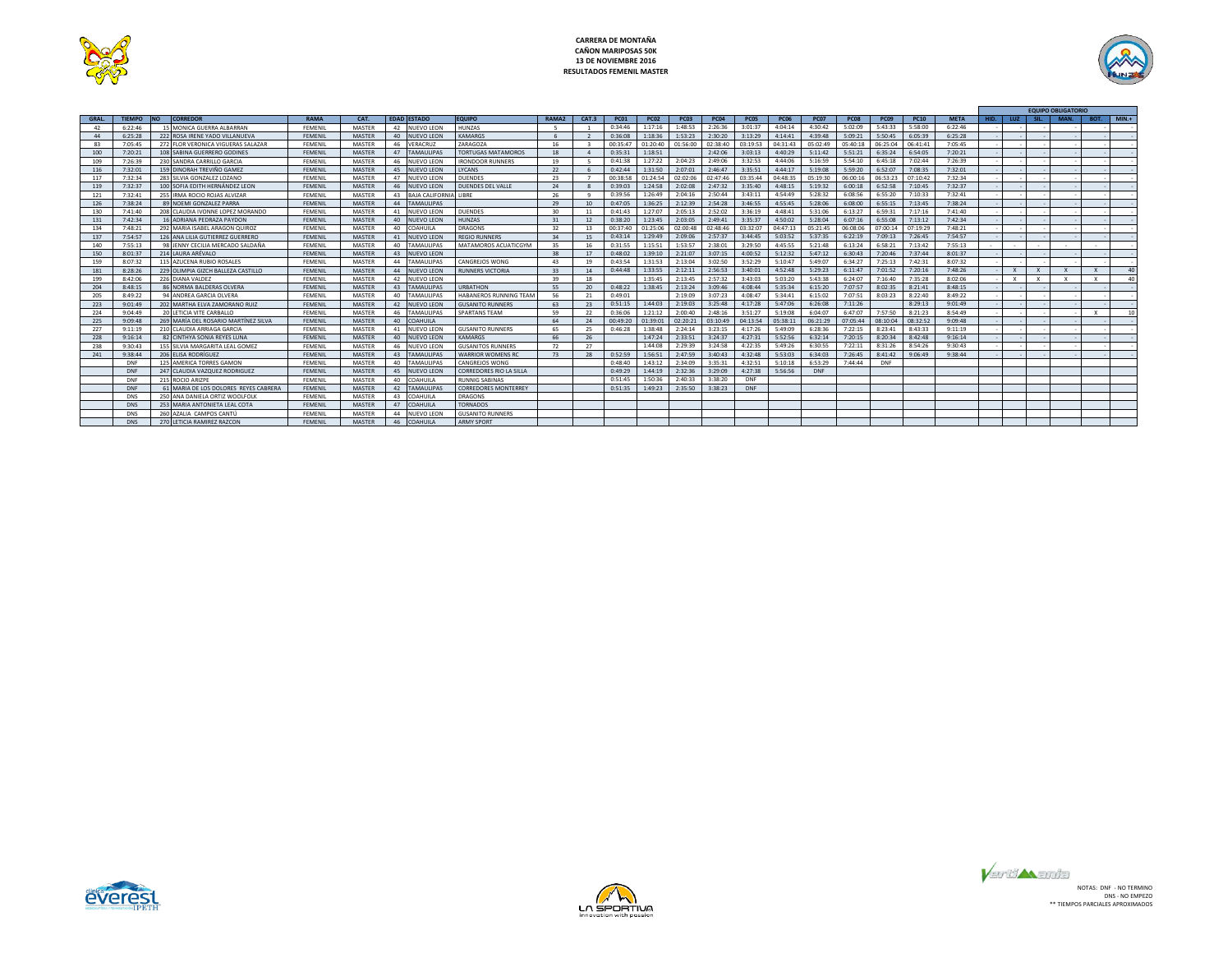# CARRERA DE MONTAÑA
## CAÑON MARIPOSAS 50K
### 13 DE NOVIEMBRE 2016
### RESULTADOS FEMENIL MASTER

| GRAL. | TIEMPO | NO | CORREDOR | RAMA | CAT. | EDAD | ESTADO | EQUIPO | RAMA2 | CAT.3 | PC01 | PC02 | PC03 | PC04 | PC05 | PC06 | PC07 | PC08 | PC09 | PC10 | META | HID. | LUZ | SIL. | MAN. | BOT. | MIN.+ |
|---|---|---|---|---|---|---|---|---|---|---|---|---|---|---|---|---|---|---|---|---|---|---|---|---|---|---|---|
| 42 | 6:22:46 | 15 | MONICA GUERRA ALBARRAN | FEMENIL | MASTER | 42 | NUEVO LEON | HUNZAS | 5 | 1 | 0:34:46 | 1:17:16 | 1:48:53 | 2:26:36 | 3:01:37 | 4:04:14 | 4:30:42 | 5:02:09 | 5:43:33 | 5:58:00 | 6:22:46 | - | - | - | - | - | - |
| 44 | 6:25:28 | 222 | ROSA IRENE YADO VILLANUEVA | FEMENIL | MASTER | 40 | NUEVO LEON | KAMARGS | 6 | 2 | 0:36:08 | 1:18:36 | 1:53:23 | 2:30:20 | 3:13:29 | 4:14:41 | 4:39:48 | 5:09:21 | 5:50:45 | 6:05:39 | 6:25:28 | - | - | - | - | - | - |
| 83 | 7:05:45 | 272 | FLOR VERONICA VIGUERAS SALAZAR | FEMENIL | MASTER | 46 | VERACRUZ | ZARAGOZA | 16 | 3 | 00:35:47 | 01:20:40 | 01:56:00 | 02:38:40 | 03:19:53 | 04:31:43 | 05:02:49 | 05:40:18 | 06:25:04 | 06:41:41 | 7:05:45 | - | - | - | - | - | - |
| 100 | 7:20:21 | 108 | SABINA GUERRERO GODINES | FEMENIL | MASTER | 47 | TAMAULIPAS | TORTUGAS MATAMOROS | 18 | 4 | 0:35:31 | 1:18:51 | | 2:42:06 | 3:03:13 | 4:40:29 | 5:11:42 | 5:51:21 | 6:35:24 | 6:54:05 | 7:20:21 | - | - | - | - | - | - |
| 109 | 7:26:39 | 230 | SANDRA CARRILLO GARCIA | FEMENIL | MASTER | 46 | NUEVO LEON | IRONDOOR RUNNERS | 19 | 5 | 0:41:38 | 1:27:22 | 2:04:23 | 2:49:06 | 3:32:53 | 4:44:06 | 5:16:59 | 5:54:10 | 6:45:18 | 7:02:44 | 7:26:39 | - | - | - | - | - | - |
| 116 | 7:32:01 | 159 | DINORAH TREVIÑO GAMEZ | FEMENIL | MASTER | 45 | NUEVO LEON | LYCANS | 22 | 6 | 0:42:44 | 1:31:50 | 2:07:01 | 2:46:47 | 3:35:51 | 4:44:17 | 5:19:08 | 5:59:20 | 6:52:07 | 7:08:35 | 7:32:01 | - | - | - | - | - | - |
| 117 | 7:32:34 | 283 | SILVIA GONZALEZ LOZANO | FEMENIL | MASTER | 47 | NUEVO LEON | DUENDES | 23 | 7 | 00:38:58 | 01:24:54 | 02:02:06 | 02:47:46 | 03:35:44 | 04:48:35 | 05:19:30 | 06:00:16 | 06:53:23 | 07:10:42 | 7:32:34 | - | - | - | - | - | - |
| 119 | 7:32:37 | 100 | SOFIA EDITH HERNÁNDEZ LEON | FEMENIL | MASTER | 46 | NUEVO LEON | DUENDES DEL VALLE | 24 | 8 | 0:39:03 | 1:24:58 | 2:02:08 | 2:47:32 | 3:35:40 | 4:48:15 | 5:19:32 | 6:00:18 | 6:52:58 | 7:10:45 | 7:32:37 | - | - | - | - | - | - |
| 121 | 7:32:41 | 255 | IRMA ROCIO ROJAS ALVIZAR | FEMENIL | MASTER | 43 | BAJA CALIFORNIA | LIBRE | 26 | 9 | 0:39:56 | 1:26:49 | 2:04:16 | 2:50:44 | 3:43:11 | 4:54:49 | 5:28:32 | 6:08:56 | 6:55:20 | 7:10:33 | 7:32:41 | - | - | - | - | - | - |
| 126 | 7:38:24 | 89 | NOEMI GONZALEZ PARRA | FEMENIL | MASTER | 44 | TAMAULIPAS | | 29 | 10 | 0:47:05 | 1:36:25 | 2:12:39 | 2:54:28 | 3:46:55 | 4:55:45 | 5:28:06 | 6:08:00 | 6:55:15 | 7:13:45 | 7:38:24 | - | - | - | - | - | - |
| 130 | 7:41:40 | 208 | CLAUDIA IVONNE LOPEZ MORANDO | FEMENIL | MASTER | 41 | NUEVO LEON | DUENDES | 30 | 11 | 0:41:43 | 1:27:07 | 2:05:13 | 2:52:02 | 3:36:19 | 4:48:41 | 5:31:06 | 6:13:27 | 6:59:31 | 7:17:16 | 7:41:40 | - | - | - | - | - | - |
| 131 | 7:42:34 | 16 | ADRIANA PEDRAZA PAYDON | FEMENIL | MASTER | 40 | NUEVO LEON | HUNZAS | 31 | 12 | 0:38:20 | 1:23:45 | 2:03:05 | 2:49:41 | 3:35:37 | 4:50:02 | 5:28:04 | 6:07:16 | 6:55:08 | 7:13:12 | 7:42:34 | - | - | - | - | - | - |
| 134 | 7:48:21 | 292 | MARIA ISABEL ARAGON QUIROZ | FEMENIL | MASTER | 40 | COAHUILA | DRAGONS | 32 | 13 | 00:37:40 | 01:25:06 | 02:00:48 | 02:48:46 | 03:32:07 | 04:47:13 | 05:21:45 | 06:08:06 | 07:00:14 | 07:19:29 | 7:48:21 | - | - | - | - | - | - |
| 137 | 7:54:57 | 126 | ANA LILIA GUTIERREZ GUERRERO | FEMENIL | MASTER | 41 | NUEVO LEON | REGIO RUNNERS | 34 | 15 | 0:43:14 | 1:29:49 | 2:09:06 | 2:57:37 | 3:44:45 | 5:03:52 | 5:37:35 | 6:22:19 | 7:09:13 | 7:26:45 | 7:54:57 | - | - | - | - | - | - |
| 140 | 7:55:13 | 98 | JENNY CECILIA MERCADO SALDAÑA | FEMENIL | MASTER | 40 | TAMAULIPAS | MATAMOROS ACUATICGYM | 35 | 16 | 0:31:55 | 1:15:51 | 1:53:57 | 2:38:01 | 3:29:50 | 4:45:55 | 5:21:48 | 6:13:24 | 6:58:21 | 7:13:42 | 7:55:13 | - | - | - | - | - | - |
| 150 | 8:01:37 | 214 | LAURA ARÉVALO | FEMENIL | MASTER | 43 | NUEVO LEON | | 38 | 17 | 0:48:02 | 1:39:10 | 2:21:07 | 3:07:15 | 4:00:52 | 5:12:32 | 5:47:12 | 6:30:43 | 7:20:46 | 7:37:44 | 8:01:37 | - | - | - | - | - | - |
| 159 | 8:07:32 | 115 | AZUCENA RUBIO ROSALES | FEMENIL | MASTER | 44 | TAMAULIPAS | CANGREJOS WONG | 43 | 19 | 0:43:54 | 1:31:53 | 2:13:04 | 3:02:50 | 3:52:29 | 5:10:47 | 5:49:07 | 6:34:27 | 7:25:13 | 7:42:31 | 8:07:32 | - | - | - | - | - | - |
| 181 | 8:28:26 | 229 | OLIMPIA GIZCH BALLEZA CASTILLO | FEMENIL | MASTER | 44 | NUEVO LEON | RUNNERS VICTORIA | 33 | 14 | 0:44:48 | 1:33:55 | 2:12:11 | 2:56:53 | 3:40:01 | 4:52:48 | 5:29:23 | 6:11:47 | 7:01:52 | 7:20:16 | 7:48:26 | - | X | X | X | X | 40 |
| 199 | 8:42:06 | 226 | DIANA VALDEZ | FEMENIL | MASTER | 42 | NUEVO LEON | | 39 | 18 | | 1:35:45 | 2:13:45 | 2:57:32 | 3:43:03 | 5:03:20 | 5:43:38 | 6:24:07 | 7:16:40 | 7:35:28 | 8:02:06 | - | X | X | X | X | 40 |
| 204 | 8:48:15 | 86 | NORMA BALDERAS OLVERA | FEMENIL | MASTER | 43 | TAMAULIPAS | URBATHON | 55 | 20 | 0:48:22 | 1:38:45 | 2:13:24 | 3:09:46 | 4:08:44 | 5:35:34 | 6:15:20 | 7:07:57 | 8:02:35 | 8:21:41 | 8:48:15 | - | - | - | - | - | - |
| 205 | 8:49:22 | 94 | ANDREA GARCIA OLVERA | FEMENIL | MASTER | 40 | TAMAULIPAS | HABANEROS RUNNING TEAM | 56 | 21 | 0:49:01 | | 2:19:09 | 3:07:23 | 4:08:47 | 5:34:41 | 6:15:02 | 7:07:51 | 8:03:23 | 8:22:40 | 8:49:22 | - | - | - | - | - | - |
| 223 | 9:01:49 | 202 | MARTHA ELVA ZAMORANO RUIZ | FEMENIL | MASTER | 42 | NUEVO LEON | GUSANITO RUNNERS | 63 | 23 | 0:51:15 | 1:44:03 | 2:19:03 | 3:25:48 | 4:17:28 | 5:47:06 | 6:26:08 | 7:11:26 | | 8:29:13 | 9:01:49 | - | - | - | - | - | - |
| 224 | 9:04:49 | 20 | LETICIA VITE CARBALLO | FEMENIL | MASTER | 46 | TAMAULIPAS | SPARTANS TEAM | 59 | 22 | 0:36:06 | 1:21:12 | 2:00:40 | 2:48:16 | 3:51:27 | 5:19:08 | 6:04:07 | 6:47:07 | 7:57:50 | 8:21:23 | 8:54:49 | - | - | - | - | X | 10 |
| 225 | 9:09:48 | 269 | MARÍA DEL ROSARIO MARTÍNEZ SILVA | FEMENIL | MASTER | 40 | COAHUILA | | 64 | 24 | 00:49:20 | 01:39:01 | 02:20:21 | 03:10:49 | 04:13:54 | 05:38:11 | 06:21:29 | 07:05:44 | 08:10:04 | 08:32:52 | 9:09:48 | - | - | - | - | - | - |
| 227 | 9:11:19 | 210 | CLAUDIA ARRIAGA GARCIA | FEMENIL | MASTER | 41 | NUEVO LEON | GUSANITO RUNNERS | 65 | 25 | 0:46:28 | 1:38:48 | 2:24:14 | 3:23:15 | 4:17:26 | 5:49:09 | 6:28:36 | 7:22:15 | 8:23:41 | 8:43:33 | 9:11:19 | - | - | - | - | - | - |
| 228 | 9:16:14 | 82 | CINTHYA SONIA REYES LUNA | FEMENIL | MASTER | 40 | NUEVO LEON | KAMARGS | 66 | 26 | | 1:47:24 | 2:33:51 | 3:24:37 | 4:27:31 | 5:52:56 | 6:32:14 | 7:20:15 | 8:20:34 | 8:42:48 | 9:16:14 | - | - | - | - | - | - |
| 238 | 9:30:43 | 155 | SILVIA MARGARITA LEAL GOMEZ | FEMENIL | MASTER | 46 | NUEVO LEON | GUSANITOS RUNNERS | 72 | 27 | | 1:44:08 | 2:29:39 | 3:24:58 | 4:22:35 | 5:49:26 | 6:30:55 | 7:22:11 | 8:31:26 | 8:54:26 | 9:30:43 | - | - | - | - | - | - |
| 241 | 9:38:44 | 206 | ELISA RODRÍGUEZ | FEMENIL | MASTER | 43 | TAMAULIPAS | WARRIOR WOMENS RC | 73 | 28 | 0:52:59 | 1:56:51 | 2:47:59 | 3:40:43 | 4:32:48 | 5:53:03 | 6:34:03 | 7:26:45 | 8:41:42 | 9:06:49 | 9:38:44 | - | - | - | - | - | - |
| | DNF | 125 | AMERICA TORRES GAMON | FEMENIL | MASTER | 40 | TAMAULIPAS | CANGREJOS WONG | | | 0:48:40 | 1:43:12 | 2:34:09 | 3:35:31 | 4:32:51 | 5:10:18 | 6:53:29 | 7:44:44 | DNF | | | | | | | | |
| | DNF | 247 | CLAUDIA VAZQUEZ RODRIGUEZ | FEMENIL | MASTER | 45 | NUEVO LEON | CORREDORES RIO LA SILLA | | | 0:49:29 | 1:44:19 | 2:32:36 | 3:29:09 | 4:27:38 | 5:56:56 | DNF | | | | | | | | | | |
| | DNF | 215 | ROCIO ARIZPE | FEMENIL | MASTER | 40 | COAHUILA | RUNNIG SABINAS | | | 0:51:45 | 1:50:36 | 2:40:33 | 3:38:20 | DNF | | | | | | | | | | | | |
| | DNF | 61 | MARIA DE LOS DOLORES REYES CABRERA | FEMENIL | MASTER | 42 | TAMAULIPAS | CORREDORES MONTERREY | | | 0:51:35 | 1:49:23 | 2:35:50 | 3:38:23 | DNF | | | | | | | | | | | | |
| | DNS | 250 | ANA DANIELA ORTIZ WOOLFOLK | FEMENIL | MASTER | 43 | COAHUILA | DRAGONS | | | | | | | | | | | | | | | | | | | |
| | DNS | 253 | MARIA ANTONIETA LEAL COTA | FEMENIL | MASTER | 47 | COAHUILA | TORNADOS | | | | | | | | | | | | | | | | | | | |
| | DNS | 260 | AZALIA CAMPOS CANTÚ | FEMENIL | MASTER | 44 | NUEVO LEON | GUSANITO RUNNERS | | | | | | | | | | | | | | | | | | | |
| | DNS | 270 | LETICIA RAMIREZ RAZCON | FEMENIL | MASTER | 46 | COAHUILA | ARMY SPORT | | | | | | | | | | | | | | | | | | | |

EQUIPO OBLIGATORIO: HID., LUZ, SIL., MAN., BOT., MIN.+

NOTAS: DNF - NO TERMINO
DNS - NO EMPEZO
** TIEMPOS PARCIALES APROXIMADOS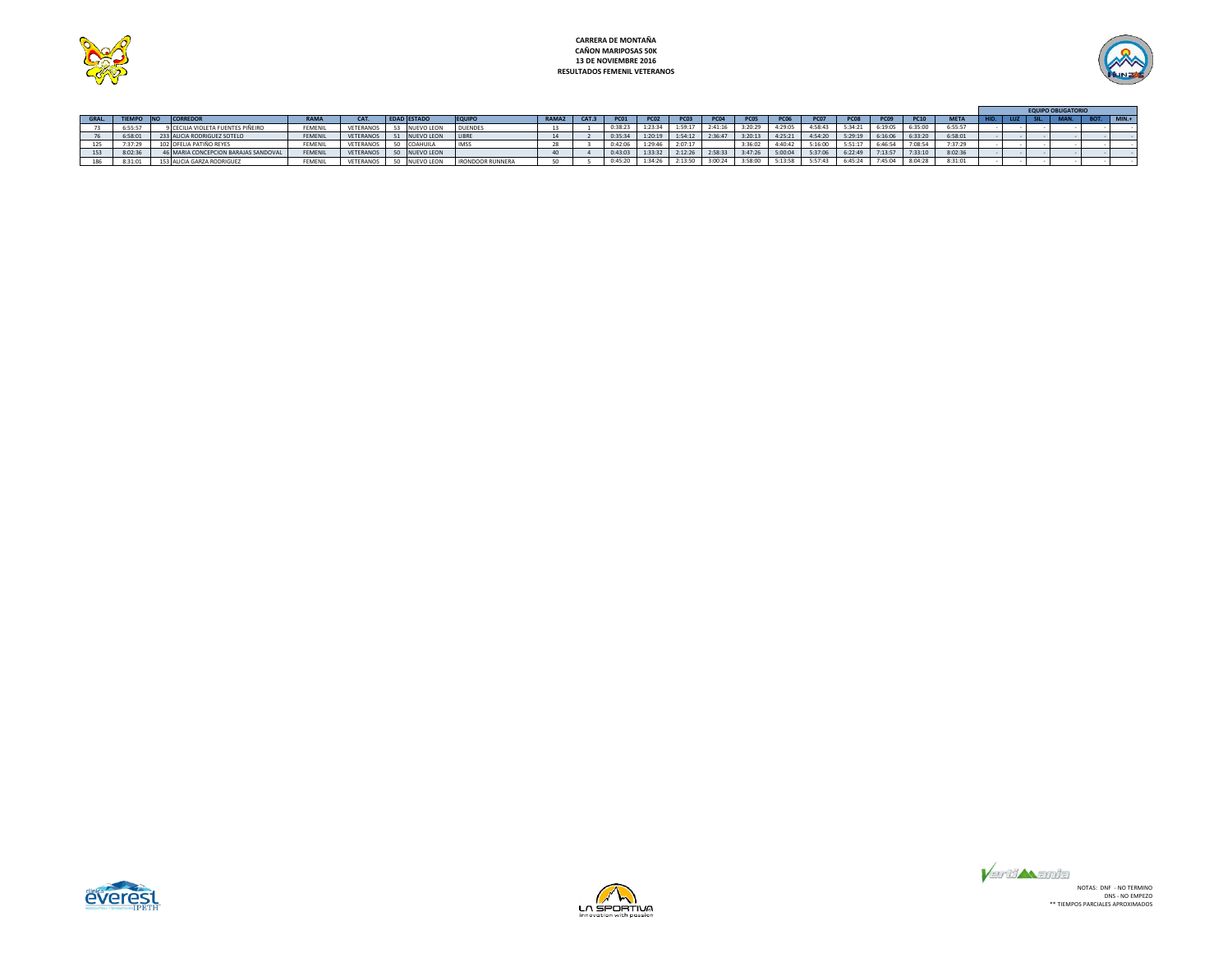**CARRERA DE MONTAÑA**
**CAÑON MARIPOSAS 50K**
**13 DE NOVIEMBRE 2016**
**RESULTADOS FEMENIL VETERANOS**

| GRAL. | TIEMPO | NO | CORREDOR | RAMA | CAT. | EDAD | ESTADO | EQUIPO | RAMA2 | CAT.3 | PC01 | PC02 | PC03 | PC04 | PC05 | PC06 | PC07 | PC08 | PC09 | PC10 | META | EQUIPO OBLIGATORIO | | | | | |
|---|---|---|---|---|---|---|---|---|---|---|---|---|---|---|---|---|---|---|---|---|---|---|---|---|---|---|---|
| | | | | | | | | | | | | | | | | | | | | | | HID. | LUZ | SIL. | MAN. | BOT. | MIN.+ |
| 73 | 6:55:57 | 9 | CECILIA VIOLETA FUENTES PIÑEIRO | FEMENIL | VETERANOS | 53 | NUEVO LEON | DUENDES | 13 | 1 | 0:38:23 | 1:23:34 | 1:59:17 | 2:41:16 | 3:20:29 | 4:29:05 | 4:58:43 | 5:34:21 | 6:19:05 | 6:35:00 | 6:55:57 | - | - | - | - | - | - |
| 76 | 6:58:01 | 233 | ALICIA RODRIGUEZ SOTELO | FEMENIL | VETERANOS | 51 | NUEVO LEON | LIBRE | 14 | 2 | 0:35:34 | 1:20:19 | 1:54:12 | 2:36:47 | 3:20:13 | 4:25:21 | 4:54:20 | 5:29:19 | 6:16:06 | 6:33:20 | 6:58:01 | - | - | - | - | - | - |
| 125 | 7:37:29 | 102 | OFELIA PATIÑO REYES | FEMENIL | VETERANOS | 50 | COAHUILA | IMSS | 28 | 3 | 0:42:06 | 1:29:46 | 2:07:17 | | 3:36:02 | 4:40:42 | 5:16:00 | 5:51:17 | 6:46:54 | 7:08:54 | 7:37:29 | - | - | - | - | - | - |
| 153 | 8:02:36 | 46 | MARIA CONCEPCION BARAJAS SANDOVAL | FEMENIL | VETERANOS | 50 | NUEVO LEON | | 40 | 4 | 0:43:03 | 1:33:32 | 2:12:26 | 2:58:33 | 3:47:26 | 5:00:04 | 5:37:06 | 6:22:49 | 7:13:57 | 7:33:10 | 8:02:36 | - | - | - | - | - | - |
| 186 | 8:31:01 | 153 | ALICIA GARZA RODRIGUEZ | FEMENIL | VETERANOS | 50 | NUEVO LEON | IRONDOOR RUNNERA | 50 | 5 | 0:45:20 | 1:34:26 | 2:13:50 | 3:00:24 | 3:58:00 | 5:13:58 | 5:57:43 | 6:45:24 | 7:45:04 | 8:04:28 | 8:31:01 | - | - | - | - | - | - |

NOTAS: DNF - NO TERMINO
DNS - NO EMPEZO
** TIEMPOS PARCIALES APROXIMADOS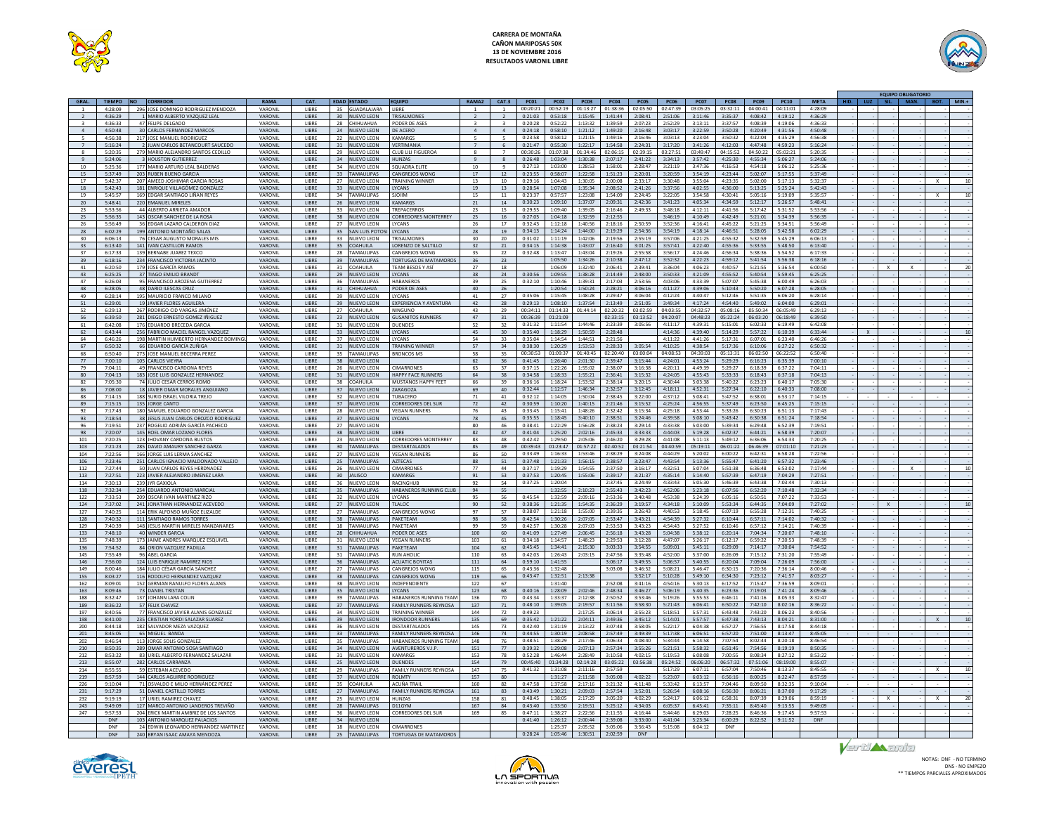# CARRERA DE MONTAÑA
## CAÑON MARIPOSAS 50K
### 13 DE NOVIEMBRE 2016
### RESULTADOS VARONIL LIBRE

| GRAL. | TIEMPO | NO | CORREDOR | RAMA | CAT. | EDAD | ESTADO | EQUIPO | RAMA2 | CAT.3 | PC01 | PC02 | PC03 | PC04 | PC05 | PC06 | PC07 | PC08 | PC09 | PC10 | META | HID. | LUZ | SIL. | MAN. | BOT. | MIN.+ |
|---|---|---|---|---|---|---|---|---|---|---|---|---|---|---|---|---|---|---|---|---|---|---|---|---|---|---|---|
| 1 | 4:28:09 | 296 | JOSE DOMINGO RODRIGUEZ MENDOZA | VARONIL | LIBRE | 35 | GUADALAJARA | LIBRE | 1 | 1 | 00:20:21 | 00:52:19 | 01:13:27 | 01:38:36 | 02:05:50 | 02:47:39 | 03:05:25 | 03:32:11 | 04:00:41 | 04:11:01 | 4:28:09 | | | | | | |
| 2 | 4:36:29 | 1 | MARIO ALBERTO VAZQUEZ LEAL | VARONIL | LIBRE | 30 | NUEVO LEON | TRISALMONES | 2 | 2 | 0:21:03 | 0:53:18 | 1:15:45 | 1:41:44 | 2:08:41 | 2:51:06 | 3:11:46 | 3:35:37 | 4:08:42 | 4:19:12 | 4:36:29 | | | | | | |
| 3 | 4:36:33 | 47 | FELIPE DELGADO | VARONIL | LIBRE | 28 | CHIHUAHUA | PODER DE ASES | 3 | 3 | 0:20:28 | 0:52:22 | 1:13:32 | 1:39:59 | 2:07:23 | 2:52:29 | 3:13:11 | 3:37:57 | 4:08:39 | 4:19:06 | 4:36:33 | | | | | | |
| 4 | 4:50:48 | 30 | CARLOS FERNANDEZ MARCOS | VARONIL | LIBRE | 24 | NUEVO LEON | DE ACERO | 4 | 4 | 0:24:18 | 0:58:10 | 1:21:12 | 1:49:20 | 2:16:48 | 3:03:17 | 3:22:59 | 3:50:28 | 4:20:49 | 4:31:56 | 4:50:48 | | | | | | |
| 5 | 4:56:38 | 217 | JOSE MANUEL RODRIGUEZ | VARONIL | LIBRE | 22 | NUEVO LEON | KAMARGS | 5 | 5 | 0:23:58 | 0:58:12 | 1:21:15 | 1:49:16 | 2:16:46 | 3:03:13 | 3:23:04 | 3:50:32 | 4:22:04 | 4:35:29 | 4:56:38 | | | | | | |
| 7 | 5:16:24 | 2 | JUAN CARLOS BETANCOURT SAUCEDO | VARONIL | LIBRE | 31 | NUEVO LEON | VERTIMANIA | 7 | 6 | 0:21:47 | 0:55:30 | 1:22:17 | 1:54:58 | 2:24:31 | 3:17:20 | 3:41:26 | 4:12:03 | 4:47:48 | 4:59:23 | 5:16:24 | | | | | | |
| 8 | 5:20:35 | 279 | MARIO ALEJANDRO SANTOS CEDILLO | VARONIL | LIBRE | 29 | NUEVO LEON | CLUB LILI FIGUEROA | 8 | 7 | 00:30:26 | 01:07:38 | 01:34:46 | 02:06:15 | 02:39:15 | 03:27:51 | 03:49:47 | 04:15:52 | 04:50:22 | 05:02:21 | 5:20:35 | | | | | | |
| 9 | 5:24:06 | 3 | HOUSTON GUTIERREZ | VARONIL | LIBRE | 34 | NUEVO LEON | HUNZAS | 9 | 8 | 0:26:48 | 1:03:04 | 1:30:38 | 2:07:17 | 2:41:22 | 3:34:13 | 3:57:42 | 4:25:30 | 4:55:34 | 5:06:27 | 5:24:06 | | | | | | |
| 10 | 5:25:36 | 177 | MARIO ARTURO LEAL BALDERAS | VARONIL | LIBRE | 34 | NUEVO LEON | SQUADRA ELITE | 10 | 9 | 0:27:13 | 1:03:00 | 1:28:53 | 1:58:01 | 2:28:47 | 3:21:19 | 3:47:36 | 4:16:53 | 4:54:18 | 5:06:12 | 5:25:36 | | | | | | |
| 15 | 5:37:49 | 203 | RUBEN BUENO GARCIA | VARONIL | LIBRE | 33 | TAMAULIPAS | CANGREJOS WONG | 17 | 12 | 0:23:55 | 0:58:07 | 1:22:58 | 1:51:23 | 2:20:01 | 3:20:59 | 3:54:19 | 4:23:44 | 5:02:07 | 5:17:55 | 5:37:49 | | | | | | |
| 17 | 5:42:37 | 207 | AMEED JOSHIMAR GARCIA ROSAS | VARONIL | LIBRE | 27 | NUEVO LEON | TRAINING WINNER | 13 | 10 | 0:29:16 | 1:04:43 | 1:30:05 | 2:00:08 | 2:33:17 | 3:30:48 | 3:55:04 | 4:23:35 | 5:02:00 | 5:17:13 | 5:32:37 | | | | | X | 10 |
| 18 | 5:42:43 | 181 | ENRIQUE VILLAGÓMEZ GONZÁLEZ | VARONIL | LIBRE | 33 | NUEVO LEON | LYCANS | 19 | 13 | 0:28:54 | 1:07:08 | 1:35:34 | 2:08:52 | 2:41:26 | 3:37:56 | 4:02:55 | 4:36:00 | 5:13:25 | 5:25:24 | 5:42:43 | | | | | | |
| 19 | 5:45:57 | 169 | EDGAR SANTIAGO LIÑAN REYES | VARONIL | LIBRE | 34 | TAMAULIPAS | SIOIIM | 15 | 11 | 0:23:37 | 0:57:57 | 1:23:08 | 1:54:09 | 2:24:45 | 3:22:05 | 3:54:58 | 4:30:41 | 5:05:16 | 5:19:09 | 5:35:57 | | | | | X | 10 |
| 20 | 5:48:41 | 220 | EMANUEL MIRELES | VARONIL | LIBRE | 26 | NUEVO LEON | KAMARGS | 21 | 14 | 0:30:23 | 1:09:10 | 1:37:07 | 2:09:31 | 2:42:36 | 3:41:23 | 4:05:34 | 4:34:59 | 5:12:17 | 5:26:57 | 5:48:41 | | | | | | |
| 23 | 5:53:56 | 44 | ALBERTO ARRIETA AMADOR | VARONIL | LIBRE | 33 | NUEVO LEON | TREPACERROS | 23 | 15 | 0:29:55 | 1:09:40 | 1:39:05 | 2:16:46 | 2:49:33 | 3:48:18 | 4:12:11 | 4:41:56 | 5:17:42 | 5:31:52 | 5:53:56 | | | | | | |
| 25 | 5:56:35 | 143 | OSCAR SANCHEZ DE LA ROSA | VARONIL | LIBRE | 38 | NUEVO LEON | CORREDORES MONTERREY | 25 | 16 | 0:27:05 | 1:04:18 | 1:32:59 | 2:12:55 | | 3:46:19 | 4:10:49 | 4:42:49 | 5:21:01 | 5:34:39 | 5:56:35 | | | | | | |
| 26 | 5:56:49 | 36 | EDGAR LAZARO CALDERON DIAZ | VARONIL | LIBRE | 27 | NUEVO LEON | LYCANS | 26 | 17 | 0:32:43 | 1:12:18 | 1:40:56 | 2:18:16 | 2:50:59 | 3:52:36 | 4:16:41 | 4:45:22 | 5:21:25 | 5:34:51 | 5:56:49 | | | | | | |
| 28 | 6:02:29 | 199 | ANTONIO MONTAÑO SALAS | VARONIL | LIBRE | 35 | SAN LUIS POTOSI | LYCANS | 28 | 19 | 0:34:13 | 1:14:24 | 1:44:00 | 2:19:29 | 2:54:36 | 3:54:19 | 4:18:14 | 4:46:51 | 5:28:05 | 5:42:58 | 6:02:29 | | | | | | |
| 30 | 6:06:13 | 76 | CESAR AUGUSTO MORALES MIS | VARONIL | LIBRE | 33 | NUEVO LEON | TRISALMONES | 30 | 20 | 0:31:02 | 1:11:19 | 1:42:06 | 2:19:56 | 2:55:19 | 3:57:06 | 4:21:25 | 4:55:32 | 5:32:59 | 5:45:29 | 6:06:13 | | | | | | |
| 33 | 6:13:40 | 141 | IVAN CASTILLON RAMOS | VARONIL | LIBRE | 35 | COAHUILA | LORENZO DE SALTILLO | 32 | 21 | 0:34:15 | 1:14:38 | 1:43:07 | 2:16:40 | 3:01:25 | 3:57:41 | 4:22:40 | 4:55:36 | 5:33:55 | 5:48:50 | 6:13:40 | | | | | | |
| 37 | 6:17:33 | 139 | BERNABE JUAREZ TEXCO | VARONIL | LIBRE | 28 | TAMAULIPAS | CANGREJOS WONG | 35 | 22 | 0:32:48 | 1:13:47 | 1:43:04 | 2:19:26 | 2:55:58 | 3:56:17 | 4:24:46 | 4:56:34 | 5:38:36 | 5:54:52 | 6:17:33 | | | | | | |
| 39 | 6:18:16 | 234 | FRANCISCO VICTORIA JACINTO | VARONIL | LIBRE | 39 | TAMAULIPAS | TORTUGAS DE MATAMOROS | 36 | 23 | | 1:05:50 | 1:34:26 | 2:10:38 | 2:47:12 | 3:52:32 | 4:22:23 | 4:59:12 | 5:41:54 | 5:56:38 | 6:18:16 | | | | | | |
| 41 | 6:20:50 | 179 | JOSE GARCÍA RAMOS | VARONIL | LIBRE | 31 | COAHUILA | TEAM BESOS Y ASÍ | 27 | 18 | | 1:06:09 | 1:32:40 | 2:06:41 | 2:39:41 | 3:36:04 | 4:06:23 | 4:40:57 | 5:21:55 | 5:36:54 | 6:00:50 | | X | | X | | 20 |
| 43 | 6:25:25 | 37 | TIAGO EMILIO BRANDT | VARONIL | LIBRE | 29 | NUEVO LEON | LYCANS | 38 | 24 | 0:30:56 | 1:09:55 | 1:38:28 | 2:14:49 | 2:48:00 | 3:50:33 | 4:21:09 | 4:55:52 | 5:40:54 | 5:59:45 | 6:25:25 | | | | | | |
| 47 | 6:26:03 | 95 | FRANCISCO AROZENA GUTIERREZ | VARONIL | LIBRE | 36 | TAMAULIPAS | HABANEROS | 39 | 25 | 0:32:10 | 1:10:46 | 1:39:31 | 2:17:03 | 2:53:56 | 4:03:06 | 4:33:39 | 5:07:07 | 5:45:38 | 6:00:49 | 6:26:03 | | | | | | |
| 48 | 6:28:05 | 48 | DARIO ILESCAS CRUZ | VARONIL | LIBRE | 31 | CHIHUAHUA | PODER DE ASES | 40 | 26 | | 1:20:54 | 1:50:24 | 2:28:21 | 3:06:16 | 4:11:27 | 4:39:06 | 5:10:43 | 5:50:20 | 6:07:28 | 6:28:05 | | | | | | |
| 49 | 6:28:14 | 195 | MAURICIO FRANCO MILANO | VARONIL | LIBRE | 39 | NUEVO LEON | LYCANS | 41 | 27 | 0:35:06 | 1:15:45 | 1:48:28 | 2:29:47 | 3:06:04 | 4:12:24 | 4:40:47 | 5:12:46 | 5:51:35 | 6:06:20 | 6:28:14 | | | | | | |
| 51 | 6:29:01 | 19 | JAVIER FLORES AGUILERA | VARONIL | LIBRE | 39 | NUEVO LEON | EXPERIENCIA Y AVENTURA | 42 | 28 | 0:29:13 | 1:08:10 | 1:37:54 | 2:13:49 | 2:51:05 | 3:49:34 | 4:17:24 | 4:54:40 | 5:49:02 | 6:04:00 | 6:29:01 | | | | | | |
| 52 | 6:29:13 | 267 | RODRIGO CID VARGAS JIMÉNEZ | VARONIL | LIBRE | 27 | COAHUILA | NINGUNO | 43 | 29 | 00:34:11 | 01:14:33 | 01:44:14 | 02:20:32 | 03:02:59 | 04:03:55 | 04:32:57 | 05:08:16 | 05:50:34 | 06:05:49 | 6:29:13 | | | | | | |
| 56 | 6:39:50 | 281 | DIEGO ERNESTO GOMEZ IÑIGUEZ | VARONIL | LIBRE | 23 | NUEVO LEON | GUSANITOS RUNNERS | 47 | 31 | 00:36:39 | 01:21:09 | | 02:33:15 | 03:13:52 | 04:20:07 | 04:48:23 | 05:22:24 | 06:03:20 | 06:18:49 | 6:39:50 | | | | | | |
| 61 | 6:42:08 | 176 | EDUARDO BRECEDA GARCIA | VARONIL | LIBRE | 31 | NUEVO LEON | DUENDES | 52 | 32 | 0:31:32 | 1:11:54 | 1:44:46 | 2:23:39 | 3:05:56 | 4:11:17 | 4:39:31 | 5:15:01 | 6:02:33 | 6:19:49 | 6:42:08 | | | | | | |
| 62 | 6:43:44 | 256 | FABRICIO MACIEL RANGEL VAZQUEZ | VARONIL | LIBRE | 33 | NUEVO LEON | LYCANS | 45 | 30 | 0:35:40 | 1:18:29 | 1:50:59 | 2:28:48 | | 4:14:36 | 4:39:40 | 5:14:29 | 5:57:22 | 6:10:39 | 6:33:44 | X | | | | | 10 |
| 64 | 6:46:26 | 198 | MARTÍN HUMBERTO HERNÁNDEZ DOMINGUEZ | VARONIL | LIBRE | 37 | NUEVO LEON | LYCANS | 54 | 33 | 0:35:04 | 1:14:54 | 1:44:51 | 2:21:56 | | 4:11:22 | 4:41:26 | 5:17:31 | 6:07:01 | 6:23:40 | 6:46:26 | | | | | | |
| 67 | 6:50:32 | 66 | EDUARDO GARCÍA ZUÑIGA | VARONIL | LIBRE | 31 | NUEVO LEON | TRAINING WINNER | 57 | 34 | 0:38:30 | 1:20:29 | 1:53:53 | 2:28:33 | 3:05:54 | 4:10:25 | 4:38:54 | 5:17:36 | 6:10:06 | 6:27:22 | 6:50:32 | | | | | | |
| 68 | 6:50:40 | 273 | JOSE MANUEL BECERRA PEREZ | VARONIL | LIBRE | 35 | TAMAULIPAS | BRONCOS MS | 58 | 35 | 00:30:53 | 01:09:37 | 01:40:45 | 02:20:40 | 03:00:04 | 04:08:53 | 04:39:03 | 05:13:31 | 06:02:50 | 06:22:52 | 6:50:40 | | | | | | |
| 77 | 7:00:10 | 105 | CARLOS VIEYRA | VARONIL | LIBRE | 38 | NUEVO LEON | | 62 | 36 | 0:41:45 | 1:26:40 | 2:01:30 | 2:39:47 | 3:15:44 | 4:24:01 | 4:53:24 | 5:29:29 | 6:16:23 | 6:35:39 | 7:00:10 | | | | | | |
| 79 | 7:04:11 | 49 | FRANCISCO CARDONA REYES | VARONIL | LIBRE | 26 | NUEVO LEON | CIMARRONES | 63 | 37 | 0:37:15 | 1:22:26 | 1:55:02 | 2:38:07 | 3:16:38 | 4:20:11 | 4:49:39 | 5:29:27 | 6:18:39 | 6:37:22 | 7:04:11 | | | | | | |
| 80 | 7:04:13 | 183 | JOSE LUIS GONZALEZ HERNANDEZ | VARONIL | LIBRE | 31 | NUEVO LEON | HAPPY FACE RUNNERS | 64 | 38 | 0:34:58 | 1:18:33 | 1:55:21 | 2:36:41 | 3:15:32 | 4:24:05 | 4:55:43 | 5:33:33 | 6:18:43 | 6:37:18 | 7:04:13 | | | | | | |
| 82 | 7:05:30 | 74 | JULIO CESAR CERROS ROMO | VARONIL | LIBRE | 30 | COAHUILA | MUSTANGS HAPPY FEET | 66 | 39 | 0:36:16 | 1:18:24 | 1:53:52 | 2:38:14 | 3:20:15 | 4:30:44 | 5:03:38 | 5:40:22 | 6:23:23 | 6:40:17 | 7:05:30 | | | | | | |
| 86 | 7:08:00 | 18 | JAVIER OMAR MORALES ANGUIANO | VARONIL | LIBRE | 37 | NUEVO LEON | ZARAGOZA | 69 | 40 | 0:32:44 | 1:12:57 | 1:46:34 | 2:32:57 | 3:12:45 | 4:18:11 | 4:52:31 | 5:27:34 | 6:22:10 | 6:40:33 | 7:08:00 | | | | | | |
| 88 | 7:14:15 | 188 | SURID ISRAEL VILORIA TREJO | VARONIL | LIBRE | 32 | NUEVO LEON | TUBACERO | 71 | 41 | 0:32:12 | 1:14:05 | 1:50:04 | 2:38:45 | 3:22:00 | 4:37:12 | 5:08:41 | 5:47:52 | 6:38:01 | 6:53:17 | 7:14:15 | | | | | | |
| 89 | 7:15:15 | 135 | JORGE CANTO | VARONIL | LIBRE | 37 | NUEVO LEON | CORREDORES DEL SUR | 72 | 42 | 0:30:59 | 1:10:20 | 1:40:15 | 2:21:46 | 3:15:52 | 4:25:24 | 4:56:55 | 5:37:49 | 6:23:50 | 6:45:25 | 7:15:15 | | | | | | |
| 92 | 7:17:43 | 180 | SAMUEL EDUARDO GONZALEZ GARCIA | VARONIL | LIBRE | 28 | NUEVO LEON | VEGAN RUNNERS | 76 | 43 | 0:33:45 | 1:15:41 | 1:48:26 | 2:32:42 | 3:15:36 | 4:25:18 | 4:53:44 | 5:33:26 | 6:30:23 | 6:51:13 | 7:17:43 | | | | | | |
| 93 | 7:18:54 | 38 | JESUS JUAN CARLOS OROZCO RODRIGUEZ | VARONIL | LIBRE | 37 | NUEVO LEON | LYCANS | 78 | 45 | 0:35:55 | 1:18:45 | 3:40:10 | 2:38:51 | 3:24:46 | 4:39:58 | 5:08:10 | 5:43:42 | 6:30:38 | 6:51:24 | 7:18:54 | | | | | | |
| 96 | 7:19:51 | 237 | ROGELIO ADRIÁN GARCÍA PACHECO | VARONIL | LIBRE | 27 | NUEVO LEON | | 80 | 46 | 0:38:41 | 1:22:29 | 1:56:28 | 2:38:23 | 3:29:14 | 4:33:38 | 5:03:00 | 5:39:34 | 6:29:48 | 6:52:39 | 7:19:51 | | | | | | |
| 98 | 7:20:07 | 145 | ROEL OMAR LOZANO FLORES | VARONIL | LIBRE | 38 | NUEVO LEON | LIBRE | 82 | 47 | 0:41:04 | 1:25:20 | 2:02:16 | 2:45:33 | 3:33:33 | 4:44:03 | 5:19:28 | 6:02:37 | 6:44:21 | 6:58:39 | 7:20:07 | | | | | | |
| 101 | 7:20:25 | 123 | JHOVANY CARDONA BUSTOS | VARONIL | LIBRE | 23 | NUEVO LEON | CORREDORES MONTERREY | 83 | 48 | 0:42:42 | 1:29:50 | 2:05:06 | 2:46:20 | 3:29:28 | 4:41:08 | 5:11:13 | 5:49:12 | 6:36:06 | 6:54:33 | 7:20:25 | | | | | | |
| 103 | 7:21:23 | 285 | DAVID AMAURY SANCHEZ GARZA | VARONIL | LIBRE | 30 | TAMAULIPAS | DESTARTALADOS | 85 | 49 | 00:39:43 | 01:23:47 | 01:57:22 | 02:40:52 | 03:21:54 | 04:40:59 | 05:19:11 | 06:01:22 | 06:46:39 | 07:01:10 | 7:21:23 | | | | | | |
| 104 | 7:22:56 | 166 | JORGE LUIS LERMA SANCHEZ | VARONIL | LIBRE | 27 | NUEVO LEON | VEGAN RUNNERS | 86 | 50 | 0:33:49 | 1:16:33 | 1:53:46 | 2:38:29 | 3:24:08 | 4:44:29 | 5:20:02 | 6:00:22 | 6:42:31 | 6:58:28 | 7:22:56 | | | | | | |
| 106 | 7:23:46 | 251 | CARLOS IGNACIO MALDONADO VALLEJO | VARONIL | LIBRE | 25 | TAMAULIPAS | AZTECAS | 88 | 51 | 0:37:48 | 1:21:33 | 1:56:15 | 2:38:57 | 3:23:47 | 4:43:54 | 5:13:36 | 5:55:47 | 6:41:20 | 6:57:32 | 7:23:46 | | | | | | |
| 112 | 7:27:44 | 50 | JUAN CARLOS REYES HERDNADEZ | VARONIL | LIBRE | 26 | NUEVO LEON | CIMARRONES | 77 | 44 | 0:37:17 | 1:19:29 | 1:54:55 | 2:37:50 | 3:16:17 | 4:32:51 | 5:07:04 | 5:51:38 | 6:36:48 | 6:53:02 | 7:17:44 | | | | X | | 10 |
| 113 | 7:27:51 | 223 | JAVIER ALEJANDRO JIMENEZ LARA | VARONIL | LIBRE | 30 | JALISCO | KAMARGS | 91 | 53 | 0:37:53 | 1:20:45 | 1:55:06 | 2:39:17 | 3:21:37 | 4:35:14 | 5:14:40 | 5:57:39 | 6:47:19 | 7:04:29 | 7:27:51 | | | | | | |
| 114 | 7:30:13 | 239 | IYR GAXIOLA | VARONIL | LIBRE | 36 | NUEVO LEON | RACINGHUB | 92 | 54 | 0:37:25 | 1:20:04 | | 2:37:45 | 3:24:49 | 4:33:43 | 5:05:30 | 5:46:39 | 6:43:38 | 7:03:44 | 7:30:13 | | | | | | |
| 118 | 7:32:34 | 254 | EDUARDO ANTONIO MARCIAL | VARONIL | LIBRE | 35 | TAMAULIPAS | HABANEROS RUNNING CLUB | 94 | 55 | | 1:32:55 | 2:10:23 | 2:55:43 | 3:42:23 | 4:52:06 | 5:23:18 | 6:07:56 | 6:52:20 | 7:10:48 | 7:32:34 | | | | | | |
| 122 | 7:33:53 | 209 | OSCAR IVAN MARTINEZ RIZO | VARONIL | LIBRE | 32 | NUEVO LEON | LYCANS | 95 | 56 | 0:45:54 | 1:32:59 | 2:09:16 | 2:53:36 | 3:40:48 | 4:53:38 | 5:24:39 | 6:05:16 | 6:50:51 | 7:07:22 | 7:33:53 | | | | | | |
| 124 | 7:37:02 | 241 | JONATHAN HERNANDEZ ACEVEDO | VARONIL | LIBRE | 27 | NUEVO LEON | TLALOC | 90 | 52 | 0:38:36 | 1:21:35 | 1:54:35 | 2:36:29 | 3:19:57 | 4:34:18 | 5:10:09 | 5:53:34 | 6:44:35 | 7:04:09 | 7:27:02 | | X | | | | 10 |
| 127 | 7:40:25 | 114 | ERIK ALFONSO MUÑOZ ELIZALDE | VARONIL | LIBRE | 27 | TAMAULIPAS | CANGREJOS WONG | 97 | 57 | 0:38:07 | 1:21:18 | 1:55:00 | 2:39:35 | 3:26:43 | 4:40:53 | 5:18:45 | 6:07:19 | 6:55:28 | 7:12:31 | 7:40:25 | | | | | | |
| 128 | 7:40:32 | 111 | SANTIAGO RAMOS TORRES | VARONIL | LIBRE | 38 | TAMAULIPAS | PAKETEAM | 98 | 58 | 0:42:54 | 1:30:26 | 2:07:05 | 2:53:47 | 3:43:21 | 4:54:39 | 5:27:32 | 6:10:44 | 6:57:11 | 7:14:02 | 7:40:32 | | | | | | |
| 129 | 7:40:39 | 148 | JESUS MARTIN MIRELES MANZANARES | VARONIL | LIBRE | 18 | TAMAULIPAS | PAKETEAM | 99 | 59 | 0:42:57 | 1:30:28 | 2:07:03 | 2:53:53 | 3:43:23 | 4:54:43 | 5:27:52 | 6:10:46 | 6:57:12 | 7:14:21 | 7:40:39 | | | | | | |
| 133 | 7:48:10 | 40 | WINDER GARCIA | VARONIL | LIBRE | 28 | CHIHUAHUA | PODER DE ASES | 100 | 60 | 0:41:09 | 1:27:49 | 2:06:45 | 2:56:18 | 3:43:28 | 5:04:38 | 5:38:12 | 6:20:14 | 7:04:34 | 7:20:07 | 7:48:10 | | | | | | |
| 135 | 7:48:39 | 173 | JAIME ANDRES MARQUEZ ESQUIVEL | VARONIL | LIBRE | 31 | NUEVO LEON | VEGAN RUNNERS | 103 | 61 | 0:34:18 | 1:14:57 | 1:48:23 | 2:29:53 | 3:12:28 | 4:47:07 | 5:26:17 | 6:12:17 | 6:59:22 | 7:20:53 | 7:48:39 | | | | | | |
| 136 | 7:54:52 | 84 | ORION VAZQUEZ PADILLA | VARONIL | LIBRE | 31 | TAMAULIPAS | PAKETEAM | 104 | 62 | 0:45:45 | 1:34:41 | 2:15:30 | 3:03:33 | 3:54:55 | 5:09:01 | 5:45:11 | 6:29:09 | 7:14:17 | 7:30:04 | 7:54:52 | | | | | | |
| 145 | 7:55:49 | 96 | ABEL GARCIA | VARONIL | LIBRE | 31 | TAMAULIPAS | RUN AHOLIC | 110 | 63 | 0:42:03 | 1:26:43 | 2:03:15 | 2:47:56 | 3:35:48 | 4:52:00 | 5:37:00 | 6:26:09 | 7:15:12 | 7:31:20 | 7:55:49 | | | | | | |
| 146 | 7:56:00 | 124 | LUIS ENRIQUE RAMIREZ RIOS | VARONIL | LIBRE | 36 | TAMAULIPAS | ACUATIC BOYITAS | 111 | 64 | 0:59:10 | 1:41:55 | | 3:06:17 | 3:49:55 | 5:06:57 | 5:40:55 | 6:20:04 | 7:09:04 | 7:26:09 | 7:56:00 | | | | | | |
| 149 | 8:00:46 | 184 | JULIO CÉSAR GARCÍA SÁNCHEZ | VARONIL | LIBRE | 27 | TAMAULIPAS | CANGREJOS WONG | 115 | 65 | 0:43:36 | 1:32:48 | | 3:03:08 | 3:46:52 | 5:08:21 | 5:46:47 | 6:30:15 | 7:20:36 | 7:36:14 | 8:00:46 | | | | | | |
| 155 | 8:03:27 | 116 | RODOLFO HERNANDEZ VAZQUEZ | VARONIL | LIBRE | 38 | TAMAULIPAS | CANGREJOS WONG | 119 | 66 | 0:43:47 | 1:32:51 | 2:13:38 | | 3:52:17 | 5:10:28 | 5:49:10 | 6:34:30 | 7:23:12 | 7:41:57 | 8:03:27 | | | | | | |
| 162 | 8:09:01 | 152 | GERMAN RANULFO FLORES ALANIS | VARONIL | LIBRE | 38 | NUEVO LEON | INDEPENDIENTE | 122 | 67 | | 1:31:40 | | 2:52:08 | 3:41:16 | 4:54:16 | 5:30:13 | 6:17:52 | 7:15:47 | 7:36:59 | 8:09:01 | | | | | | |
| 163 | 8:09:46 | 73 | DANIEL TRISTAN | VARONIL | LIBRE | 35 | NUEVO LEON | LYCANS | 123 | 68 | 0:40:16 | 1:28:09 | 2:02:46 | 2:48:34 | 3:46:27 | 5:06:19 | 5:40:35 | 6:23:36 | 7:19:03 | 7:41:24 | 8:09:46 | | | | | | |
| 188 | 8:32:47 | 137 | JOHANN LARA COLIN | VARONIL | LIBRE | 31 | TAMAULIPAS | HABANEROS RUNNING TEAM | 136 | 70 | 0:43:34 | 1:33:37 | 2:12:38 | 2:50:52 | 3:53:46 | 5:19:26 | 5:55:53 | 6:46:11 | 7:41:16 | 8:05:33 | 8:32:47 | | | | | | |
| 189 | 8:36:22 | 57 | FELIX CHAVEZ | VARONIL | LIBRE | 37 | TAMAULIPAS | FAMILY RUNNERS REYNOSA | 137 | 71 | 0:48:10 | 1:39:05 | 2:19:57 | 3:11:56 | 3:58:30 | 5:21:43 | 6:06:41 | 6:50:22 | 7:42:10 | 8:02:16 | 8:36:22 | | | | | | |
| 197 | 8:40:56 | 77 | FRANCISCO JAVIER ALANIS GONZALEZ | VARONIL | LIBRE | 34 | NUEVO LEON | TRAINING WINNER | 144 | 72 | 0:49:23 | | 2:17:25 | 3:06:14 | 3:55:23 | 5:18:51 | 5:57:31 | 6:43:48 | 7:43:20 | 8:06:23 | 8:40:56 | | | | | | |
| 198 | 8:41:00 | 235 | CRISTIAN YORDI SALAZAR SUAREZ | VARONIL | LIBRE | 39 | NUEVO LEON | IRONDOOR RUNNERS | 135 | 69 | 0:35:42 | 1:21:22 | 2:04:11 | 2:49:36 | 3:45:12 | 5:14:01 | 5:57:57 | 6:47:38 | 7:43:13 | 8:04:21 | 8:31:00 | | | | | X | 10 |
| 200 | 8:44:18 | 182 | SALVADOR MEZA VAZQUEZ | VARONIL | LIBRE | 36 | NUEVO LEON | DESTARTALADOS | 145 | 73 | 0:42:40 | 1:31:19 | 2:13:22 | 3:07:48 | 3:58:05 | 5:22:17 | 6:04:38 | 6:57:27 | 7:56:55 | 8:17:58 | 8:44:18 | | | | | | |
| 201 | 8:45:05 | 65 | MIGUEL BANDA | VARONIL | LIBRE | 33 | TAMAULIPAS | FAMILY RUNNERS REYNOSA | 146 | 74 | 0:44:55 | 1:30:19 | 2:08:58 | 2:57:49 | 3:49:39 | 5:17:38 | 6:06:51 | 6:57:20 | 7:51:00 | 8:13:47 | 8:45:05 | | | | | | |
| 202 | 8:46:54 | 113 | JORGE SOLIS GONZALEZ | VARONIL | LIBRE | 35 | TAMAULIPAS | HABANEROS RUNNING TEAM | 148 | 76 | 0:48:51 | 1:38:29 | 2:17:46 | 3:06:33 | 4:08:40 | 5:34:44 | 6:14:58 | 7:07:54 | 8:02:44 | 8:20:18 | 8:46:54 | | | | | | |
| 210 | 8:50:35 | 289 | OMAR ANTONIO SOSA SANTIAGO | VARONIL | LIBRE | 34 | NUEVO LEON | AVENTUREROS V.I.P. | 151 | 77 | 0:39:32 | 1:29:08 | 2:07:13 | 2:57:34 | 3:55:26 | 5:21:51 | 5:58:32 | 6:51:45 | 7:54:56 | 8:19:19 | 8:50:35 | | | | | | |
| 212 | 8:53:22 | 83 | URIEL ALBERTO FERNANDEZ SALAZAR | VARONIL | LIBRE | 31 | NUEVO LEON | KAMARGS | 153 | 78 | 0:52:28 | 1:46:44 | 2:28:49 | 3:10:58 | 4:02:15 | 5:19:53 | 6:08:08 | 7:00:55 | 8:08:34 | 8:27:12 | 8:53:22 | | | | | | |
| 213 | 8:55:07 | 282 | CARLOS CARRANZA | VARONIL | LIBRE | 25 | NUEVO LEON | DUENDES | 154 | 79 | 00:45:40 | 01:34:28 | 02:14:28 | 03:05:22 | 03:56:38 | 05:24:52 | 06:06:20 | 06:57:32 | 07:51:06 | 08:19:00 | 8:55:07 | | | | | | |
| 214 | 8:55:55 | 59 | ESTEBAN ACEVEDO | VARONIL | LIBRE | 29 | TAMAULIPAS | FAMILY RUNNERS REYNOSA | 147 | 75 | 0:41:32 | 1:31:08 | 2:11:16 | 2:57:59 | | 5:17:29 | 6:07:11 | 6:57:04 | 7:50:46 | 8:13:37 | 8:45:55 | | | | | X | 10 |
| 219 | 8:57:59 | 144 | CARLOS AGUIRRE RODRIGUEZ | VARONIL | LIBRE | 37 | NUEVO LEON | ROLMTY | 157 | 80 | | 1:31:27 | 2:11:58 | 3:05:08 | 4:02:22 | 5:23:07 | 6:03:12 | 6:56:16 | 8:00:25 | 8:22:47 | 8:57:59 | | | | | | |
| 226 | 9:10:04 | 71 | OSVALDO E MILIO HERNÁNDEZ PÉREZ | VARONIL | LIBRE | 35 | COAHUILA | ACUÑA TRAIL | 160 | 82 | 0:47:58 | 1:37:58 | 2:17:16 | 3:21:32 | 4:11:48 | 5:33:42 | 6:13:57 | 7:04:46 | 8:09:50 | 8:32:35 | 9:10:04 | | | | | | |
| 231 | 9:17:29 | 51 | DANIEL CASTILLO TORRES | VARONIL | LIBRE | 27 | TAMAULIPAS | FAMILY RUNNERS REYNOSA | 161 | 83 | 0:43:49 | 1:30:21 | 2:09:03 | 2:57:54 | 3:52:01 | 5:26:54 | 6:08:16 | 6:56:30 | 8:06:21 | 8:37:00 | 9:17:29 | | | | | | |
| 232 | 9:19:19 | 17 | URIEL RAMIREZ CHAVEZ | VARONIL | LIBRE | 25 | NUEVO LEON | HUNZAS | 158 | 81 | 0:48:45 | 1:38:05 | 2:17:29 | 3:05:20 | 4:02:29 | 5:24:17 | 6:06:12 | 6:58:31 | 8:07:39 | 8:29:06 | 8:59:19 | | X | | | X | 20 |
| 243 | 9:49:09 | 127 | MARCO ANTONIO LANDEROS TREVIÑO | VARONIL | LIBRE | 28 | TAMAULIPAS | D11GYM | 167 | 84 | 0:43:40 | 1:33:50 | 2:19:51 | 3:25:12 | 4:34:03 | 6:05:37 | 6:45:41 | 7:35:11 | 8:45:40 | 9:13:55 | 9:49:09 | | | | | | |
| 247 | 9:57:53 | 204 | ERICK MARTIN AMBRIZ DE LOS SANTOS | VARONIL | LIBRE | 36 | NUEVO LEON | CORREDORES DEL SUR | 169 | 85 | 0:47:11 | 1:38:27 | 2:22:56 | 2:11:55 | 4:16:44 | 5:44:46 | 6:29:03 | 7:28:25 | 8:46:36 | 9:17:45 | 9:57:53 | | | | | | |
| DNF | | 103 | ANTONIO MARQUEZ PALACIOS | VARONIL | LIBRE | 34 | NUEVO LEON | | | | 0:41:40 | 1:26:12 | 2:00:44 | 2:39:08 | 3:33:00 | 4:41:04 | 5:23:34 | 6:00:29 | 8:22:52 | 9:11:52 | DNF | | | | | | |
| DNF | | 24 | EDWIN LEONARDO HERNANDEZ MARTINEZ | VARONIL | LIBRE | 18 | NUEVO LEON | CIMARRONES | | | | 1:25:37 | 2:05:52 | 3:05:06 | 3:56:43 | 5:15:08 | 6:04:12 | DNF | | | | | | | | | |
| DNF | | 240 | BRYAN ISAAC AMAYA MENDOZA | VARONIL | LIBRE | 25 | TAMAULIPAS | TORTUGAS DE MATAMOROS | | | 0:28:24 | 1:05:46 | 1:30:51 | 2:02:59 | DNF | | | | | | | | | | | | |

NOTAS: DNF - NO TERMINO
DNS - NO EMPEZO
** TIEMPOS PARCIALES APROXIMADOS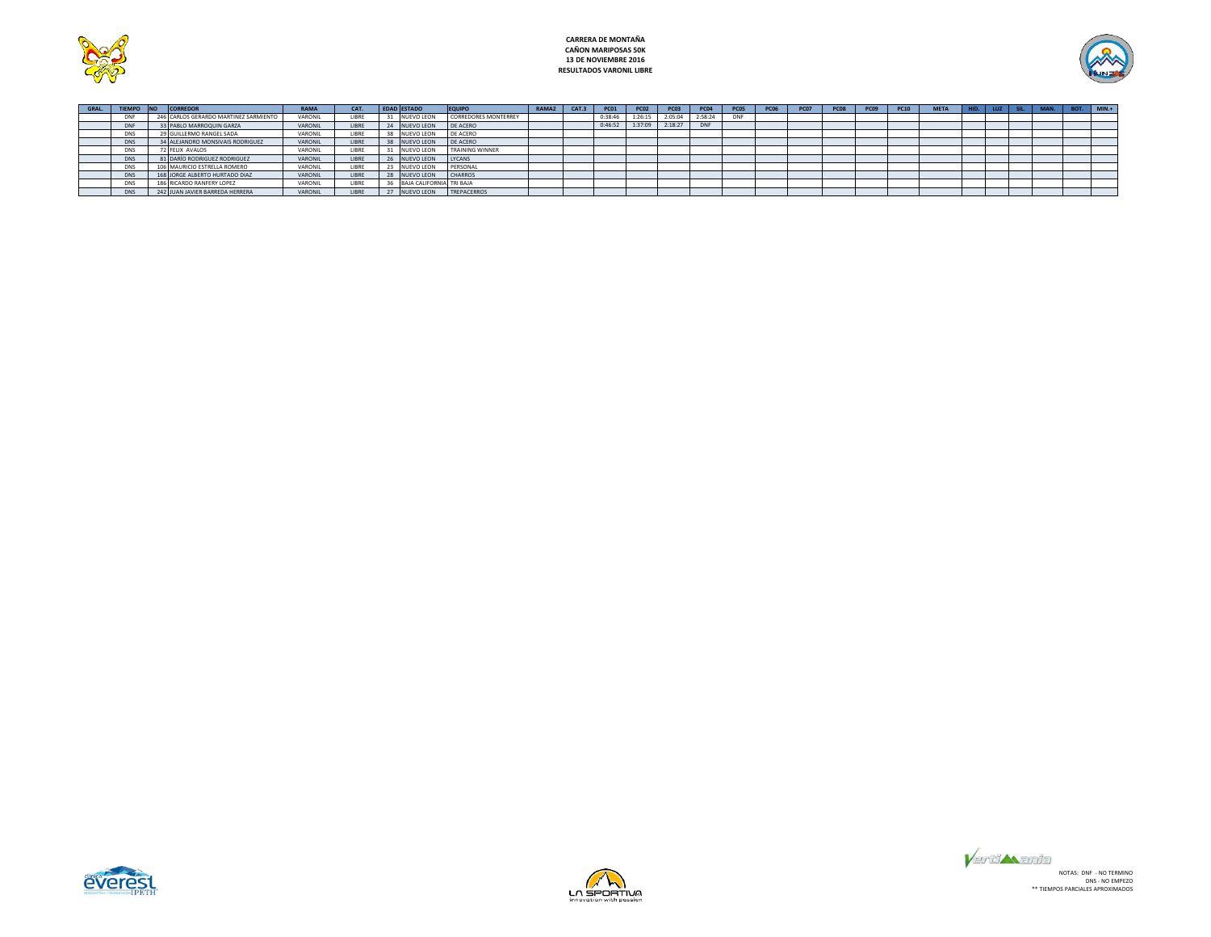**CARRERA DE MONTAÑA**
**CAÑON MARIPOSAS 50K**
**13 DE NOVIEMBRE 2016**
**RESULTADOS VARONIL LIBRE**

| GRAL. | TIEMPO | NO | CORREDOR | RAMA | CAT. | EDAD | ESTADO | EQUIPO | RAMA2 | CAT.3 | PC01 | PC02 | PC03 | PC04 | PC05 | PC06 | PC07 | PC08 | PC09 | PC10 | META | HID. | LUZ | SIL. | MAN. | BOT. | MIN.+ |
|---|---|---|---|---|---|---|---|---|---|---|---|---|---|---|---|---|---|---|---|---|---|---|---|---|---|---|---|
| | DNF | 246 | CARLOS GERARDO MARTINEZ SARMIENTO | VARONIL | LIBRE | 31 | NUEVO LEON | CORREDORES MONTERREY | | | 0:38:46 | 1:26:15 | 2:05:04 | 2:58:24 | DNF | | | | | | | | | | | | |
| | DNF | 33 | PABLO MARROQUIN GARZA | VARONIL | LIBRE | 24 | NUEVO LEON | DE ACERO | | | 0:46:52 | 1:37:09 | 2:18:27 | DNF | | | | | | | | | | | | | |
| | DNS | 29 | GUILLERMO RANGEL SADA | VARONIL | LIBRE | 38 | NUEVO LEON | DE ACERO | | | | | | | | | | | | | | | | | | | |
| | DNS | 34 | ALEJANDRO MONSIVAIS RODRIGUEZ | VARONIL | LIBRE | 38 | NUEVO LEON | DE ACERO | | | | | | | | | | | | | | | | | | | |
| | DNS | 72 | FELIX AVALOS | VARONIL | LIBRE | 31 | NUEVO LEON | TRAINING WINNER | | | | | | | | | | | | | | | | | | | |
| | DNS | 81 | DARÍO RODRIGUEZ RODRIGUEZ | VARONIL | LIBRE | 26 | NUEVO LEON | LYCANS | | | | | | | | | | | | | | | | | | | |
| | DNS | 106 | MAURICIO ESTRELLA ROMERO | VARONIL | LIBRE | 23 | NUEVO LEON | PERSONAL | | | | | | | | | | | | | | | | | | | |
| | DNS | 168 | JORGE ALBERTO HURTADO DIAZ | VARONIL | LIBRE | 28 | NUEVO LEON | CHARROS | | | | | | | | | | | | | | | | | | | |
| | DNS | 186 | RICARDO RANFERY LOPEZ | VARONIL | LIBRE | 36 | BAJA CALIFORNIA | TRI BAJA | | | | | | | | | | | | | | | | | | | |
| | DNS | 242 | JUAN JAVIER BARREDA HERRERA | VARONIL | LIBRE | 27 | NUEVO LEON | TREPACERROS | | | | | | | | | | | | | | | | | | | |

NOTAS: DNF - NO TERMINO
DNS - NO EMPEZO
** TIEMPOS PARCIALES APROXIMADOS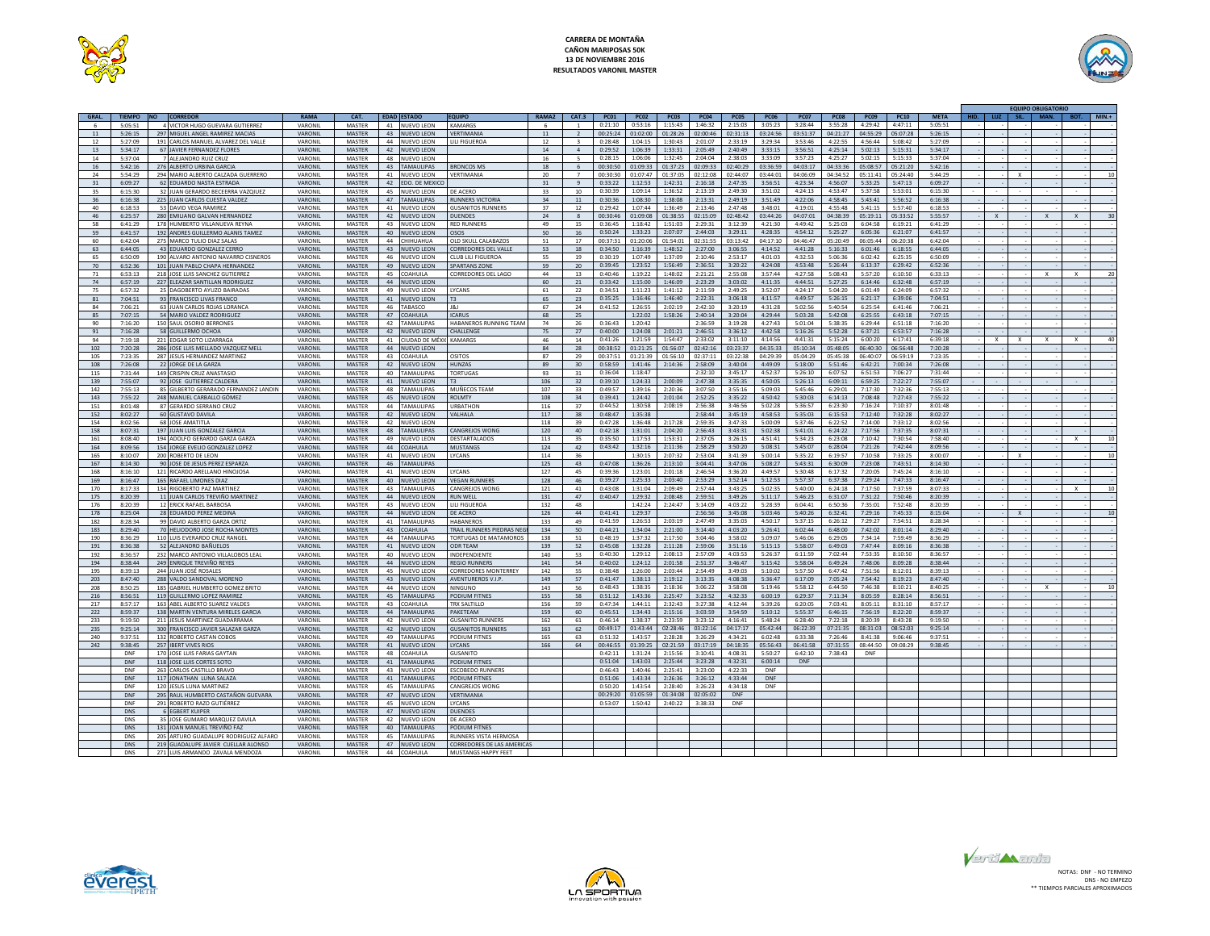# CARRERA DE MONTAÑA
## CAÑON MARIPOSAS 50K
## 13 DE NOVIEMBRE 2016
## RESULTADOS VARONIL MASTER

| GRAL. | TIEMPO | NO | CORREDOR | RAMA | CAT. | EDAD | ESTADO | EQUIPO | RAMA2 | CAT.3 | PC01 | PC02 | PC03 | PC04 | PC05 | PC06 | PC07 | PC08 | PC09 | PC10 | META | HID. | LUZ | SIL. | MAN. | BOT. | MIN.+ |
|---|---|---|---|---|---|---|---|---|---|---|---|---|---|---|---|---|---|---|---|---|---|---|---|---|---|---|---|
| 6 | 5:05:51 | 4 | VICTOR HUGO GUEVARA GUTIERREZ | VARONIL | MASTER | 41 | NUEVO LEON | KAMARGS | 6 | 1 | 0:21:10 | 0:53:16 | 1:15:43 | 1:46:32 | 2:15:03 | 3:05:23 | 3:28:44 | 3:55:28 | 4:29:42 | 4:47:11 | 5:05:51 | - | - | - | - | - | - |
| 11 | 5:26:15 | 297 | MIGUEL ANGEL RAMIREZ MACIAS | VARONIL | MASTER | 43 | NUEVO LEON | VERTIMANIA | 11 | 2 | 00:25:24 | 01:02:00 | 01:28:26 | 02:00:46 | 02:31:13 | 03:24:56 | 03:51:37 | 04:21:27 | 04:55:29 | 05:07:28 | 5:26:15 | - | - | - | - | - | - |
| 12 | 5:27:09 | 191 | CARLOS MANUEL ALVAREZ DEL VALLE | VARONIL | MASTER | 44 | NUEVO LEON | LILI FIGUEROA | 12 | 3 | 0:28:48 | 1:04:15 | 1:30:43 | 2:01:07 | 2:33:19 | 3:29:34 | 3:53:46 | 4:22:55 | 4:56:44 | 5:08:42 | 5:27:09 | - | - | - | - | - | - |
| 13 | 5:34:17 | 67 | JAVIER FERNANDEZ FLORES | VARONIL | MASTER | 42 | NUEVO LEON | | 14 | 4 | 0:29:52 | 1:06:39 | 1:33:31 | 2:05:49 | 2:40:49 | 3:33:15 | 3:56:51 | 4:25:14 | 5:02:13 | 5:15:31 | 5:34:17 | - | - | - | - | - | - |
| 14 | 5:37:04 | 7 | ALEJANDRO RUIZ CRUZ | VARONIL | MASTER | 48 | NUEVO LEON | | 16 | 5 | 0:28:15 | 1:06:06 | 1:32:45 | 2:04:04 | 2:38:03 | 3:33:09 | 3:57:23 | 4:25:27 | 5:02:15 | 5:15:33 | 5:37:04 | - | - | - | - | - | - |
| 16 | 5:42:16 | 276 | ALBERTO URBINA GARCIA | VARONIL | MASTER | 43 | TAMAULIPAS | BRONCOS MS | 18 | 6 | 00:30:50 | 01:09:33 | 01:37:23 | 02:09:33 | 02:40:29 | 03:36:59 | 04:03:17 | 04:33:36 | 05:08:57 | 05:21:20 | 5:42:16 | - | - | - | - | - | - |
| 24 | 5:54:29 | 294 | MARIO ALBERTO CALZADA GUERRERO | VARONIL | MASTER | 41 | NUEVO LEON | VERTIMANIA | 20 | 7 | 00:30:30 | 01:07:47 | 01:37:05 | 02:12:08 | 02:44:07 | 03:44:01 | 04:06:09 | 04:34:52 | 05:11:41 | 05:24:40 | 5:44:29 | - | X | - | - | - | 10 |
| 31 | 6:09:27 | 62 | EDUARDO NASTA ESTRADA | VARONIL | MASTER | 42 | EDO. DE MEXICO | | 31 | 9 | 0:33:22 | 1:12:53 | 1:42:31 | 2:16:18 | 2:47:35 | 3:56:51 | 4:23:34 | 4:56:07 | 5:33:25 | 5:47:13 | 6:09:27 | - | - | - | - | - | - |
| 35 | 6:15:30 | 32 | JUAN GERARDO BECERRA VAZQUEZ | VARONIL | MASTER | 45 | NUEVO LEON | DE ACERO | 33 | 10 | 0:30:39 | 1:09:14 | 1:36:52 | 2:13:19 | 2:49:30 | 3:51:02 | 4:24:13 | 4:53:47 | 5:37:58 | 5:53:01 | 6:15:30 | - | - | - | - | - | - |
| 36 | 6:16:38 | 225 | JUAN CARLOS CUESTA VALDEZ | VARONIL | MASTER | 47 | TAMAULIPAS | RUNNERS VICTORIA | 34 | 11 | 0:30:36 | 1:08:30 | 1:38:08 | 2:13:31 | 2:49:19 | 3:51:49 | 4:22:06 | 4:58:45 | 5:43:41 | 5:56:52 | 6:16:38 | - | - | - | - | - | - |
| 40 | 6:18:53 | 53 | DAVID VEGA RAMIREZ | VARONIL | MASTER | 41 | NUEVO LEON | GUSANITOS RUNNERS | 37 | 12 | 0:29:42 | 1:07:44 | 1:36:49 | 2:13:46 | 2:47:48 | 3:48:01 | 4:19:01 | 4:55:48 | 5:41:15 | 5:57:40 | 6:18:53 | - | - | - | - | - | - |
| 46 | 6:25:57 | 280 | EMILIANO GALVAN HERNANDEZ | VARONIL | MASTER | 42 | NUEVO LEON | DUENDES | 24 | 8 | 00:30:46 | 01:09:08 | 01:38:55 | 02:15:09 | 02:48:42 | 03:44:26 | 04:07:01 | 04:38:39 | 05:19:11 | 05:33:52 | 5:55:57 | - | X | - | X | X | 30 |
| 58 | 6:41:29 | 178 | HUMBERTO VILLANUEVA REYNA | VARONIL | MASTER | 43 | NUEVO LEON | RED RUNNERS | 49 | 15 | 0:36:45 | 1:18:42 | 1:51:03 | 2:29:31 | 3:12:39 | 4:21:30 | 4:49:42 | 5:25:03 | 6:04:58 | 6:19:21 | 6:41:29 | - | - | - | - | - | - |
| 59 | 6:41:57 | 192 | ANDRES GUILLERMO ALANIS TAMEZ | VARONIL | MASTER | 40 | NUEVO LEON | OSOS | 50 | 16 | 0:50:24 | 1:33:23 | 2:07:07 | 2:44:03 | 3:29:11 | 4:28:35 | 4:54:12 | 5:25:27 | 6:05:36 | 6:21:07 | 6:41:57 | - | - | - | - | - | - |
| 60 | 6:42:04 | 275 | MARCO TULIO DIAZ SALAS | VARONIL | MASTER | 44 | CHIHUAHUA | OLD SKULL CALABAZOS | 51 | 17 | 00:37:31 | 01:20:06 | 01:54:01 | 02:31:55 | 03:13:42 | 04:17:10 | 04:46:47 | 05:20:49 | 06:05:44 | 06:20:38 | 6:42:04 | - | - | - | - | - | - |
| 63 | 6:44:05 | 43 | EDUARDO GONZALEZ CERRO | VARONIL | MASTER | 43 | NUEVO LEON | CORREDORES DEL VALLE | 53 | 18 | 0:34:50 | 1:16:39 | 1:48:52 | 2:27:00 | 3:06:55 | 4:14:52 | 4:41:28 | 5:16:33 | 6:01:46 | 6:18:55 | 6:44:05 | - | - | - | - | - | - |
| 65 | 6:50:09 | 190 | ALVARO ANTONIO NAVARRO CISNEROS | VARONIL | MASTER | 46 | NUEVO LEON | CLUB LILI FIGUEROA | 55 | 19 | 0:30:19 | 1:07:49 | 1:37:09 | 2:10:46 | 2:53:17 | 4:01:03 | 4:32:53 | 5:06:36 | 6:02:42 | 6:25:35 | 6:50:09 | - | - | - | - | - | - |
| 70 | 6:52:36 | 101 | JUAN PABLO CHAPA HERNANDEZ | VARONIL | MASTER | 49 | NUEVO LEON | SPARTANS ZONE | 59 | 20 | 0:39:45 | 1:23:52 | 1:56:49 | 2:36:51 | 3:20:22 | 4:24:08 | 4:53:48 | 5:26:44 | 6:13:37 | 6:29:42 | 6:52:36 | - | - | - | - | - | - |
| 71 | 6:53:13 | 218 | JOSE LUIS SANCHEZ GUTIERREZ | VARONIL | MASTER | 45 | COAHUILA | CORREDORES DEL LAGO | 44 | 13 | 0:40:46 | 1:19:22 | 1:48:02 | 2:21:21 | 2:55:08 | 3:57:44 | 4:27:58 | 5:08:43 | 5:57:20 | 6:10:50 | 6:33:13 | - | - | - | X | X | 20 |
| 74 | 6:57:19 | 227 | ELEAZAR SANTILLAN RODRIGUEZ | VARONIL | MASTER | 44 | NUEVO LEON | | 60 | 21 | 0:33:42 | 1:15:00 | 1:46:09 | 2:23:29 | 3:03:02 | 4:11:35 | 4:44:51 | 5:27:25 | 6:14:46 | 6:32:48 | 6:57:19 | - | - | - | - | - | - |
| 75 | 6:57:32 | 25 | DAGOBERTO AYUZO BAIRADAS | VARONIL | MASTER | 49 | NUEVO LEON | LYCANS | 61 | 22 | 0:34:51 | 1:11:23 | 1:41:12 | 2:11:59 | 2:49:25 | 3:52:07 | 4:24:17 | 5:04:20 | 6:01:49 | 6:24:09 | 6:57:32 | - | - | - | - | - | - |
| 81 | 7:04:51 | 93 | FRANCISCO LIVAS FRANCO | VARONIL | MASTER | 41 | NUEVO LEON | T3 | 65 | 23 | 0:35:25 | 1:16:46 | 1:46:40 | 2:22:31 | 3:06:18 | 4:11:57 | 4:49:57 | 5:26:15 | 6:21:17 | 6:39:06 | 7:04:51 | - | - | - | - | - | - |
| 84 | 7:06:21 | 63 | JUAN CARLOS ROJAS LORANCA | VARONIL | MASTER | 46 | TABASCO | J&J | 67 | 24 | 0:41:52 | 1:26:55 | 2:02:19 | 2:42:10 | 3:20:19 | 4:31:28 | 5:02:56 | 5:40:54 | 6:25:54 | 6:41:46 | 7:06:21 | - | - | - | - | - | - |
| 85 | 7:07:15 | 54 | MARIO VALDEZ RODRIGUEZ | VARONIL | MASTER | 47 | COAHUILA | ICARUS | 68 | 25 | | 1:22:02 | 1:58:26 | 2:40:14 | 3:20:04 | 4:29:44 | 5:03:28 | 5:42:08 | 6:25:55 | 6:43:18 | 7:07:15 | - | - | - | - | - | - |
| 90 | 7:16:20 | 150 | SAUL OSORIO BERRONES | VARONIL | MASTER | 42 | TAMAULIPAS | HABANEROS RUNNING TEAM | 74 | 26 | 0:36:43 | 1:20:42 | | 2:36:59 | 3:19:28 | 4:27:43 | 5:01:04 | 5:38:35 | 6:29:44 | 6:51:18 | 7:16:20 | - | - | - | - | - | - |
| 91 | 7:16:28 | 58 | GUILLERMO OCHOA | VARONIL | MASTER | 42 | NUEVO LEON | CHALLENGE | 75 | 27 | 0:40:00 | 1:24:08 | 2:01:21 | 2:46:51 | 3:36:12 | 4:42:58 | 5:16:26 | 5:52:28 | 6:37:21 | 6:53:57 | 7:16:28 | - | - | - | - | - | - |
| 94 | 7:19:18 | 221 | EDGAR SOTO LIZARRAGA | VARONIL | MASTER | 41 | CIUDAD DE MÉXICO | KAMARGS | 46 | 14 | 0:41:26 | 1:21:59 | 1:54:47 | 2:33:02 | 3:11:10 | 4:14:56 | 4:41:31 | 5:15:24 | 6:00:20 | 6:17:41 | 6:39:18 | - | X | X | X | X | 40 |
| 102 | 7:20:28 | 286 | JOSE LUIS MELLADO VAZQUEZ MELL | VARONIL | MASTER | 44 | NUEVO LEON | | 84 | 28 | 00:38:52 | 01:21:25 | 01:56:07 | 02:42:16 | 03:23:37 | 04:35:33 | 05:10:34 | 05:48:05 | 06:40:30 | 06:56:48 | 7:20:28 | - | - | - | - | - | - |
| 105 | 7:23:35 | 287 | JESUS HERNANDEZ MARTINEZ | VARONIL | MASTER | 43 | COAHUILA | OSITOS | 87 | 29 | 00:37:51 | 01:21:39 | 01:56:10 | 02:37:11 | 03:22:38 | 04:29:39 | 05:04:29 | 05:45:38 | 06:40:07 | 06:59:19 | 7:23:35 | - | - | - | - | - | - |
| 108 | 7:26:08 | 22 | JORGE DE LA GARZA | VARONIL | MASTER | 42 | NUEVO LEON | HUNZAS | 89 | 30 | 0:58:59 | 1:41:46 | 2:14:36 | 2:58:09 | 3:40:04 | 4:49:09 | 5:18:00 | 5:51:46 | 6:42:21 | 7:00:34 | 7:26:08 | - | - | - | - | - | - |
| 115 | 7:31:44 | 149 | CRISPIN CRUZ ANASTASIO | VARONIL | MASTER | 40 | TAMAULIPAS | TORTUGAS | 93 | 31 | 0:36:04 | 1:18:47 | | 2:32:10 | 3:45:17 | 4:52:37 | 5:26:10 | 6:07:52 | 6:51:53 | 7:06:27 | 7:31:44 | - | - | - | - | - | - |
| 139 | 7:55:07 | 92 | JOSE GUTIERREZ CALDERA | VARONIL | MASTER | 41 | NUEVO LEON | T3 | 106 | 32 | 0:39:10 | 1:24:33 | 2:00:09 | 2:47:38 | 3:35:35 | 4:50:05 | 5:26:13 | 6:09:11 | 6:59:25 | 7:22:27 | 7:55:07 | - | - | - | - | - | - |
| 142 | 7:55:13 | 85 | GILBERTO GERARDO FERNANDEZ LANDIN | VARONIL | MASTER | 48 | TAMAULIPAS | MUÑECOS TEAM | 107 | 33 | 0:49:57 | 1:39:16 | 2:20:36 | 3:07:50 | 3:55:16 | 5:09:03 | 5:45:46 | 6:29:01 | 7:17:30 | 7:32:36 | 7:55:13 | - | - | - | - | - | - |
| 143 | 7:55:22 | 248 | MANUEL CARBALLO GÓMEZ | VARONIL | MASTER | 45 | NUEVO LEON | ROLMTY | 108 | 34 | 0:39:41 | 1:24:42 | 2:01:04 | 2:52:25 | 3:35:22 | 4:50:42 | 5:30:03 | 6:14:13 | 7:08:48 | 7:27:43 | 7:55:22 | - | - | - | - | - | - |
| 151 | 8:01:48 | 87 | GERARDO SERRANO CRUZ | VARONIL | MASTER | 44 | TAMAULIPAS | URBATHON | 116 | 37 | 0:44:52 | 1:30:58 | 2:08:19 | 2:56:38 | 3:46:56 | 5:02:28 | 5:36:57 | 6:23:30 | 7:16:24 | 7:10:37 | 8:01:48 | - | - | - | - | - | - |
| 152 | 8:02:27 | 60 | GUSTAVO DAVILA | VARONIL | MASTER | 42 | NUEVO LEON | VALHALA | 117 | 38 | 0:48:47 | 1:35:38 | | 2:58:44 | 3:45:19 | 4:58:53 | 5:35:03 | 6:15:53 | 7:12:40 | 7:32:28 | 8:02:27 | - | - | - | - | - | - |
| 154 | 8:02:56 | 68 | JOSE AMATITLA | VARONIL | MASTER | 42 | NUEVO LEON | | 118 | 39 | 0:47:28 | 1:36:48 | 2:17:28 | 2:59:35 | 3:47:33 | 5:00:09 | 5:37:46 | 6:22:52 | 7:14:00 | 7:33:12 | 8:02:56 | - | - | - | - | - | - |
| 158 | 8:07:31 | 197 | JUAN LUIS GONZALEZ GARCIA | VARONIL | MASTER | 48 | TAMAULIPAS | CANGREJOS WONG | 120 | 40 | 0:42:18 | 1:31:01 | 2:04:20 | 2:56:43 | 3:43:31 | 5:02:38 | 5:41:01 | 6:24:22 | 7:17:56 | 7:37:35 | 8:07:31 | - | - | - | - | - | - |
| 161 | 8:08:40 | 194 | ADOLFO GERARDO GARZA GARZA | VARONIL | MASTER | 49 | NUEVO LEON | DESTARTALADOS | 113 | 35 | 0:35:50 | 1:17:53 | 1:53:31 | 2:37:05 | 3:26:15 | 4:51:41 | 5:34:23 | 6:23:08 | 7:10:42 | 7:30:54 | 7:58:40 | - | - | - | - | X | 10 |
| 164 | 8:09:56 | 154 | JORGE EVELIO GONZALEZ LOPEZ | VARONIL | MASTER | 44 | COAHUILA | MUSTANGS | 124 | 42 | 0:43:42 | 1:32:16 | 2:11:36 | 2:58:29 | 3:50:20 | 5:08:31 | 5:45:07 | 6:28:04 | 7:21:26 | 7:42:44 | 8:09:56 | - | - | - | - | - | - |
| 165 | 8:10:07 | 200 | ROBERTO DE LEON | VARONIL | MASTER | 41 | NUEVO LEON | LYCANS | 114 | 36 | | 1:30:15 | 2:07:32 | 2:53:04 | 3:41:39 | 5:00:14 | 5:35:22 | 6:19:57 | 7:10:58 | 7:33:25 | 8:00:07 | - | - | X | - | - | 10 |
| 167 | 8:14:30 | 90 | JOSE DE JESUS PEREZ ESPARZA | VARONIL | MASTER | 46 | TAMAULIPAS | | 125 | 43 | 0:47:08 | 1:36:26 | 2:13:10 | 3:04:41 | 3:47:06 | 5:08:27 | 5:43:31 | 6:30:09 | 7:23:08 | 7:43:51 | 8:14:30 | - | - | - | - | - | - |
| 168 | 8:16:10 | 121 | RICARDO ARELLANO HINOJOSA | VARONIL | MASTER | 41 | NUEVO LEON | LYCANS | 127 | 45 | 0:39:36 | 1:23:01 | 2:01:18 | 2:46:54 | 3:36:20 | 4:49:57 | 5:30:48 | 6:17:32 | 7:20:05 | 7:45:24 | 8:16:10 | - | - | - | - | - | - |
| 169 | 8:16:47 | 165 | RAFAEL LIMONES DIAZ | VARONIL | MASTER | 40 | NUEVO LEON | VEGAN RUNNERS | 128 | 46 | 0:39:27 | 1:25:33 | 2:03:40 | 2:53:29 | 3:52:14 | 5:12:53 | 5:57:37 | 6:37:38 | 7:29:24 | 7:47:33 | 8:16:47 | - | - | - | - | - | - |
| 170 | 8:17:33 | 134 | RIGOBERTO PAZ MARTINEZ | VARONIL | MASTER | 43 | TAMAULIPAS | CANGREJOS WONG | 121 | 41 | 0:43:08 | 1:31:04 | 2:09:49 | 2:57:44 | 3:43:25 | 5:02:35 | 5:40:00 | 6:24:18 | 7:17:50 | 7:37:59 | 8:07:33 | - | - | - | - | X | 10 |
| 175 | 8:20:39 | 11 | JUAN CARLOS TREVIÑO MARTINEZ | VARONIL | MASTER | 44 | NUEVO LEON | RUN WELL | 131 | 47 | 0:40:47 | 1:29:32 | 2:08:48 | 2:59:51 | 3:49:26 | 5:11:17 | 5:46:23 | 6:31:07 | 7:31:22 | 7:50:46 | 8:20:39 | - | - | - | - | - | - |
| 176 | 8:20:39 | 12 | ERICK RAFAEL BARBOSA | VARONIL | MASTER | 43 | NUEVO LEON | LILI FIGUEROA | 132 | 48 | | 1:42:24 | 2:24:47 | 3:14:09 | 4:03:22 | 5:28:39 | 6:04:41 | 6:50:36 | 7:35:01 | 7:52:48 | 8:20:39 | - | - | - | - | - | - |
| 178 | 8:25:04 | 28 | EDUARDO PEREZ MEDINA | VARONIL | MASTER | 44 | NUEVO LEON | DE ACERO | 126 | 44 | 0:41:41 | 1:29:37 | | 2:56:56 | 3:45:08 | 5:03:46 | 5:40:26 | 6:32:41 | 7:29:16 | 7:45:33 | 8:15:04 | - | - | X | - | - | 10 |
| 182 | 8:28:34 | 99 | DAVID ALBERTO GARZA ORTIZ | VARONIL | MASTER | 41 | TAMAULIPAS | HABANEROS | 133 | 49 | 0:41:59 | 1:26:53 | 2:03:19 | 2:47:49 | 3:35:03 | 4:50:17 | 5:37:15 | 6:26:12 | 7:29:27 | 7:54:51 | 8:28:34 | - | - | - | - | - | - |
| 183 | 8:29:40 | 70 | HELIODORO JOSE ROCHA MONTES | VARONIL | MASTER | 43 | COAHUILA | TRAIL RUNNERS PIEDRAS NEGRAS | 134 | 50 | 0:44:21 | 1:34:04 | 2:21:00 | 3:14:40 | 4:03:20 | 5:26:41 | 6:02:44 | 6:48:00 | 7:42:02 | 8:01:14 | 8:29:40 | - | - | - | - | - | - |
| 190 | 8:36:29 | 110 | LUIS EVERARDO CRUZ RANGEL | VARONIL | MASTER | 44 | TAMAULIPAS | TORTUGAS DE MATAMOROS | 138 | 51 | 0:48:19 | 1:37:32 | 2:17:50 | 3:04:46 | 3:58:02 | 5:09:07 | 5:46:06 | 6:29:05 | 7:34:14 | 7:59:49 | 8:36:29 | - | - | - | - | - | - |
| 191 | 8:36:38 | 52 | ALEJANDRO BAÑUELOS | VARONIL | MASTER | 41 | NUEVO LEON | ODR TEAM | 139 | 52 | 0:45:08 | 1:32:28 | 2:11:28 | 2:59:06 | 3:51:16 | 5:15:13 | 5:58:07 | 6:49:03 | 7:47:44 | 8:09:16 | 8:36:38 | - | - | - | - | - | - |
| 192 | 8:36:57 | 232 | MARCO ANTONIO VILLALOBOS LEAL | VARONIL | MASTER | 40 | NUEVO LEON | INDEPENDIENTE | 140 | 53 | 0:40:30 | 1:29:12 | 2:08:13 | 2:57:09 | 4:03:53 | 5:26:37 | 6:11:59 | 7:02:44 | 7:53:35 | 8:10:50 | 8:36:57 | - | - | - | - | - | - |
| 194 | 8:38:44 | 249 | ENRIQUE TREVIÑO REYES | VARONIL | MASTER | 44 | NUEVO LEON | REGIO RUNNERS | 141 | 54 | 0:40:02 | 1:24:12 | 2:01:58 | 2:51:37 | 3:46:47 | 5:15:42 | 5:58:04 | 6:49:24 | 7:48:06 | 8:09:28 | 8:38:44 | - | - | - | - | - | - |
| 195 | 8:39:13 | 244 | JUAN JOSÉ ROSALES | VARONIL | MASTER | 42 | NUEVO LEON | CORREDORES MONTERREY | 142 | 55 | 0:38:48 | 1:26:00 | 2:03:44 | 2:54:49 | 3:49:03 | 5:10:02 | 5:57:50 | 6:47:42 | 7:51:56 | 8:12:01 | 8:39:13 | - | - | - | - | - | - |
| 203 | 8:47:40 | 288 | VALDO SANDOVAL MORENO | VARONIL | MASTER | 43 | NUEVO LEON | AVENTUREROS V.I.P. | 149 | 57 | 0:41:47 | 1:38:13 | 2:19:12 | 3:13:35 | 4:08:38 | 5:36:47 | 6:17:09 | 7:05:24 | 7:54:42 | 8:19:23 | 8:47:40 | - | - | - | - | - | - |
| 208 | 8:50:25 | 185 | GABRIEL HUMBERTO GOMEZ BRITO | VARONIL | MASTER | 44 | NUEVO LEON | NINGUNO | 143 | 56 | 0:48:43 | 1:38:35 | 2:18:36 | 3:06:22 | 3:58:08 | 5:19:46 | 5:58:12 | 6:44:50 | 7:46:38 | 8:10:21 | 8:40:25 | - | - | - | X | - | 10 |
| 216 | 8:56:51 | 119 | GUILLERMO LOPEZ RAMIREZ | VARONIL | MASTER | 45 | TAMAULIPAS | PODIUM FITNES | 155 | 58 | 0:51:12 | 1:43:36 | 2:25:47 | 3:23:52 | 4:32:33 | 6:00:19 | 6:29:37 | 7:11:34 | 8:05:59 | 8:28:14 | 8:56:51 | - | - | - | - | - | - |
| 217 | 8:57:17 | 163 | ABEL ALBERTO SUAREZ VALDES | VARONIL | MASTER | 43 | COAHUILA | TRX SALTILLO | 156 | 59 | 0:47:34 | 1:44:11 | 2:32:43 | 3:27:38 | 4:12:44 | 5:39:26 | 6:20:05 | 7:03:41 | 8:05:11 | 8:31:10 | 8:57:17 | - | - | - | - | - | - |
| 222 | 8:59:37 | 138 | MARTIN VENTURA MIRELES GARCIA | VARONIL | MASTER | 44 | TAMAULIPAS | PAKETEAM | 159 | 60 | 0:45:51 | 1:34:43 | 2:15:16 | 3:03:59 | 3:54:59 | 5:10:12 | 5:55:37 | 6:46:15 | 7:56:19 | 8:22:20 | 8:59:37 | - | - | - | - | - | - |
| 233 | 9:19:50 | 211 | JESUS MARTINEZ GUADARRAMA | VARONIL | MASTER | 41 | NUEVO LEON | GUSANITO RUNNERS | 162 | 61 | 0:46:14 | 1:38:37 | 2:23:59 | 3:23:12 | 4:16:41 | 5:48:24 | 6:28:40 | 7:22:18 | 8:20:39 | 8:43:28 | 9:19:50 | - | - | - | - | - | - |
| 235 | 9:25:14 | 300 | FRANCISCO JAVIER SALAZAR GARZA | VARONIL | MASTER | 42 | NUEVO LEON | GUSANITOS RUNNERS | 163 | 62 | 00:49:17 | 01:43:44 | 02:28:46 | 03:22:16 | 04:17:17 | 05:42:44 | 06:22:39 | 07:21:35 | 08:31:03 | 08:52:03 | 9:25:14 | - | - | - | - | - | - |
| 240 | 9:37:51 | 132 | ROBERTO CASTAN COBOS | VARONIL | MASTER | 49 | TAMAULIPAS | PODIUM FITNES | 165 | 63 | 0:51:32 | 1:43:57 | 2:28:28 | 3:26:29 | 4:34:21 | 6:02:48 | 6:33:38 | 7:26:46 | 8:41:38 | 9:06:46 | 9:37:51 | - | - | - | - | - | - |
| 242 | 9:38:45 | 257 | IBERT VIVES RIOS | VARONIL | MASTER | 41 | NUEVO LEON | LYCANS | 166 | 64 | 00:46:55 | 01:39:25 | 02:21:59 | 03:17:19 | 04:18:35 | 05:56:43 | 06:41:58 | 07:31:55 | 08:44:50 | 09:08:29 | 9:38:45 | - | - | - | - | - | - |
| DNF | | 170 | JOSE LUIS FARIAS GAYTAN | VARONIL | MASTER | 48 | COAHUILA | GUSANITO | | | 0:42:11 | 1:31:24 | 2:15:56 | 3:10:41 | 4:08:31 | 5:50:27 | 6:42:10 | 7:38:43 | DNF | | | | | | | | |
| DNF | | 118 | JOSE LUIS CORTES SOTO | VARONIL | MASTER | 41 | TAMAULIPAS | PODIUM FITNES | | | 0:51:04 | 1:43:03 | 2:25:44 | 3:23:28 | 4:32:31 | 6:00:14 | DNF | | | | | | | | | | |
| DNF | | 263 | CARLOS CASTILLO BRAVO | VARONIL | MASTER | 43 | NUEVO LEON | ESCOBEDO RUNNERS | | | 0:46:43 | 1:40:46 | 2:25:41 | 3:23:00 | 4:22:33 | DNF | | | | | | | | | | | |
| DNF | | 117 | JONATHAN LUNA SALAZA | VARONIL | MASTER | 41 | TAMAULIPAS | PODIUM FITNES | | | 0:51:06 | 1:43:34 | 2:26:36 | 3:26:12 | 4:33:44 | DNF | | | | | | | | | | | |
| DNF | | 120 | JESUS LUNA MARTINEZ | VARONIL | MASTER | 45 | TAMAULIPAS | CANGREJOS WONG | | | 0:50:20 | 1:43:54 | 2:28:40 | 3:26:23 | 4:34:18 | DNF | | | | | | | | | | | |
| DNF | | 295 | RAUL HUMBERTO CASTAÑON GUEVARA | VARONIL | MASTER | 47 | NUEVO LEON | VERTIMANIA | | | 00:29:20 | 01:05:59 | 01:34:08 | 02:05:02 | DNF | | | | | | | | | | | | |
| DNF | | 291 | ROBERTO RAZO GUTIÉRREZ | VARONIL | MASTER | 45 | NUEVO LEON | LYCANS | | | 0:53:07 | 1:50:42 | 2:40:22 | 3:38:33 | DNF | | | | | | | | | | | | |
| DNS | | 6 | EGBERT KUIPER | VARONIL | MASTER | 47 | NUEVO LEON | DUENDES | | | | | | | | | | | | | | | | | | | |
| DNS | | 35 | JOSE GUMARO MARQUEZ DAVILA | VARONIL | MASTER | 42 | NUEVO LEON | DE ACERO | | | | | | | | | | | | | | | | | | | |
| DNS | | 131 | JOAN MANUEL TREVIÑO FAZ | VARONIL | MASTER | 40 | TAMAULIPAS | PODIUM FITNES | | | | | | | | | | | | | | | | | | | |
| DNS | | 205 | ARTURO GUADALUPE RODRIGUEZ ALFARO | VARONIL | MASTER | 45 | TAMAULIPAS | RUNNERS VISTA HERMOSA | | | | | | | | | | | | | | | | | | | |
| DNS | | 219 | GUADALUPE JAVIER CUELLAR ALONSO | VARONIL | MASTER | 47 | NUEVO LEON | CORREDORES DE LAS AMERICAS | | | | | | | | | | | | | | | | | | | |
| DNS | | 271 | LUIS ARMANDO ZAVALA MENDOZA | VARONIL | MASTER | 44 | COAHUILA | MUSTANGS HAPPY FEET | | | | | | | | | | | | | | | | | | | |

NOTAS: DNF - NO TERMINO
DNS - NO EMPEZO
** TIEMPOS PARCIALES APROXIMADOS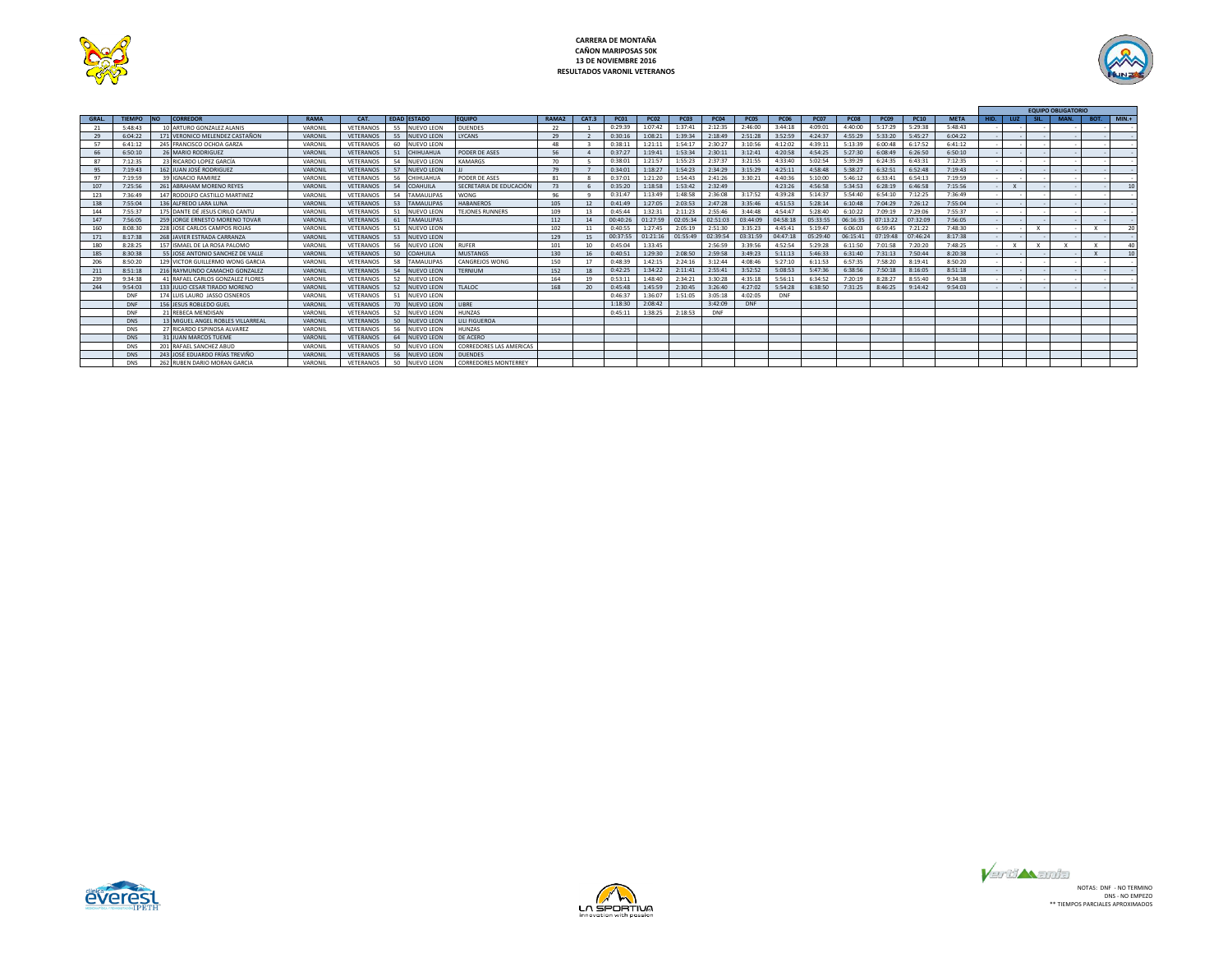# CARRERA DE MONTAÑA
## CAÑON MARIPOSAS 50K
## 13 DE NOVIEMBRE 2016
## RESULTADOS VARONIL VETERANOS

| GRAL. | TIEMPO | NO | CORREDOR | RAMA | CAT. | EDAD | ESTADO | EQUIPO | RAMA2 | CAT.3 | PC01 | PC02 | PC03 | PC04 | PC05 | PC06 | PC07 | PC08 | PC09 | PC10 | META | EQUIPO OBLIGATORIO HID. | LUZ | SIL. | MAN. | BOT. | MIN.+ |
|---|---|---|---|---|---|---|---|---|---|---|---|---|---|---|---|---|---|---|---|---|---|---|---|---|---|---|---|
| 21 | 5:48:43 | 10 | ARTURO GONZALEZ ALANIS | VARONIL | VETERANOS | 55 | NUEVO LEON | DUENDES | 22 | 1 | 0:29:39 | 1:07:42 | 1:37:41 | 2:12:35 | 2:46:00 | 3:44:18 | 4:09:01 | 4:40:00 | 5:17:29 | 5:29:38 | 5:48:43 | - | - | - | - | - | - |
| 29 | 6:04:22 | 171 | VERONICO MELENDEZ CASTAÑON | VARONIL | VETERANOS | 55 | NUEVO LEON | LYCANS | 29 | 2 | 0:30:16 | 1:08:21 | 1:39:34 | 2:18:49 | 2:51:28 | 3:52:59 | 4:24:37 | 4:55:29 | 5:33:20 | 5:45:27 | 6:04:22 | - | - | - | - | - | - |
| 57 | 6:41:12 | 245 | FRANCISCO OCHOA GARZA | VARONIL | VETERANOS | 60 | NUEVO LEON | | 48 | 3 | 0:38:11 | 1:21:11 | 1:54:17 | 2:30:27 | 3:10:56 | 4:12:02 | 4:39:11 | 5:13:39 | 6:00:48 | 6:17:52 | 6:41:12 | - | - | - | - | - | - |
| 66 | 6:50:10 | 26 | MARIO RODRIGUEZ | VARONIL | VETERANOS | 51 | CHIHUAHUA | PODER DE ASES | 56 | 4 | 0:37:27 | 1:19:41 | 1:53:34 | 2:30:11 | 3:12:41 | 4:20:58 | 4:54:25 | 5:27:30 | 6:08:49 | 6:26:50 | 6:50:10 | - | - | - | - | - | - |
| 87 | 7:12:35 | 23 | RICARDO LOPEZ GARCÍA | VARONIL | VETERANOS | 54 | NUEVO LEON | KAMARGS | 70 | 5 | 0:38:01 | 1:21:57 | 1:55:23 | 2:37:37 | 3:21:55 | 4:33:40 | 5:02:54 | 5:39:29 | 6:24:35 | 6:43:31 | 7:12:35 | - | - | - | - | - | - |
| 95 | 7:19:43 | 162 | JUAN JOSÉ RODRIGUEZ | VARONIL | VETERANOS | 57 | NUEVO LEON | JJ | 79 | 7 | 0:34:01 | 1:18:27 | 1:54:23 | 2:34:29 | 3:15:29 | 4:25:11 | 4:58:48 | 5:38:27 | 6:32:51 | 6:52:48 | 7:19:43 | - | - | - | - | - | - |
| 97 | 7:19:59 | 39 | IGNACIO RAMIREZ | VARONIL | VETERANOS | 56 | CHIHUAHUA | PODER DE ASES | 81 | 8 | 0:37:01 | 1:21:20 | 1:54:43 | 2:41:26 | 3:30:21 | 4:40:36 | 5:10:00 | 5:46:12 | 6:33:41 | 6:54:13 | 7:19:59 | - | - | - | - | - | - |
| 107 | 7:25:56 | 261 | ABRAHAM MORENO REYES | VARONIL | VETERANOS | 54 | COAHUILA | SECRETARIA DE EDUCACIÓN | 73 | 6 | 0:35:20 | 1:18:58 | 1:53:42 | 2:32:49 | | 4:23:26 | 4:56:58 | 5:34:53 | 6:28:19 | 6:46:58 | 7:15:56 | - | X | - | - | - | 10 |
| 123 | 7:36:49 | 147 | RODOLFO CASTILLO MARTINEZ | VARONIL | VETERANOS | 54 | TAMAULIPAS | WONG | 96 | 9 | 0:31:47 | 1:13:49 | 1:48:58 | 2:36:08 | 3:17:52 | 4:39:28 | 5:14:37 | 5:54:40 | 6:54:10 | 7:12:25 | 7:36:49 | - | - | - | - | - | - |
| 138 | 7:55:04 | 136 | ALFREDO LARA LUNA | VARONIL | VETERANOS | 53 | TAMAULIPAS | HABANEROS | 105 | 12 | 0:41:49 | 1:27:05 | 2:03:53 | 2:47:28 | 3:35:46 | 4:51:53 | 5:28:14 | 6:10:48 | 7:04:29 | 7:26:12 | 7:55:04 | - | - | - | - | - | - |
| 144 | 7:55:37 | 175 | DANTE DE JESUS CIRILO CANTU | VARONIL | VETERANOS | 51 | NUEVO LEON | TEJONES RUNNERS | 109 | 13 | 0:45:44 | 1:32:31 | 2:11:23 | 2:55:46 | 3:44:48 | 4:54:47 | 5:28:40 | 6:10:22 | 7:09:19 | 7:29:06 | 7:55:37 | - | - | - | - | - | - |
| 147 | 7:56:05 | 259 | JORGE ERNESTO MORENO TOVAR | VARONIL | VETERANOS | 61 | TAMAULIPAS | | 112 | 14 | 00:40:26 | 01:27:59 | 02:05:34 | 02:51:03 | 03:44:09 | 04:58:18 | 05:33:55 | 06:16:35 | 07:13:22 | 07:32:09 | 7:56:05 | - | - | - | - | - | - |
| 160 | 8:08:30 | 228 | JOSE CARLOS CAMPOS RIOJAS | VARONIL | VETERANOS | 51 | NUEVO LEON | | 102 | 11 | 0:40:55 | 1:27:45 | 2:05:19 | 2:51:30 | 3:35:23 | 4:45:41 | 5:19:47 | 6:06:03 | 6:59:45 | 7:21:22 | 7:48:30 | - | - | X | - | X | 20 |
| 171 | 8:17:38 | 268 | JAVIER ESTRADA CARRANZA | VARONIL | VETERANOS | 53 | NUEVO LEON | | 129 | 15 | 00:37:55 | 01:21:16 | 01:55:49 | 02:39:54 | 03:31:59 | 04:47:18 | 05:29:40 | 06:15:41 | 07:19:48 | 07:46:24 | 8:17:38 | - | - | - | - | - | - |
| 180 | 8:28:25 | 157 | ISMAEL DE LA ROSA PALOMO | VARONIL | VETERANOS | 56 | NUEVO LEON | RUFER | 101 | 10 | 0:45:04 | 1:33:45 | | 2:56:59 | 3:39:56 | 4:52:54 | 5:29:28 | 6:11:50 | 7:01:58 | 7:20:20 | 7:48:25 | - | X | X | X | X | 40 |
| 185 | 8:30:38 | 55 | JOSE ANTONIO SANCHEZ DE VALLE | VARONIL | VETERANOS | 50 | COAHUILA | MUSTANGS | 130 | 16 | 0:40:51 | 1:29:30 | 2:08:50 | 2:59:58 | 3:49:23 | 5:11:13 | 5:46:33 | 6:31:40 | 7:31:13 | 7:50:44 | 8:20:38 | - | - | - | - | X | 10 |
| 206 | 8:50:20 | 129 | VICTOR GUILLERMO WONG GARCIA | VARONIL | VETERANOS | 58 | TAMAULIPAS | CANGREJOS WONG | 150 | 17 | 0:48:39 | 1:42:15 | 2:24:16 | 3:12:44 | 4:08:46 | 5:27:10 | 6:11:53 | 6:57:35 | 7:58:20 | 8:19:41 | 8:50:20 | - | - | - | - | - | - |
| 211 | 8:51:18 | 216 | RAYMUNDO CAMACHO GONZALEZ | VARONIL | VETERANOS | 54 | NUEVO LEON | TERNIUM | 152 | 18 | 0:42:25 | 1:34:22 | 2:11:41 | 2:55:41 | 3:52:52 | 5:08:53 | 5:47:36 | 6:38:56 | 7:50:18 | 8:16:05 | 8:51:18 | - | - | - | - | - | - |
| 239 | 9:34:38 | 41 | RAFAEL CARLOS GONZALEZ FLORES | VARONIL | VETERANOS | 52 | NUEVO LEON | | 164 | 19 | 0:53:11 | 1:48:40 | 2:34:21 | 3:30:28 | 4:35:18 | 5:56:11 | 6:34:52 | 7:20:19 | 8:28:27 | 8:55:40 | 9:34:38 | - | - | - | - | - | - |
| 244 | 9:54:03 | 133 | JULIO CESAR TIRADO MORENO | VARONIL | VETERANOS | 52 | NUEVO LEON | TLALOC | 168 | 20 | 0:45:48 | 1:45:59 | 2:30:45 | 3:26:40 | 4:27:02 | 5:54:28 | 6:38:50 | 7:31:25 | 8:46:25 | 9:14:42 | 9:54:03 | - | - | - | - | - | - |
| | DNF | 174 | LUIS LAURO JASSO CISNEROS | VARONIL | VETERANOS | 51 | NUEVO LEON | | | | 0:46:37 | 1:36:07 | 1:51:05 | 3:05:18 | 4:02:05 | DNF | | | | | | | | | | | |
| | DNF | 156 | JESUS ROBLEDO GUEL | VARONIL | VETERANOS | 70 | NUEVO LEON | LIBRE | | | 1:18:30 | 2:08:42 | | 3:42:09 | DNF | | | | | | | | | | | | |
| | DNF | 21 | REBECA MENDISAN | VARONIL | VETERANOS | 52 | NUEVO LEON | HUNZAS | | | 0:45:11 | 1:38:25 | 2:18:53 | DNF | | | | | | | | | | | | | |
| | DNS | 13 | MIGUEL ANGEL ROBLES VILLARREAL | VARONIL | VETERANOS | 50 | NUEVO LEON | LILI FIGUEROA | | | | | | | | | | | | | | | | | | | |
| | DNS | 27 | RICARDO ESPINOSA ALVAREZ | VARONIL | VETERANOS | 56 | NUEVO LEON | HUNZAS | | | | | | | | | | | | | | | | | | | |
| | DNS | 31 | JUAN MARCOS TUEME | VARONIL | VETERANOS | 64 | NUEVO LEON | DE ACERO | | | | | | | | | | | | | | | | | | | |
| | DNS | 201 | RAFAEL SANCHEZ ABUD | VARONIL | VETERANOS | 50 | NUEVO LEON | CORREDORES LAS AMERICAS | | | | | | | | | | | | | | | | | | | |
| | DNS | 243 | JOSE EDUARDO FRÍAS TREVIÑO | VARONIL | VETERANOS | 56 | NUEVO LEON | DUENDES | | | | | | | | | | | | | | | | | | | |
| | DNS | 262 | RUBEN DARIO MORAN GARCIA | VARONIL | VETERANOS | 50 | NUEVO LEON | CORREDORES MONTERREY | | | | | | | | | | | | | | | | | | | |

NOTAS: DNF - NO TERMINO
DNS - NO EMPEZO
** TIEMPOS PARCIALES APROXIMADOS